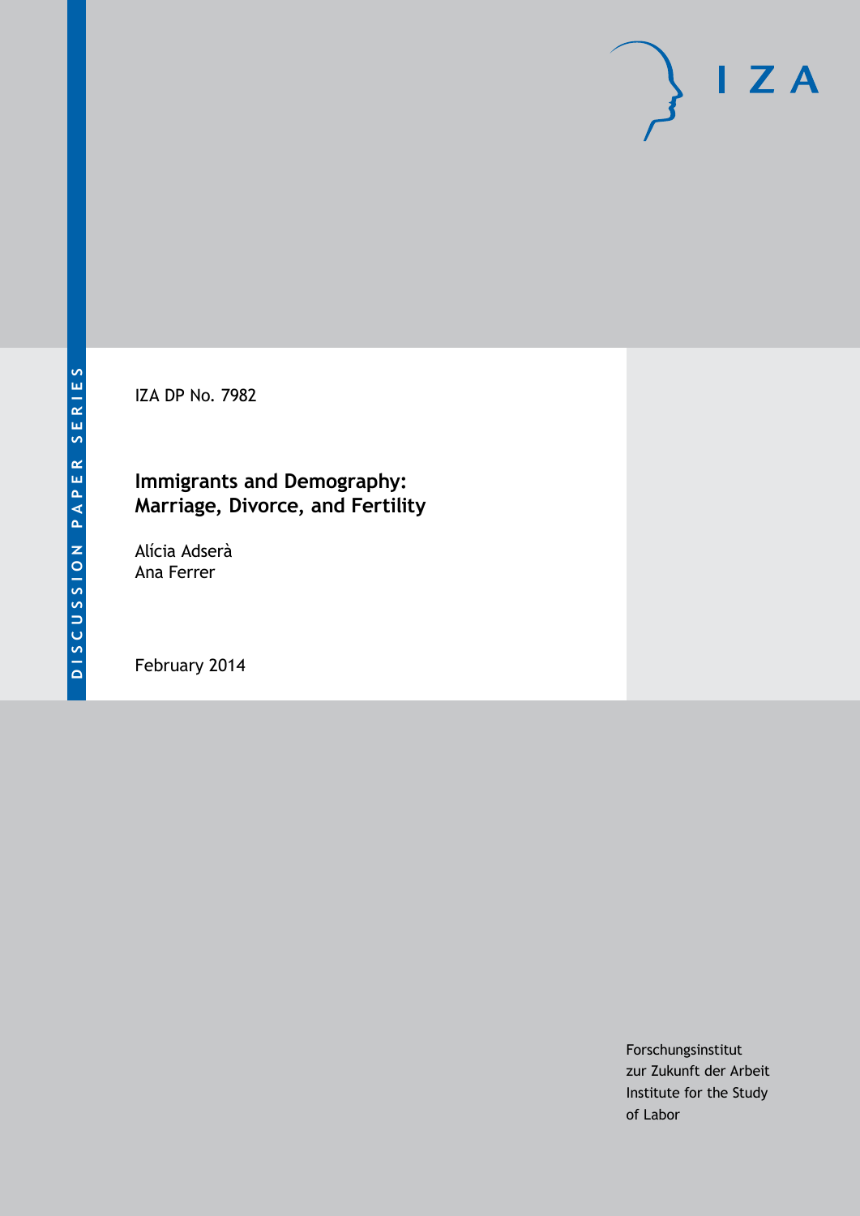DISCUSSION PAPER SERIES

IZA DP No. 7982

# Immigrants and Demography: Marriage, Divorce, and Fertility

Alícia Adserà
Ana Ferrer

February 2014

Forschungsinstitut
zur Zukunft der Arbeit
Institute for the Study
of Labor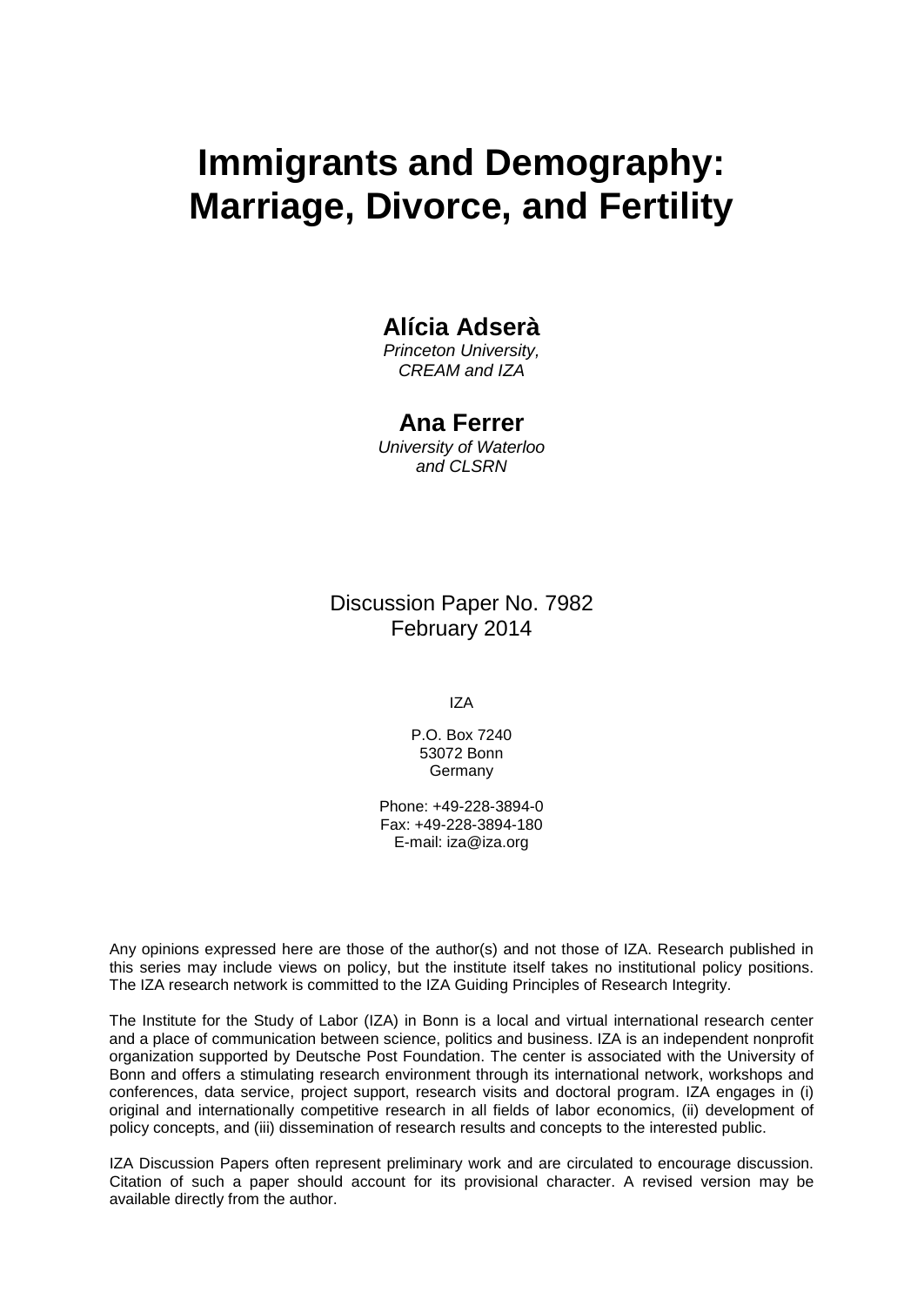# Immigrants and Demography: Marriage, Divorce, and Fertility

**Alícia Adserà**
*Princeton University, CREAM and IZA*

**Ana Ferrer**
*University of Waterloo and CLSRN*

Discussion Paper No. 7982
February 2014

IZA

P.O. Box 7240
53072 Bonn
Germany

Phone: +49-228-3894-0
Fax: +49-228-3894-180
E-mail: iza@iza.org

Any opinions expressed here are those of the author(s) and not those of IZA. Research published in this series may include views on policy, but the institute itself takes no institutional policy positions. The IZA research network is committed to the IZA Guiding Principles of Research Integrity.

The Institute for the Study of Labor (IZA) in Bonn is a local and virtual international research center and a place of communication between science, politics and business. IZA is an independent nonprofit organization supported by Deutsche Post Foundation. The center is associated with the University of Bonn and offers a stimulating research environment through its international network, workshops and conferences, data service, project support, research visits and doctoral program. IZA engages in (i) original and internationally competitive research in all fields of labor economics, (ii) development of policy concepts, and (iii) dissemination of research results and concepts to the interested public.

IZA Discussion Papers often represent preliminary work and are circulated to encourage discussion. Citation of such a paper should account for its provisional character. A revised version may be available directly from the author.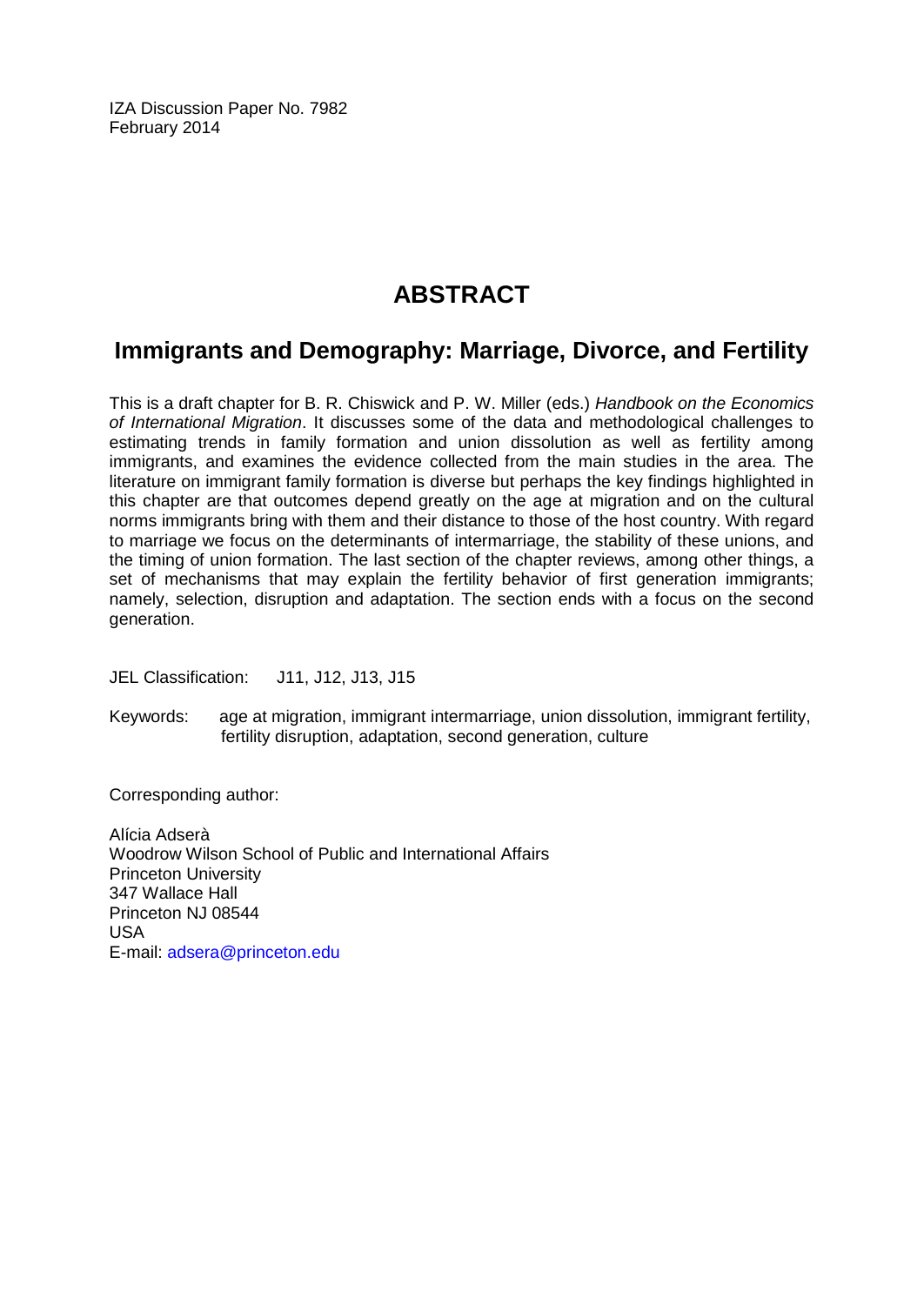IZA Discussion Paper No. 7982
February 2014

# ABSTRACT

## Immigrants and Demography: Marriage, Divorce, and Fertility

This is a draft chapter for B. R. Chiswick and P. W. Miller (eds.) *Handbook on the Economics of International Migration*. It discusses some of the data and methodological challenges to estimating trends in family formation and union dissolution as well as fertility among immigrants, and examines the evidence collected from the main studies in the area. The literature on immigrant family formation is diverse but perhaps the key findings highlighted in this chapter are that outcomes depend greatly on the age at migration and on the cultural norms immigrants bring with them and their distance to those of the host country. With regard to marriage we focus on the determinants of intermarriage, the stability of these unions, and the timing of union formation. The last section of the chapter reviews, among other things, a set of mechanisms that may explain the fertility behavior of first generation immigrants; namely, selection, disruption and adaptation. The section ends with a focus on the second generation.

JEL Classification: J11, J12, J13, J15

Keywords: age at migration, immigrant intermarriage, union dissolution, immigrant fertility, fertility disruption, adaptation, second generation, culture

Corresponding author:

Alícia Adserà
Woodrow Wilson School of Public and International Affairs
Princeton University
347 Wallace Hall
Princeton NJ 08544
USA
E-mail: adsera@princeton.edu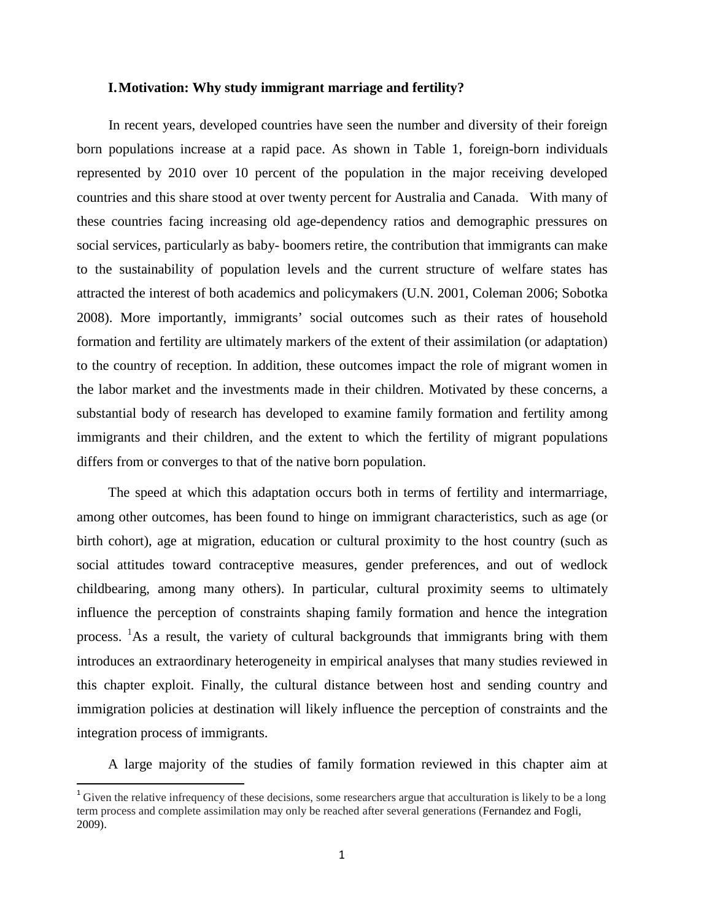## I. Motivation: Why study immigrant marriage and fertility?

In recent years, developed countries have seen the number and diversity of their foreign born populations increase at a rapid pace. As shown in Table 1, foreign-born individuals represented by 2010 over 10 percent of the population in the major receiving developed countries and this share stood at over twenty percent for Australia and Canada. With many of these countries facing increasing old age-dependency ratios and demographic pressures on social services, particularly as baby- boomers retire, the contribution that immigrants can make to the sustainability of population levels and the current structure of welfare states has attracted the interest of both academics and policymakers (U.N. 2001, Coleman 2006; Sobotka 2008). More importantly, immigrants' social outcomes such as their rates of household formation and fertility are ultimately markers of the extent of their assimilation (or adaptation) to the country of reception. In addition, these outcomes impact the role of migrant women in the labor market and the investments made in their children. Motivated by these concerns, a substantial body of research has developed to examine family formation and fertility among immigrants and their children, and the extent to which the fertility of migrant populations differs from or converges to that of the native born population.

The speed at which this adaptation occurs both in terms of fertility and intermarriage, among other outcomes, has been found to hinge on immigrant characteristics, such as age (or birth cohort), age at migration, education or cultural proximity to the host country (such as social attitudes toward contraceptive measures, gender preferences, and out of wedlock childbearing, among many others). In particular, cultural proximity seems to ultimately influence the perception of constraints shaping family formation and hence the integration process. [1]As a result, the variety of cultural backgrounds that immigrants bring with them introduces an extraordinary heterogeneity in empirical analyses that many studies reviewed in this chapter exploit. Finally, the cultural distance between host and sending country and immigration policies at destination will likely influence the perception of constraints and the integration process of immigrants.

A large majority of the studies of family formation reviewed in this chapter aim at

[1] Given the relative infrequency of these decisions, some researchers argue that acculturation is likely to be a long term process and complete assimilation may only be reached after several generations (Fernandez and Fogli, 2009).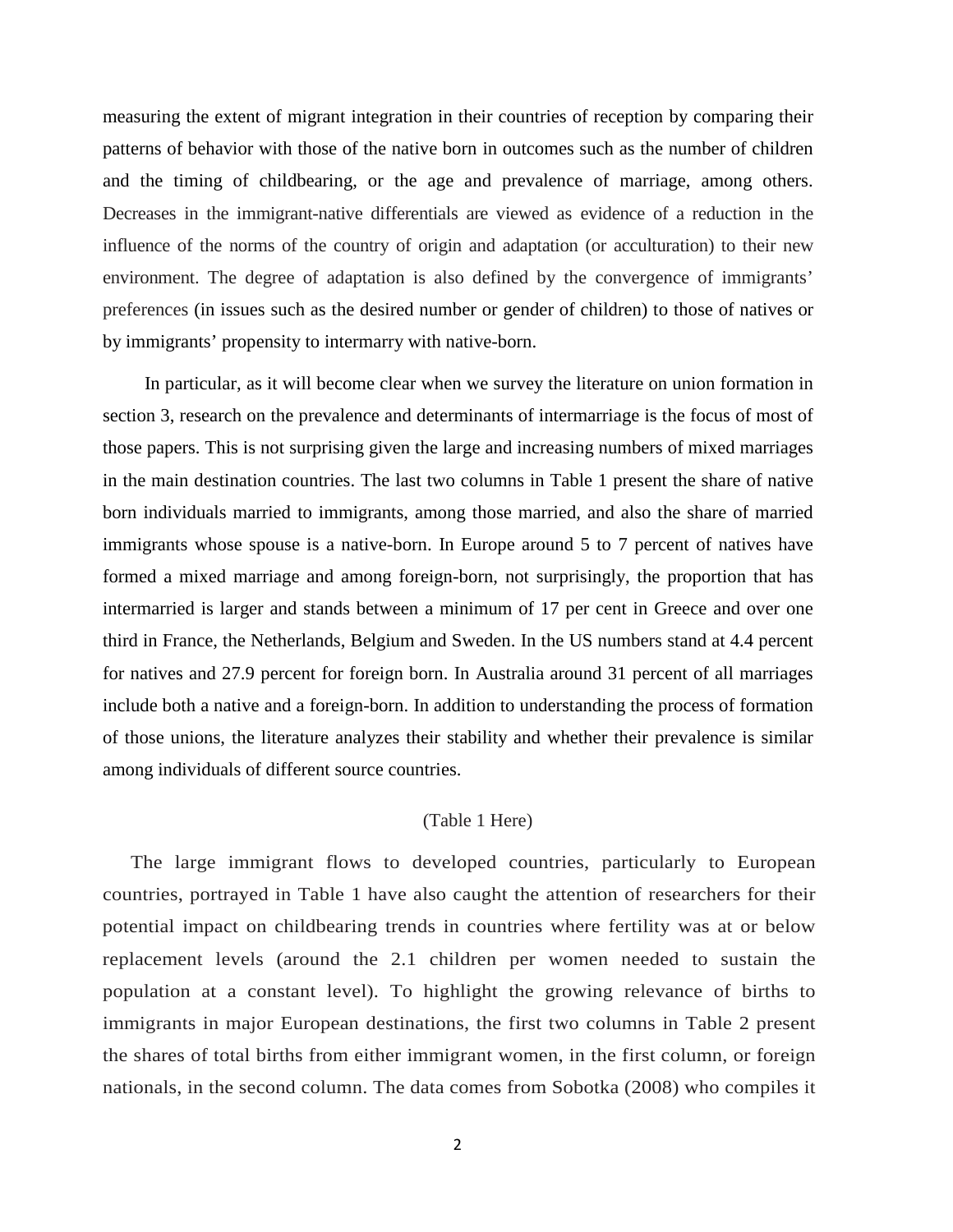measuring the extent of migrant integration in their countries of reception by comparing their patterns of behavior with those of the native born in outcomes such as the number of children and the timing of childbearing, or the age and prevalence of marriage, among others. Decreases in the immigrant-native differentials are viewed as evidence of a reduction in the influence of the norms of the country of origin and adaptation (or acculturation) to their new environment. The degree of adaptation is also defined by the convergence of immigrants' preferences (in issues such as the desired number or gender of children) to those of natives or by immigrants' propensity to intermarry with native-born.

In particular, as it will become clear when we survey the literature on union formation in section 3, research on the prevalence and determinants of intermarriage is the focus of most of those papers. This is not surprising given the large and increasing numbers of mixed marriages in the main destination countries. The last two columns in Table 1 present the share of native born individuals married to immigrants, among those married, and also the share of married immigrants whose spouse is a native-born. In Europe around 5 to 7 percent of natives have formed a mixed marriage and among foreign-born, not surprisingly, the proportion that has intermarried is larger and stands between a minimum of 17 per cent in Greece and over one third in France, the Netherlands, Belgium and Sweden. In the US numbers stand at 4.4 percent for natives and 27.9 percent for foreign born. In Australia around 31 percent of all marriages include both a native and a foreign-born. In addition to understanding the process of formation of those unions, the literature analyzes their stability and whether their prevalence is similar among individuals of different source countries.

(Table 1 Here)

The large immigrant flows to developed countries, particularly to European countries, portrayed in Table 1 have also caught the attention of researchers for their potential impact on childbearing trends in countries where fertility was at or below replacement levels (around the 2.1 children per women needed to sustain the population at a constant level). To highlight the growing relevance of births to immigrants in major European destinations, the first two columns in Table 2 present the shares of total births from either immigrant women, in the first column, or foreign nationals, in the second column. The data comes from Sobotka (2008) who compiles it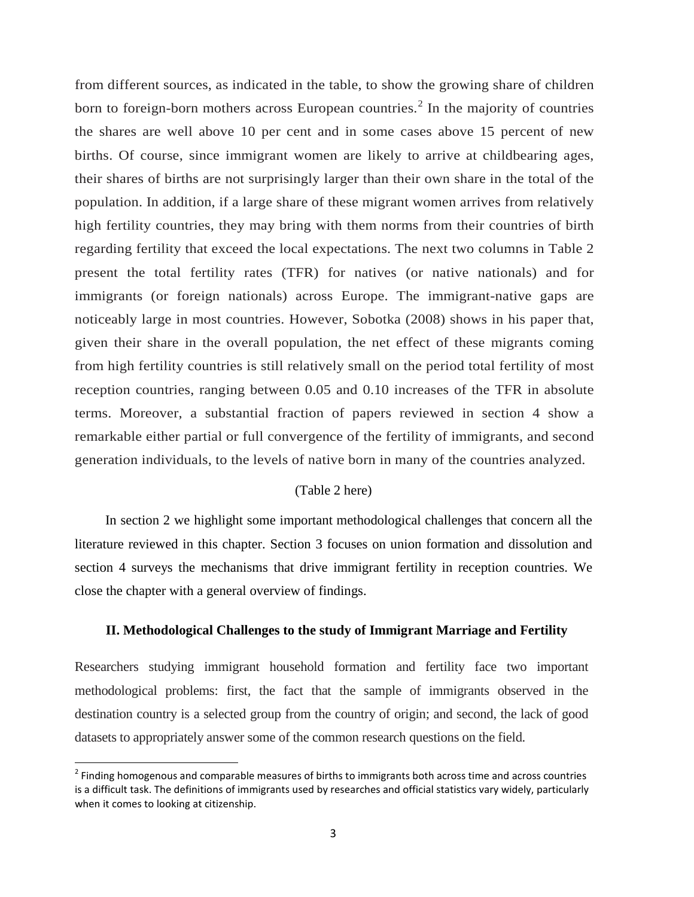from different sources, as indicated in the table, to show the growing share of children born to foreign-born mothers across European countries.[2] In the majority of countries the shares are well above 10 per cent and in some cases above 15 percent of new births. Of course, since immigrant women are likely to arrive at childbearing ages, their shares of births are not surprisingly larger than their own share in the total of the population. In addition, if a large share of these migrant women arrives from relatively high fertility countries, they may bring with them norms from their countries of birth regarding fertility that exceed the local expectations. The next two columns in Table 2 present the total fertility rates (TFR) for natives (or native nationals) and for immigrants (or foreign nationals) across Europe. The immigrant-native gaps are noticeably large in most countries. However, Sobotka (2008) shows in his paper that, given their share in the overall population, the net effect of these migrants coming from high fertility countries is still relatively small on the period total fertility of most reception countries, ranging between 0.05 and 0.10 increases of the TFR in absolute terms. Moreover, a substantial fraction of papers reviewed in section 4 show a remarkable either partial or full convergence of the fertility of immigrants, and second generation individuals, to the levels of native born in many of the countries analyzed.

(Table 2 here)

In section 2 we highlight some important methodological challenges that concern all the literature reviewed in this chapter. Section 3 focuses on union formation and dissolution and section 4 surveys the mechanisms that drive immigrant fertility in reception countries. We close the chapter with a general overview of findings.

## II. Methodological Challenges to the study of Immigrant Marriage and Fertility

Researchers studying immigrant household formation and fertility face two important methodological problems: first, the fact that the sample of immigrants observed in the destination country is a selected group from the country of origin; and second, the lack of good datasets to appropriately answer some of the common research questions on the field.

[2] Finding homogenous and comparable measures of births to immigrants both across time and across countries is a difficult task. The definitions of immigrants used by researches and official statistics vary widely, particularly when it comes to looking at citizenship.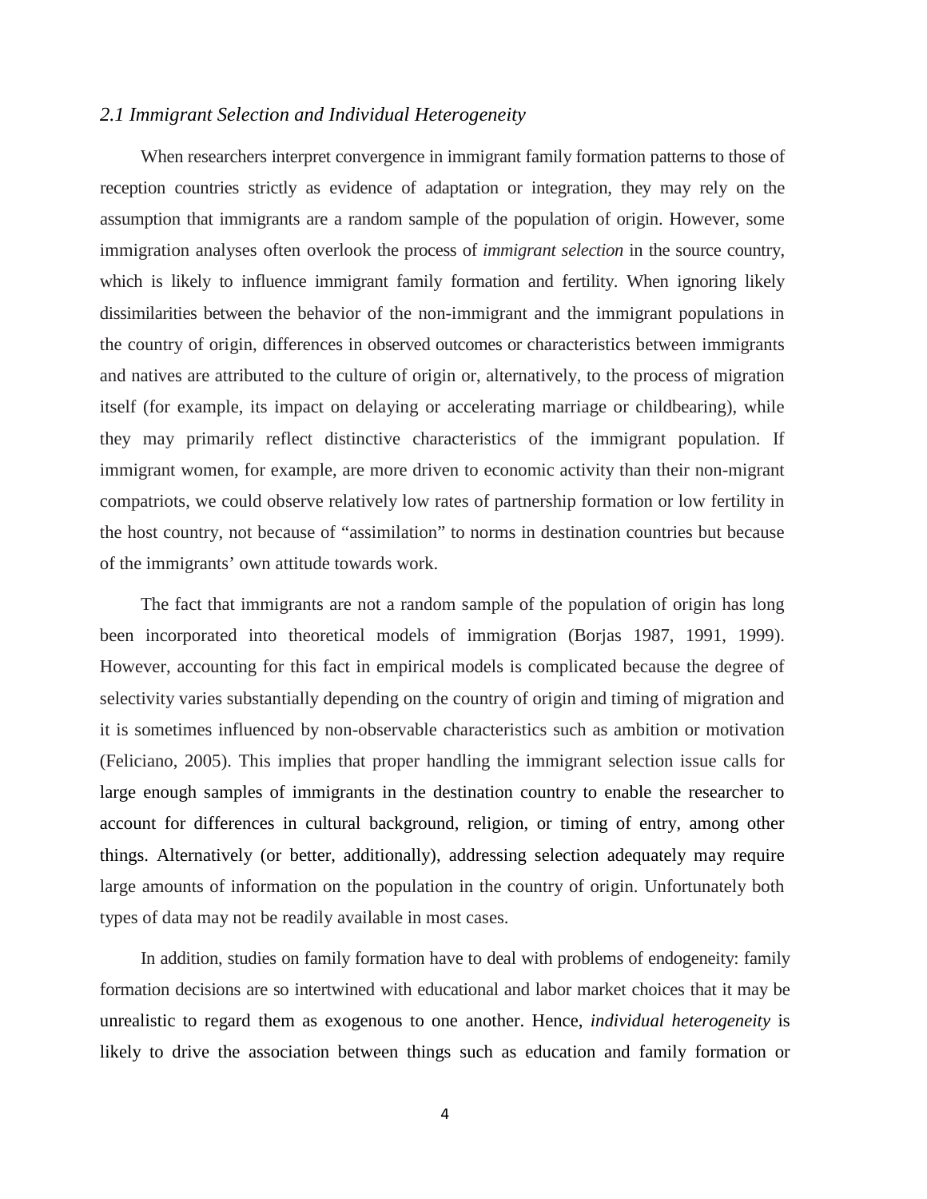### *2.1 Immigrant Selection and Individual Heterogeneity*

When researchers interpret convergence in immigrant family formation patterns to those of reception countries strictly as evidence of adaptation or integration, they may rely on the assumption that immigrants are a random sample of the population of origin. However, some immigration analyses often overlook the process of *immigrant selection* in the source country, which is likely to influence immigrant family formation and fertility. When ignoring likely dissimilarities between the behavior of the non-immigrant and the immigrant populations in the country of origin, differences in observed outcomes or characteristics between immigrants and natives are attributed to the culture of origin or, alternatively, to the process of migration itself (for example, its impact on delaying or accelerating marriage or childbearing), while they may primarily reflect distinctive characteristics of the immigrant population. If immigrant women, for example, are more driven to economic activity than their non-migrant compatriots, we could observe relatively low rates of partnership formation or low fertility in the host country, not because of "assimilation" to norms in destination countries but because of the immigrants' own attitude towards work.

The fact that immigrants are not a random sample of the population of origin has long been incorporated into theoretical models of immigration (Borjas 1987, 1991, 1999). However, accounting for this fact in empirical models is complicated because the degree of selectivity varies substantially depending on the country of origin and timing of migration and it is sometimes influenced by non-observable characteristics such as ambition or motivation (Feliciano, 2005). This implies that proper handling the immigrant selection issue calls for large enough samples of immigrants in the destination country to enable the researcher to account for differences in cultural background, religion, or timing of entry, among other things. Alternatively (or better, additionally), addressing selection adequately may require large amounts of information on the population in the country of origin. Unfortunately both types of data may not be readily available in most cases.

In addition, studies on family formation have to deal with problems of endogeneity: family formation decisions are so intertwined with educational and labor market choices that it may be unrealistic to regard them as exogenous to one another. Hence, *individual heterogeneity* is likely to drive the association between things such as education and family formation or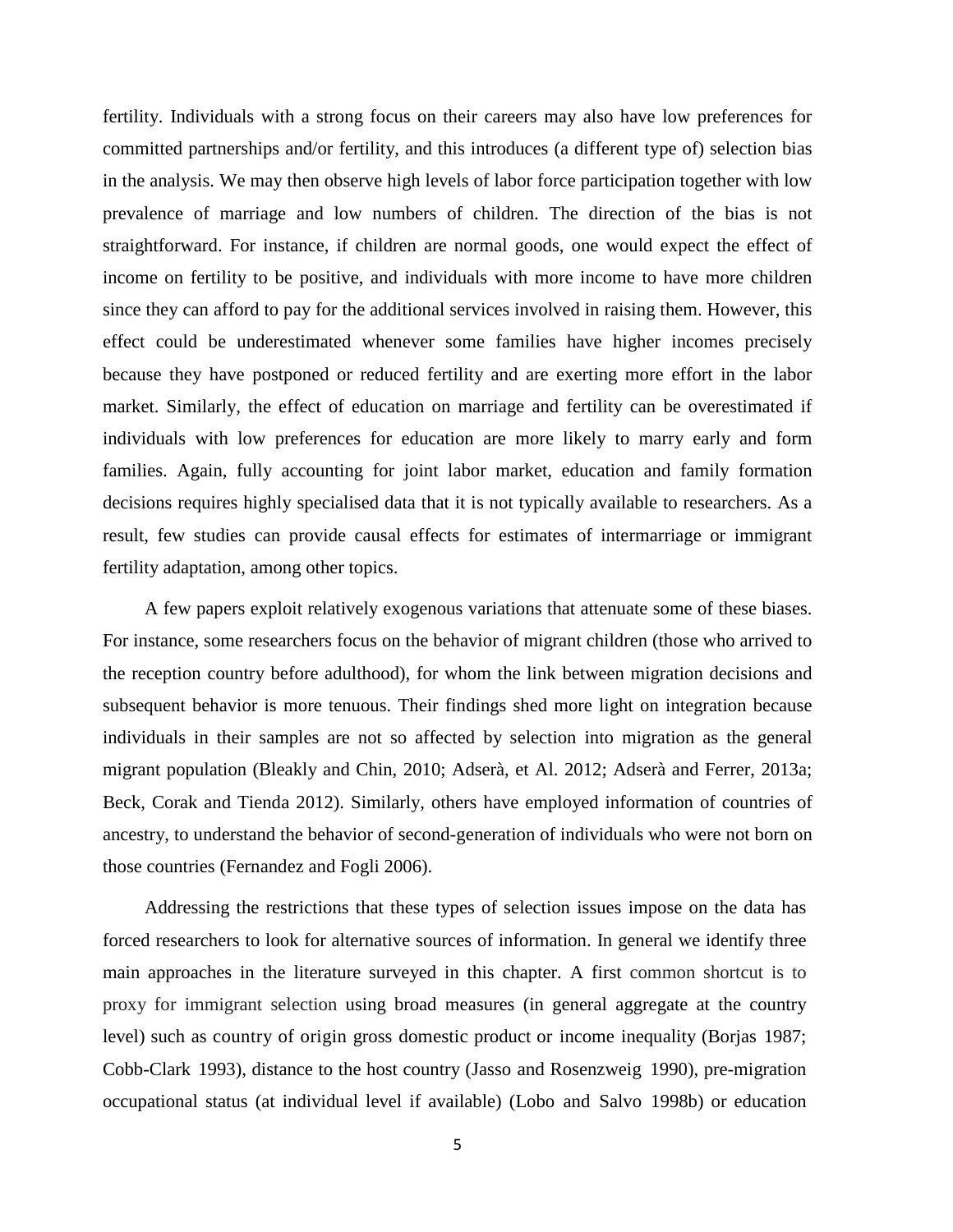fertility. Individuals with a strong focus on their careers may also have low preferences for committed partnerships and/or fertility, and this introduces (a different type of) selection bias in the analysis. We may then observe high levels of labor force participation together with low prevalence of marriage and low numbers of children. The direction of the bias is not straightforward. For instance, if children are normal goods, one would expect the effect of income on fertility to be positive, and individuals with more income to have more children since they can afford to pay for the additional services involved in raising them. However, this effect could be underestimated whenever some families have higher incomes precisely because they have postponed or reduced fertility and are exerting more effort in the labor market. Similarly, the effect of education on marriage and fertility can be overestimated if individuals with low preferences for education are more likely to marry early and form families. Again, fully accounting for joint labor market, education and family formation decisions requires highly specialised data that it is not typically available to researchers. As a result, few studies can provide causal effects for estimates of intermarriage or immigrant fertility adaptation, among other topics.

A few papers exploit relatively exogenous variations that attenuate some of these biases. For instance, some researchers focus on the behavior of migrant children (those who arrived to the reception country before adulthood), for whom the link between migration decisions and subsequent behavior is more tenuous. Their findings shed more light on integration because individuals in their samples are not so affected by selection into migration as the general migrant population (Bleakly and Chin, 2010; Adserà, et Al. 2012; Adserà and Ferrer, 2013a; Beck, Corak and Tienda 2012). Similarly, others have employed information of countries of ancestry, to understand the behavior of second-generation of individuals who were not born on those countries (Fernandez and Fogli 2006).

Addressing the restrictions that these types of selection issues impose on the data has forced researchers to look for alternative sources of information. In general we identify three main approaches in the literature surveyed in this chapter. A first common shortcut is to proxy for immigrant selection using broad measures (in general aggregate at the country level) such as country of origin gross domestic product or income inequality (Borjas 1987; Cobb-Clark 1993), distance to the host country (Jasso and Rosenzweig 1990), pre-migration occupational status (at individual level if available) (Lobo and Salvo 1998b) or education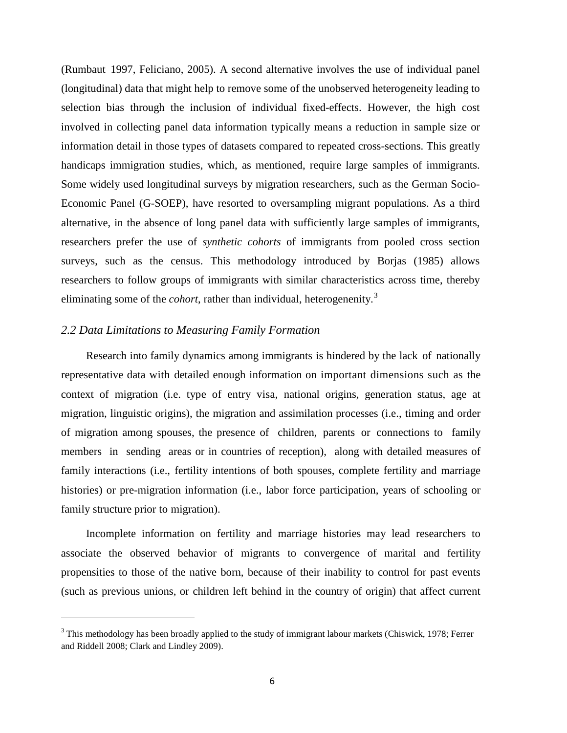(Rumbaut 1997, Feliciano, 2005). A second alternative involves the use of individual panel (longitudinal) data that might help to remove some of the unobserved heterogeneity leading to selection bias through the inclusion of individual fixed-effects. However, the high cost involved in collecting panel data information typically means a reduction in sample size or information detail in those types of datasets compared to repeated cross-sections. This greatly handicaps immigration studies, which, as mentioned, require large samples of immigrants. Some widely used longitudinal surveys by migration researchers, such as the German Socio-Economic Panel (G-SOEP), have resorted to oversampling migrant populations. As a third alternative, in the absence of long panel data with sufficiently large samples of immigrants, researchers prefer the use of *synthetic cohorts* of immigrants from pooled cross section surveys, such as the census. This methodology introduced by Borjas (1985) allows researchers to follow groups of immigrants with similar characteristics across time, thereby eliminating some of the *cohort*, rather than individual, heterogenenity.[3]

### *2.2 Data Limitations to Measuring Family Formation*

Research into family dynamics among immigrants is hindered by the lack of nationally representative data with detailed enough information on important dimensions such as the context of migration (i.e. type of entry visa, national origins, generation status, age at migration, linguistic origins), the migration and assimilation processes (i.e., timing and order of migration among spouses, the presence of children, parents or connections to family members in sending areas or in countries of reception), along with detailed measures of family interactions (i.e., fertility intentions of both spouses, complete fertility and marriage histories) or pre-migration information (i.e., labor force participation, years of schooling or family structure prior to migration).

Incomplete information on fertility and marriage histories may lead researchers to associate the observed behavior of migrants to convergence of marital and fertility propensities to those of the native born, because of their inability to control for past events (such as previous unions, or children left behind in the country of origin) that affect current

[3] This methodology has been broadly applied to the study of immigrant labour markets (Chiswick, 1978; Ferrer and Riddell 2008; Clark and Lindley 2009).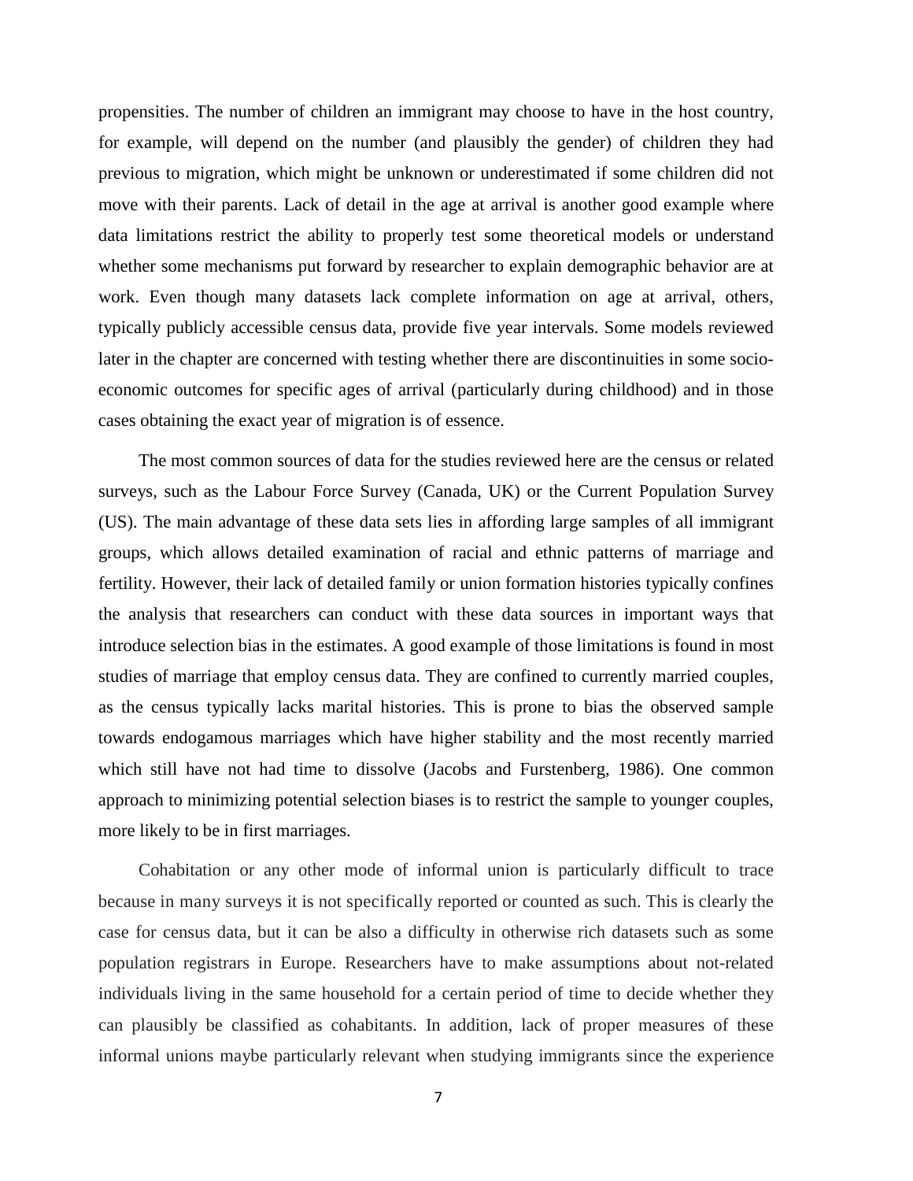propensities. The number of children an immigrant may choose to have in the host country, for example, will depend on the number (and plausibly the gender) of children they had previous to migration, which might be unknown or underestimated if some children did not move with their parents. Lack of detail in the age at arrival is another good example where data limitations restrict the ability to properly test some theoretical models or understand whether some mechanisms put forward by researcher to explain demographic behavior are at work. Even though many datasets lack complete information on age at arrival, others, typically publicly accessible census data, provide five year intervals. Some models reviewed later in the chapter are concerned with testing whether there are discontinuities in some socio-economic outcomes for specific ages of arrival (particularly during childhood) and in those cases obtaining the exact year of migration is of essence.

The most common sources of data for the studies reviewed here are the census or related surveys, such as the Labour Force Survey (Canada, UK) or the Current Population Survey (US). The main advantage of these data sets lies in affording large samples of all immigrant groups, which allows detailed examination of racial and ethnic patterns of marriage and fertility. However, their lack of detailed family or union formation histories typically confines the analysis that researchers can conduct with these data sources in important ways that introduce selection bias in the estimates. A good example of those limitations is found in most studies of marriage that employ census data. They are confined to currently married couples, as the census typically lacks marital histories. This is prone to bias the observed sample towards endogamous marriages which have higher stability and the most recently married which still have not had time to dissolve (Jacobs and Furstenberg, 1986). One common approach to minimizing potential selection biases is to restrict the sample to younger couples, more likely to be in first marriages.

Cohabitation or any other mode of informal union is particularly difficult to trace because in many surveys it is not specifically reported or counted as such. This is clearly the case for census data, but it can be also a difficulty in otherwise rich datasets such as some population registrars in Europe. Researchers have to make assumptions about not-related individuals living in the same household for a certain period of time to decide whether they can plausibly be classified as cohabitants. In addition, lack of proper measures of these informal unions maybe particularly relevant when studying immigrants since the experience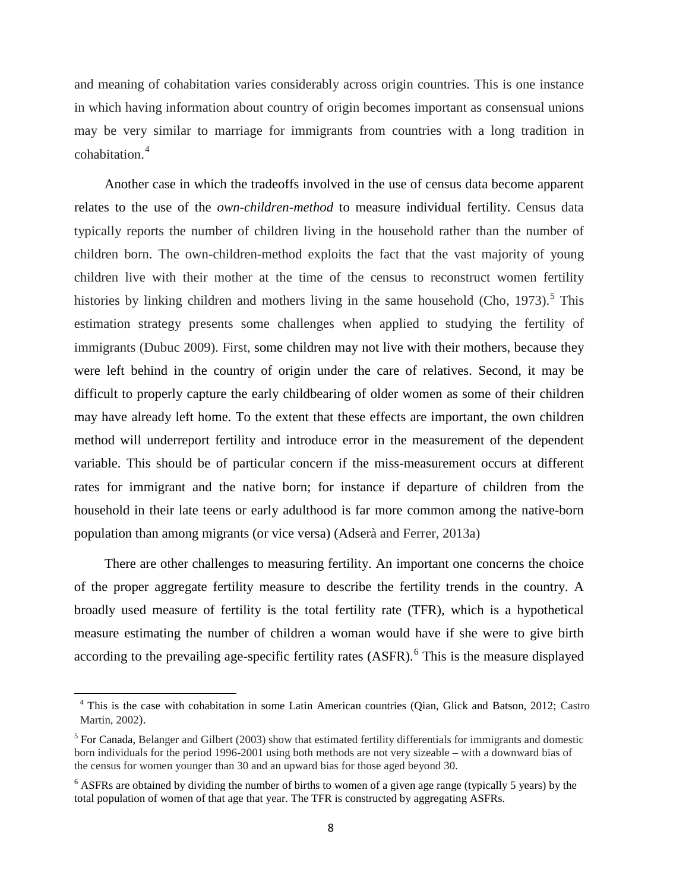and meaning of cohabitation varies considerably across origin countries. This is one instance in which having information about country of origin becomes important as consensual unions may be very similar to marriage for immigrants from countries with a long tradition in cohabitation.[4]

Another case in which the tradeoffs involved in the use of census data become apparent relates to the use of the *own-children-method* to measure individual fertility. Census data typically reports the number of children living in the household rather than the number of children born. The own-children-method exploits the fact that the vast majority of young children live with their mother at the time of the census to reconstruct women fertility histories by linking children and mothers living in the same household (Cho, 1973).[5] This estimation strategy presents some challenges when applied to studying the fertility of immigrants (Dubuc 2009). First, some children may not live with their mothers, because they were left behind in the country of origin under the care of relatives. Second, it may be difficult to properly capture the early childbearing of older women as some of their children may have already left home. To the extent that these effects are important, the own children method will underreport fertility and introduce error in the measurement of the dependent variable. This should be of particular concern if the miss-measurement occurs at different rates for immigrant and the native born; for instance if departure of children from the household in their late teens or early adulthood is far more common among the native-born population than among migrants (or vice versa) (Adserà and Ferrer, 2013a)

There are other challenges to measuring fertility. An important one concerns the choice of the proper aggregate fertility measure to describe the fertility trends in the country. A broadly used measure of fertility is the total fertility rate (TFR), which is a hypothetical measure estimating the number of children a woman would have if she were to give birth according to the prevailing age-specific fertility rates (ASFR).[6] This is the measure displayed

---

[4] This is the case with cohabitation in some Latin American countries (Qian, Glick and Batson, 2012; Castro Martin, 2002).

[5] For Canada, Belanger and Gilbert (2003) show that estimated fertility differentials for immigrants and domestic born individuals for the period 1996-2001 using both methods are not very sizeable – with a downward bias of the census for women younger than 30 and an upward bias for those aged beyond 30.

[6] ASFRs are obtained by dividing the number of births to women of a given age range (typically 5 years) by the total population of women of that age that year. The TFR is constructed by aggregating ASFRs.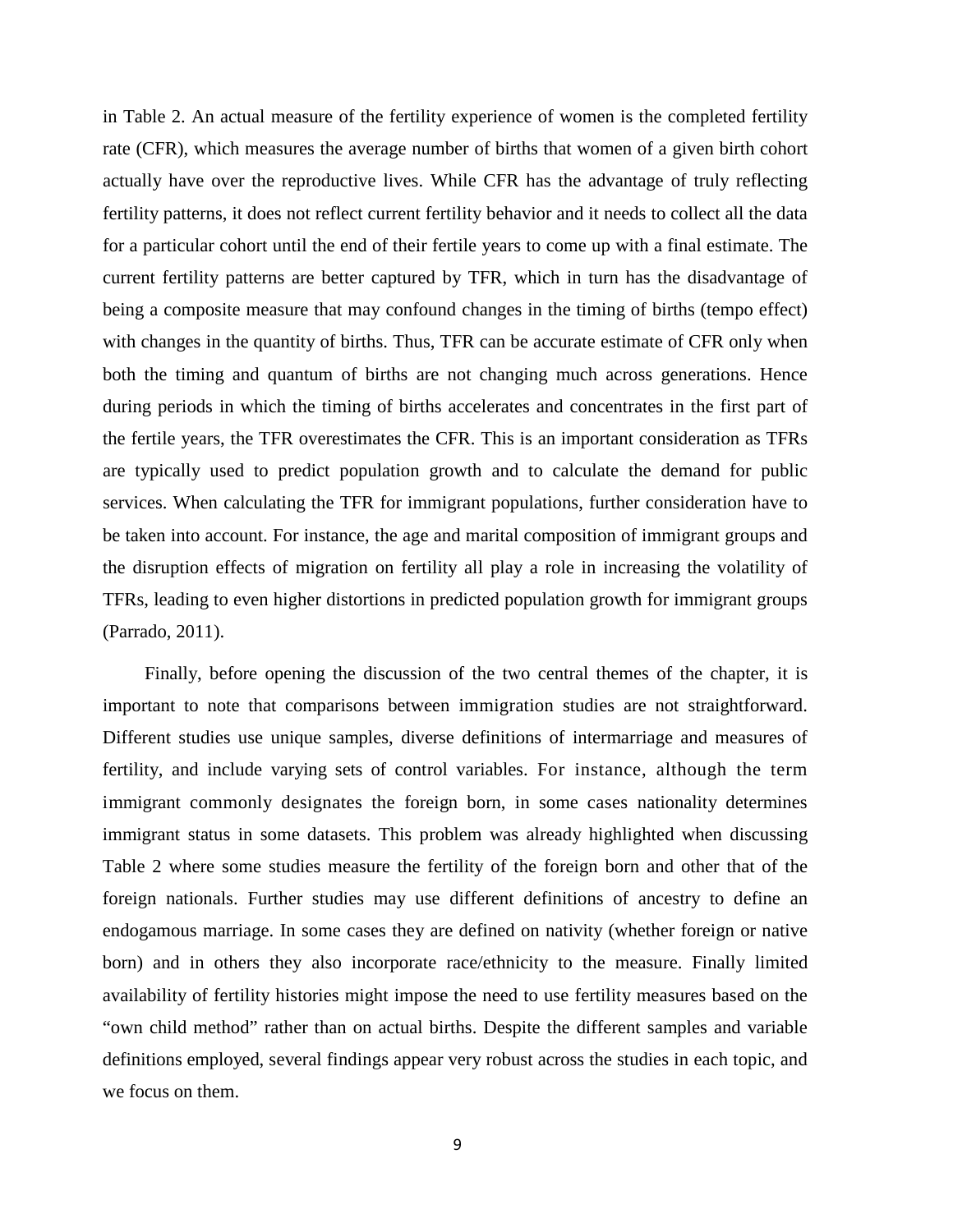in Table 2. An actual measure of the fertility experience of women is the completed fertility rate (CFR), which measures the average number of births that women of a given birth cohort actually have over the reproductive lives. While CFR has the advantage of truly reflecting fertility patterns, it does not reflect current fertility behavior and it needs to collect all the data for a particular cohort until the end of their fertile years to come up with a final estimate. The current fertility patterns are better captured by TFR, which in turn has the disadvantage of being a composite measure that may confound changes in the timing of births (tempo effect) with changes in the quantity of births. Thus, TFR can be accurate estimate of CFR only when both the timing and quantum of births are not changing much across generations. Hence during periods in which the timing of births accelerates and concentrates in the first part of the fertile years, the TFR overestimates the CFR. This is an important consideration as TFRs are typically used to predict population growth and to calculate the demand for public services. When calculating the TFR for immigrant populations, further consideration have to be taken into account. For instance, the age and marital composition of immigrant groups and the disruption effects of migration on fertility all play a role in increasing the volatility of TFRs, leading to even higher distortions in predicted population growth for immigrant groups (Parrado, 2011).

Finally, before opening the discussion of the two central themes of the chapter, it is important to note that comparisons between immigration studies are not straightforward. Different studies use unique samples, diverse definitions of intermarriage and measures of fertility, and include varying sets of control variables. For instance, although the term immigrant commonly designates the foreign born, in some cases nationality determines immigrant status in some datasets. This problem was already highlighted when discussing Table 2 where some studies measure the fertility of the foreign born and other that of the foreign nationals. Further studies may use different definitions of ancestry to define an endogamous marriage. In some cases they are defined on nativity (whether foreign or native born) and in others they also incorporate race/ethnicity to the measure. Finally limited availability of fertility histories might impose the need to use fertility measures based on the "own child method" rather than on actual births. Despite the different samples and variable definitions employed, several findings appear very robust across the studies in each topic, and we focus on them.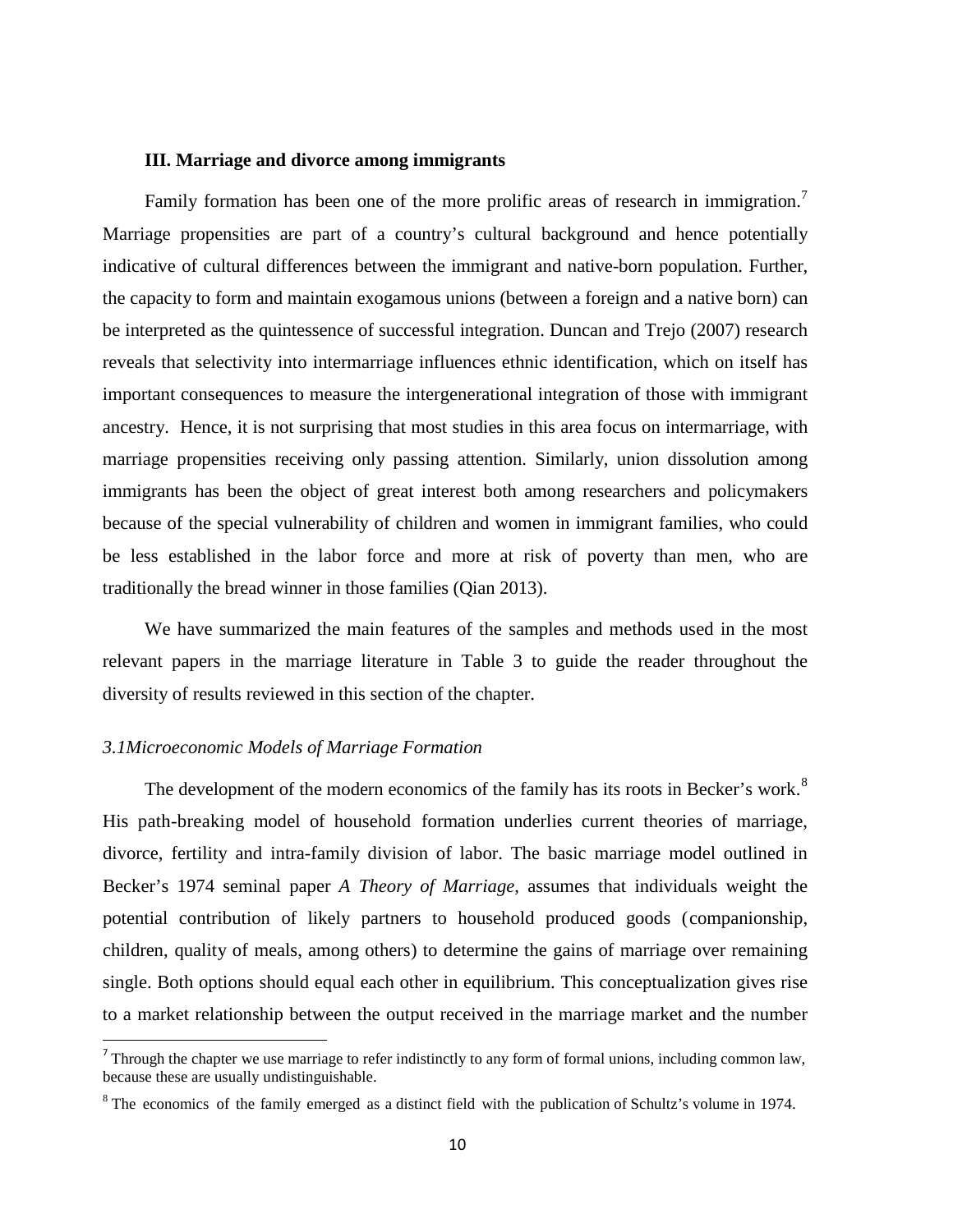### III. Marriage and divorce among immigrants

Family formation has been one of the more prolific areas of research in immigration.[7] Marriage propensities are part of a country's cultural background and hence potentially indicative of cultural differences between the immigrant and native-born population. Further, the capacity to form and maintain exogamous unions (between a foreign and a native born) can be interpreted as the quintessence of successful integration. Duncan and Trejo (2007) research reveals that selectivity into intermarriage influences ethnic identification, which on itself has important consequences to measure the intergenerational integration of those with immigrant ancestry. Hence, it is not surprising that most studies in this area focus on intermarriage, with marriage propensities receiving only passing attention. Similarly, union dissolution among immigrants has been the object of great interest both among researchers and policymakers because of the special vulnerability of children and women in immigrant families, who could be less established in the labor force and more at risk of poverty than men, who are traditionally the bread winner in those families (Qian 2013).

We have summarized the main features of the samples and methods used in the most relevant papers in the marriage literature in Table 3 to guide the reader throughout the diversity of results reviewed in this section of the chapter.

#### *3.1Microeconomic Models of Marriage Formation*

The development of the modern economics of the family has its roots in Becker's work.[8] His path-breaking model of household formation underlies current theories of marriage, divorce, fertility and intra-family division of labor. The basic marriage model outlined in Becker's 1974 seminal paper *A Theory of Marriage*, assumes that individuals weight the potential contribution of likely partners to household produced goods (companionship, children, quality of meals, among others) to determine the gains of marriage over remaining single. Both options should equal each other in equilibrium. This conceptualization gives rise to a market relationship between the output received in the marriage market and the number

[7] Through the chapter we use marriage to refer indistinctly to any form of formal unions, including common law, because these are usually undistinguishable.

[8] The economics of the family emerged as a distinct field with the publication of Schultz's volume in 1974.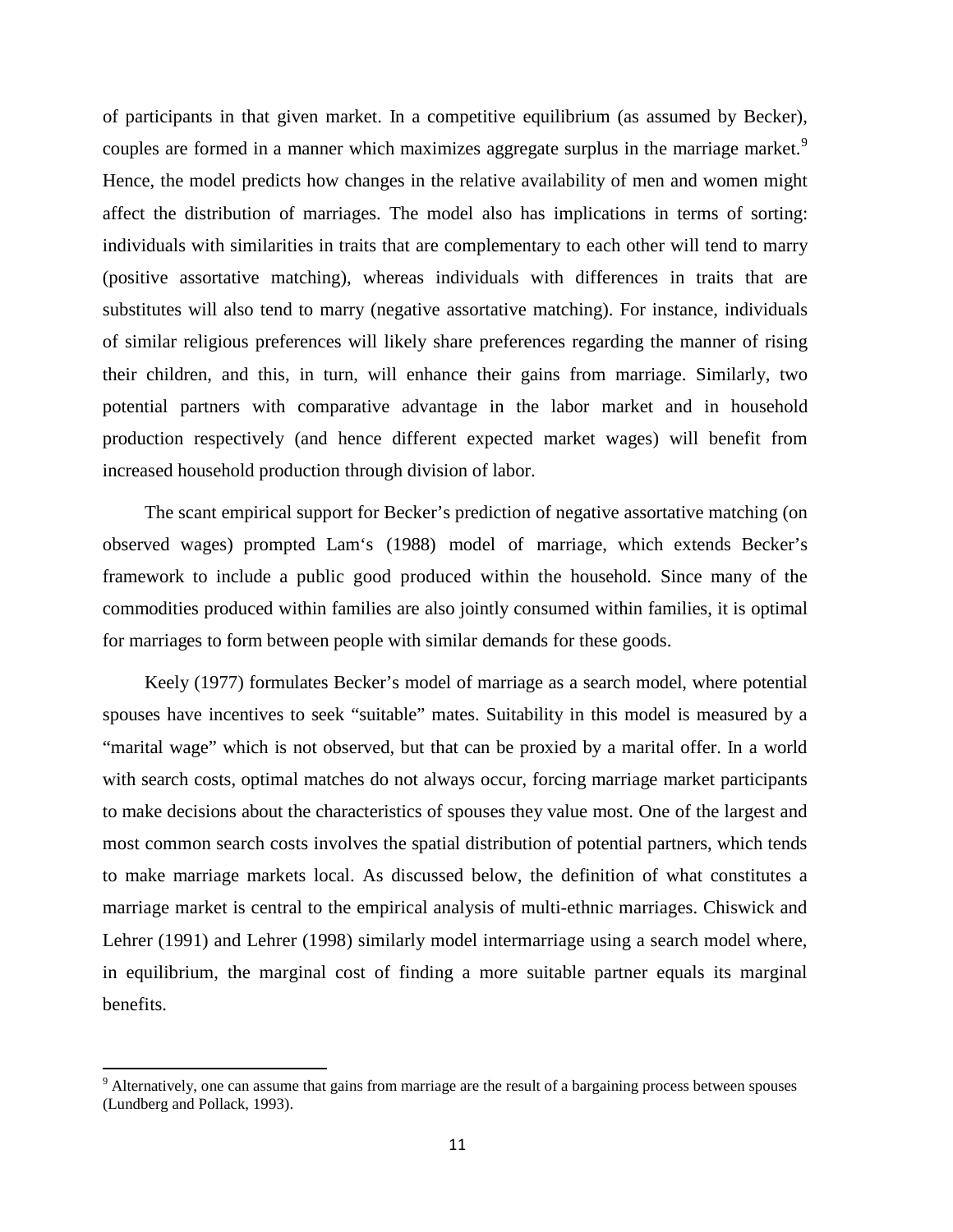of participants in that given market. In a competitive equilibrium (as assumed by Becker), couples are formed in a manner which maximizes aggregate surplus in the marriage market.[9] Hence, the model predicts how changes in the relative availability of men and women might affect the distribution of marriages. The model also has implications in terms of sorting: individuals with similarities in traits that are complementary to each other will tend to marry (positive assortative matching), whereas individuals with differences in traits that are substitutes will also tend to marry (negative assortative matching). For instance, individuals of similar religious preferences will likely share preferences regarding the manner of rising their children, and this, in turn, will enhance their gains from marriage. Similarly, two potential partners with comparative advantage in the labor market and in household production respectively (and hence different expected market wages) will benefit from increased household production through division of labor.

The scant empirical support for Becker's prediction of negative assortative matching (on observed wages) prompted Lam's (1988) model of marriage, which extends Becker's framework to include a public good produced within the household. Since many of the commodities produced within families are also jointly consumed within families, it is optimal for marriages to form between people with similar demands for these goods.

Keely (1977) formulates Becker's model of marriage as a search model, where potential spouses have incentives to seek "suitable" mates. Suitability in this model is measured by a "marital wage" which is not observed, but that can be proxied by a marital offer. In a world with search costs, optimal matches do not always occur, forcing marriage market participants to make decisions about the characteristics of spouses they value most. One of the largest and most common search costs involves the spatial distribution of potential partners, which tends to make marriage markets local. As discussed below, the definition of what constitutes a marriage market is central to the empirical analysis of multi-ethnic marriages. Chiswick and Lehrer (1991) and Lehrer (1998) similarly model intermarriage using a search model where, in equilibrium, the marginal cost of finding a more suitable partner equals its marginal benefits.

[9] Alternatively, one can assume that gains from marriage are the result of a bargaining process between spouses (Lundberg and Pollack, 1993).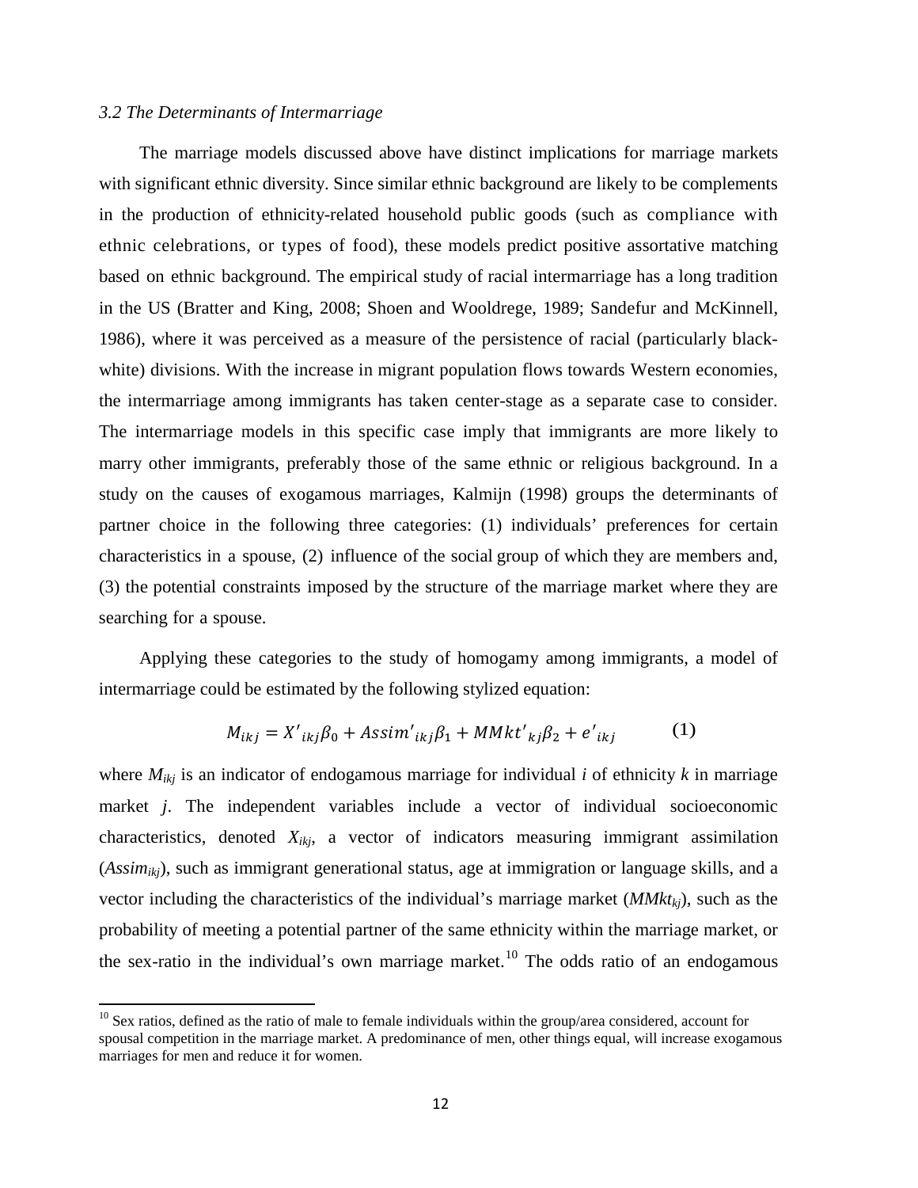### *3.2 The Determinants of Intermarriage*

The marriage models discussed above have distinct implications for marriage markets with significant ethnic diversity. Since similar ethnic background are likely to be complements in the production of ethnicity-related household public goods (such as compliance with ethnic celebrations, or types of food), these models predict positive assortative matching based on ethnic background. The empirical study of racial intermarriage has a long tradition in the US (Bratter and King, 2008; Shoen and Wooldrege, 1989; Sandefur and McKinnell, 1986), where it was perceived as a measure of the persistence of racial (particularly black-white) divisions. With the increase in migrant population flows towards Western economies, the intermarriage among immigrants has taken center-stage as a separate case to consider. The intermarriage models in this specific case imply that immigrants are more likely to marry other immigrants, preferably those of the same ethnic or religious background. In a study on the causes of exogamous marriages, Kalmijn (1998) groups the determinants of partner choice in the following three categories: (1) individuals' preferences for certain characteristics in a spouse, (2) influence of the social group of which they are members and, (3) the potential constraints imposed by the structure of the marriage market where they are searching for a spouse.

Applying these categories to the study of homogamy among immigrants, a model of intermarriage could be estimated by the following stylized equation:

$$M_{ikj} = X'_{ikj}\beta_0 + Assim'_{ikj}\beta_1 + MMkt'_{kj}\beta_2 + e'_{ikj} \qquad (1)$$

where $M_{ikj}$ is an indicator of endogamous marriage for individual $i$ of ethnicity $k$ in marriage market $j$. The independent variables include a vector of individual socioeconomic characteristics, denoted $X_{ikj}$, a vector of indicators measuring immigrant assimilation ($Assim_{ikj}$), such as immigrant generational status, age at immigration or language skills, and a vector including the characteristics of the individual's marriage market ($MMkt_{kj}$), such as the probability of meeting a potential partner of the same ethnicity within the marriage market, or the sex-ratio in the individual's own marriage market.[10] The odds ratio of an endogamous

[10] Sex ratios, defined as the ratio of male to female individuals within the group/area considered, account for spousal competition in the marriage market. A predominance of men, other things equal, will increase exogamous marriages for men and reduce it for women.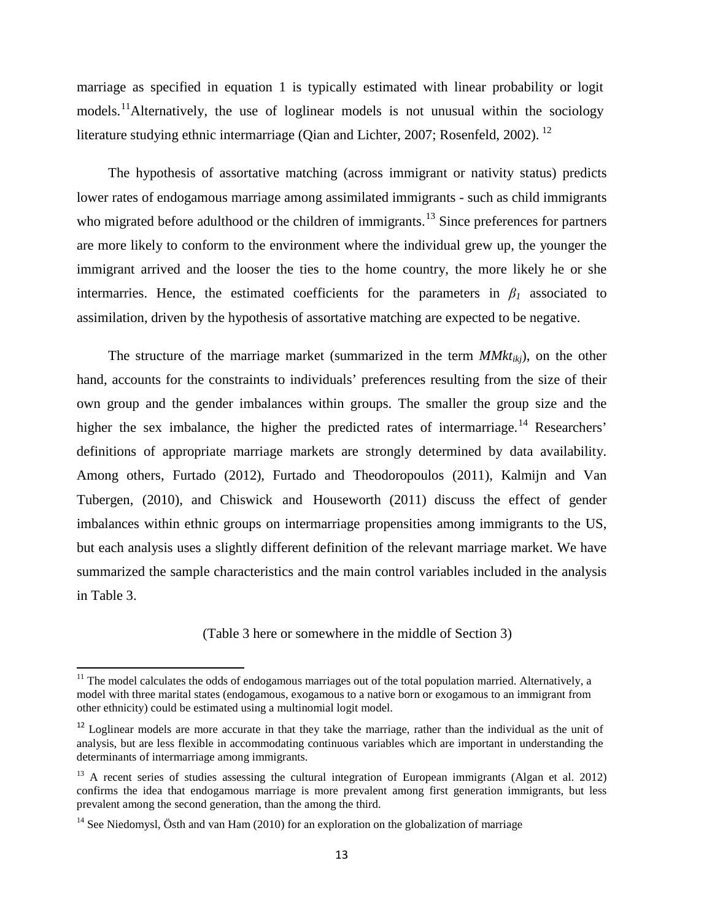marriage as specified in equation 1 is typically estimated with linear probability or logit models.[11] Alternatively, the use of loglinear models is not unusual within the sociology literature studying ethnic intermarriage (Qian and Lichter, 2007; Rosenfeld, 2002).[12]

The hypothesis of assortative matching (across immigrant or nativity status) predicts lower rates of endogamous marriage among assimilated immigrants - such as child immigrants who migrated before adulthood or the children of immigrants.[13] Since preferences for partners are more likely to conform to the environment where the individual grew up, the younger the immigrant arrived and the looser the ties to the home country, the more likely he or she intermarries. Hence, the estimated coefficients for the parameters in $\beta_1$ associated to assimilation, driven by the hypothesis of assortative matching are expected to be negative.

The structure of the marriage market (summarized in the term $MMkt_{ikj}$), on the other hand, accounts for the constraints to individuals' preferences resulting from the size of their own group and the gender imbalances within groups. The smaller the group size and the higher the sex imbalance, the higher the predicted rates of intermarriage.[14] Researchers' definitions of appropriate marriage markets are strongly determined by data availability. Among others, Furtado (2012), Furtado and Theodoropoulos (2011), Kalmijn and Van Tubergen, (2010), and Chiswick and Houseworth (2011) discuss the effect of gender imbalances within ethnic groups on intermarriage propensities among immigrants to the US, but each analysis uses a slightly different definition of the relevant marriage market. We have summarized the sample characteristics and the main control variables included in the analysis in Table 3.

(Table 3 here or somewhere in the middle of Section 3)

[11] The model calculates the odds of endogamous marriages out of the total population married. Alternatively, a model with three marital states (endogamous, exogamous to a native born or exogamous to an immigrant from other ethnicity) could be estimated using a multinomial logit model.

[12] Loglinear models are more accurate in that they take the marriage, rather than the individual as the unit of analysis, but are less flexible in accommodating continuous variables which are important in understanding the determinants of intermarriage among immigrants.

[13] A recent series of studies assessing the cultural integration of European immigrants (Algan et al. 2012) confirms the idea that endogamous marriage is more prevalent among first generation immigrants, but less prevalent among the second generation, than the among the third.

[14] See Niedomysl, Östh and van Ham (2010) for an exploration on the globalization of marriage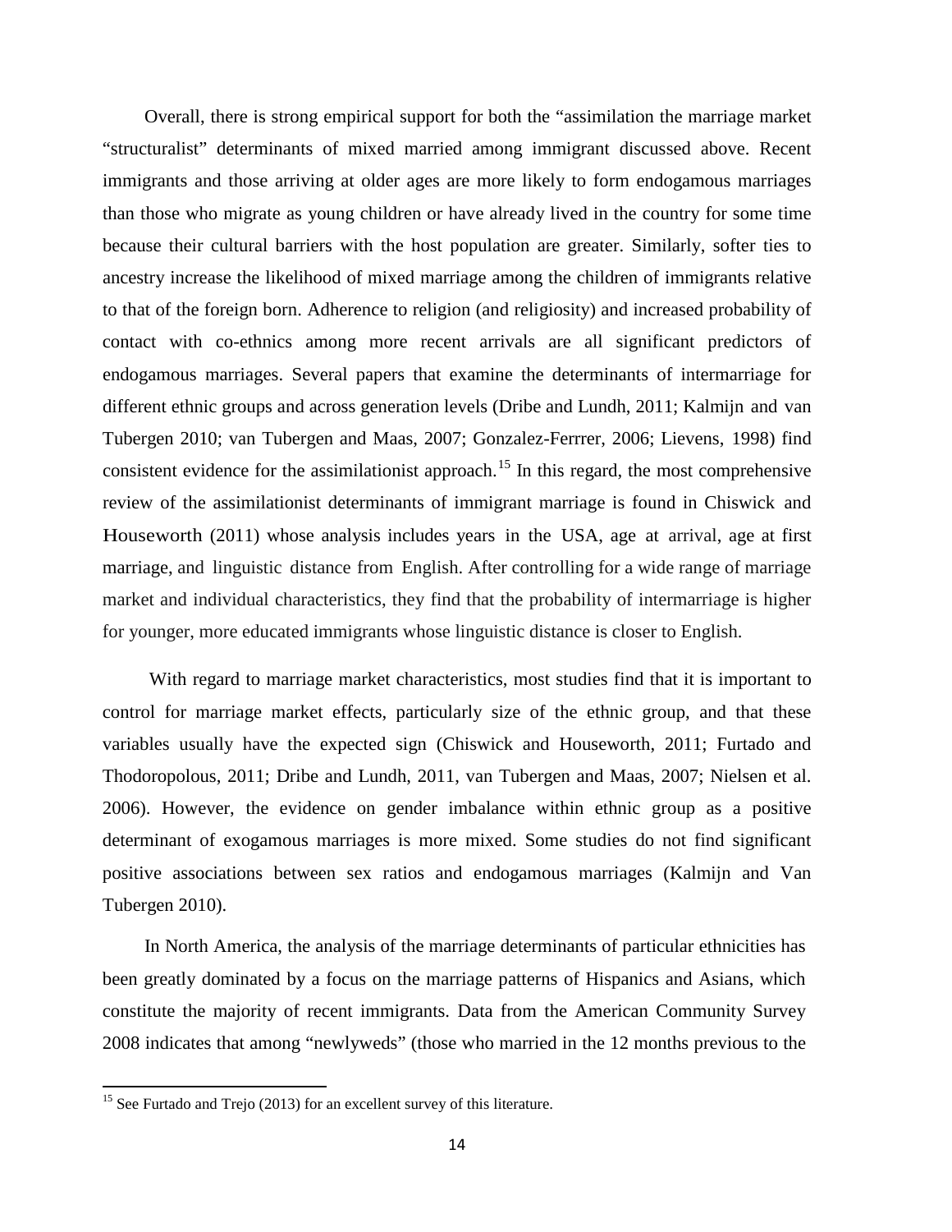Overall, there is strong empirical support for both the "assimilation the marriage market "structuralist" determinants of mixed married among immigrant discussed above. Recent immigrants and those arriving at older ages are more likely to form endogamous marriages than those who migrate as young children or have already lived in the country for some time because their cultural barriers with the host population are greater. Similarly, softer ties to ancestry increase the likelihood of mixed marriage among the children of immigrants relative to that of the foreign born. Adherence to religion (and religiosity) and increased probability of contact with co-ethnics among more recent arrivals are all significant predictors of endogamous marriages. Several papers that examine the determinants of intermarriage for different ethnic groups and across generation levels (Dribe and Lundh, 2011; Kalmijn and van Tubergen 2010; van Tubergen and Maas, 2007; Gonzalez-Ferrrer, 2006; Lievens, 1998) find consistent evidence for the assimilationist approach.[15] In this regard, the most comprehensive review of the assimilationist determinants of immigrant marriage is found in Chiswick and Houseworth (2011) whose analysis includes years in the USA, age at arrival, age at first marriage, and linguistic distance from English. After controlling for a wide range of marriage market and individual characteristics, they find that the probability of intermarriage is higher for younger, more educated immigrants whose linguistic distance is closer to English.

With regard to marriage market characteristics, most studies find that it is important to control for marriage market effects, particularly size of the ethnic group, and that these variables usually have the expected sign (Chiswick and Houseworth, 2011; Furtado and Thodoropolous, 2011; Dribe and Lundh, 2011, van Tubergen and Maas, 2007; Nielsen et al. 2006). However, the evidence on gender imbalance within ethnic group as a positive determinant of exogamous marriages is more mixed. Some studies do not find significant positive associations between sex ratios and endogamous marriages (Kalmijn and Van Tubergen 2010).

In North America, the analysis of the marriage determinants of particular ethnicities has been greatly dominated by a focus on the marriage patterns of Hispanics and Asians, which constitute the majority of recent immigrants. Data from the American Community Survey 2008 indicates that among "newlyweds" (those who married in the 12 months previous to the

[15] See Furtado and Trejo (2013) for an excellent survey of this literature.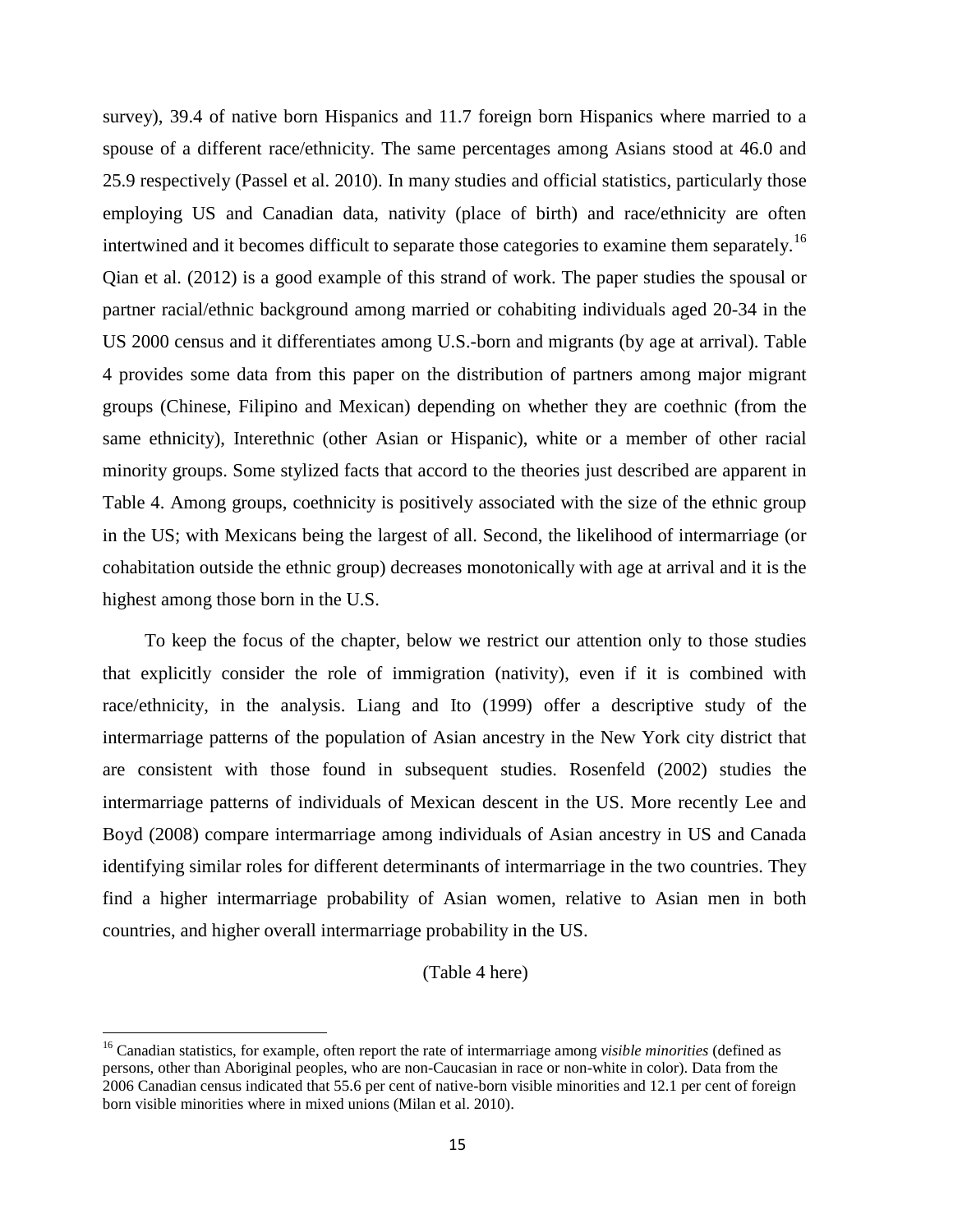survey), 39.4 of native born Hispanics and 11.7 foreign born Hispanics where married to a spouse of a different race/ethnicity. The same percentages among Asians stood at 46.0 and 25.9 respectively (Passel et al. 2010). In many studies and official statistics, particularly those employing US and Canadian data, nativity (place of birth) and race/ethnicity are often intertwined and it becomes difficult to separate those categories to examine them separately.[16] Qian et al. (2012) is a good example of this strand of work. The paper studies the spousal or partner racial/ethnic background among married or cohabiting individuals aged 20-34 in the US 2000 census and it differentiates among U.S.-born and migrants (by age at arrival). Table 4 provides some data from this paper on the distribution of partners among major migrant groups (Chinese, Filipino and Mexican) depending on whether they are coethnic (from the same ethnicity), Interethnic (other Asian or Hispanic), white or a member of other racial minority groups. Some stylized facts that accord to the theories just described are apparent in Table 4. Among groups, coethnicity is positively associated with the size of the ethnic group in the US; with Mexicans being the largest of all. Second, the likelihood of intermarriage (or cohabitation outside the ethnic group) decreases monotonically with age at arrival and it is the highest among those born in the U.S.

To keep the focus of the chapter, below we restrict our attention only to those studies that explicitly consider the role of immigration (nativity), even if it is combined with race/ethnicity, in the analysis. Liang and Ito (1999) offer a descriptive study of the intermarriage patterns of the population of Asian ancestry in the New York city district that are consistent with those found in subsequent studies. Rosenfeld (2002) studies the intermarriage patterns of individuals of Mexican descent in the US. More recently Lee and Boyd (2008) compare intermarriage among individuals of Asian ancestry in US and Canada identifying similar roles for different determinants of intermarriage in the two countries. They find a higher intermarriage probability of Asian women, relative to Asian men in both countries, and higher overall intermarriage probability in the US.

(Table 4 here)

[16] Canadian statistics, for example, often report the rate of intermarriage among *visible minorities* (defined as persons, other than Aboriginal peoples, who are non-Caucasian in race or non-white in color). Data from the 2006 Canadian census indicated that 55.6 per cent of native-born visible minorities and 12.1 per cent of foreign born visible minorities where in mixed unions (Milan et al. 2010).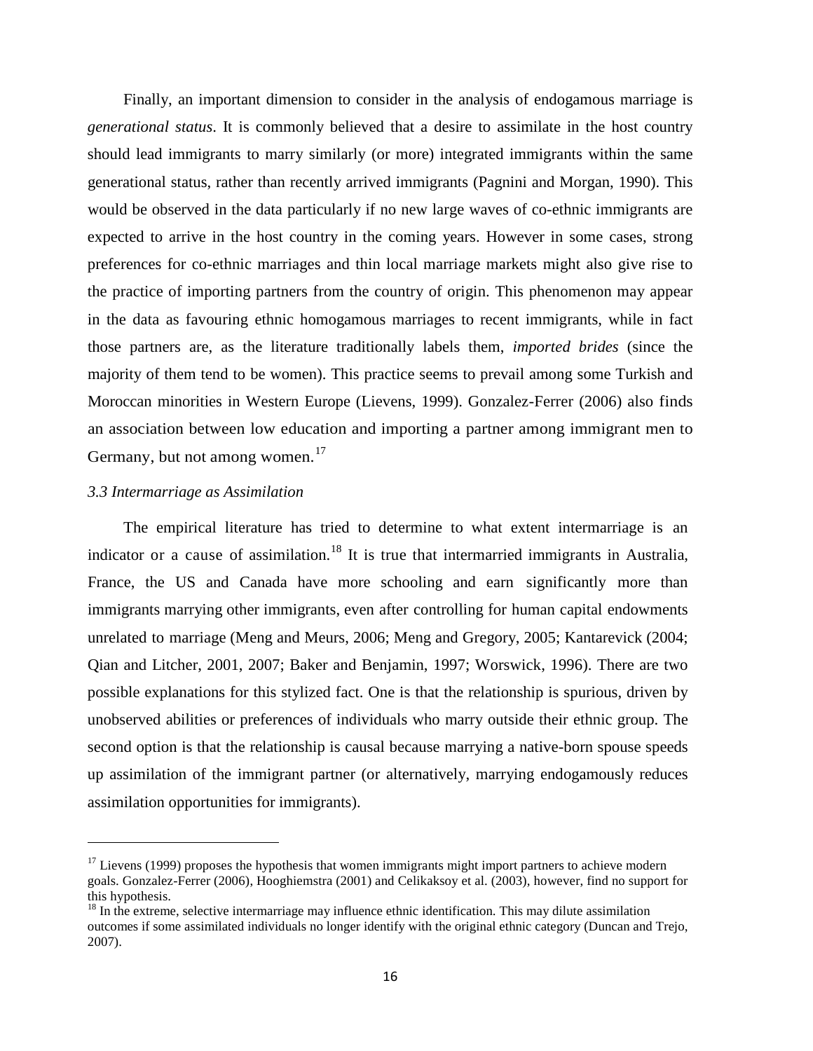Finally, an important dimension to consider in the analysis of endogamous marriage is *generational status*. It is commonly believed that a desire to assimilate in the host country should lead immigrants to marry similarly (or more) integrated immigrants within the same generational status, rather than recently arrived immigrants (Pagnini and Morgan, 1990). This would be observed in the data particularly if no new large waves of co-ethnic immigrants are expected to arrive in the host country in the coming years. However in some cases, strong preferences for co-ethnic marriages and thin local marriage markets might also give rise to the practice of importing partners from the country of origin. This phenomenon may appear in the data as favouring ethnic homogamous marriages to recent immigrants, while in fact those partners are, as the literature traditionally labels them, *imported brides* (since the majority of them tend to be women). This practice seems to prevail among some Turkish and Moroccan minorities in Western Europe (Lievens, 1999). Gonzalez-Ferrer (2006) also finds an association between low education and importing a partner among immigrant men to Germany, but not among women.[17]

### *3.3 Intermarriage as Assimilation*

The empirical literature has tried to determine to what extent intermarriage is an indicator or a cause of assimilation.[18] It is true that intermarried immigrants in Australia, France, the US and Canada have more schooling and earn significantly more than immigrants marrying other immigrants, even after controlling for human capital endowments unrelated to marriage (Meng and Meurs, 2006; Meng and Gregory, 2005; Kantarevick (2004; Qian and Litcher, 2001, 2007; Baker and Benjamin, 1997; Worswick, 1996). There are two possible explanations for this stylized fact. One is that the relationship is spurious, driven by unobserved abilities or preferences of individuals who marry outside their ethnic group. The second option is that the relationship is causal because marrying a native-born spouse speeds up assimilation of the immigrant partner (or alternatively, marrying endogamously reduces assimilation opportunities for immigrants).

---

[17] Lievens (1999) proposes the hypothesis that women immigrants might import partners to achieve modern goals. Gonzalez-Ferrer (2006), Hooghiemstra (2001) and Celikaksoy et al. (2003), however, find no support for this hypothesis.

[18] In the extreme, selective intermarriage may influence ethnic identification. This may dilute assimilation outcomes if some assimilated individuals no longer identify with the original ethnic category (Duncan and Trejo, 2007).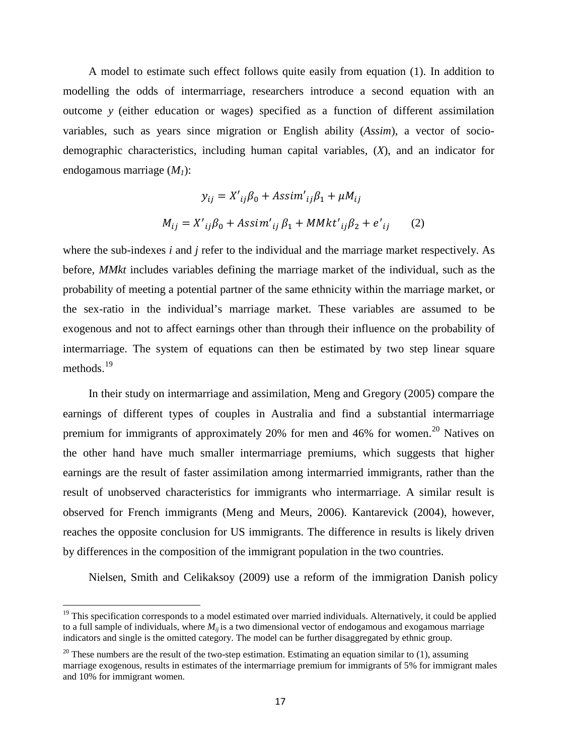A model to estimate such effect follows quite easily from equation (1). In addition to modelling the odds of intermarriage, researchers introduce a second equation with an outcome *y* (either education or wages) specified as a function of different assimilation variables, such as years since migration or English ability (*Assim*), a vector of socio-demographic characteristics, including human capital variables, (*X*), and an indicator for endogamous marriage ($M_1$):

$$y_{ij} = X'_{ij}\beta_0 + Assim'_{ij}\beta_1 + \mu M_{ij}$$

$$M_{ij} = X'_{ij}\beta_0 + Assim'_{ij}\,\beta_1 + MMkt'_{ij}\beta_2 + e'_{ij} \qquad (2)$$

where the sub-indexes *i* and *j* refer to the individual and the marriage market respectively. As before, *MMkt* includes variables defining the marriage market of the individual, such as the probability of meeting a potential partner of the same ethnicity within the marriage market, or the sex-ratio in the individual's marriage market. These variables are assumed to be exogenous and not to affect earnings other than through their influence on the probability of intermarriage. The system of equations can then be estimated by two step linear square methods.[19]

In their study on intermarriage and assimilation, Meng and Gregory (2005) compare the earnings of different types of couples in Australia and find a substantial intermarriage premium for immigrants of approximately 20% for men and 46% for women.[20] Natives on the other hand have much smaller intermarriage premiums, which suggests that higher earnings are the result of faster assimilation among intermarried immigrants, rather than the result of unobserved characteristics for immigrants who intermarriage. A similar result is observed for French immigrants (Meng and Meurs, 2006). Kantarevick (2004), however, reaches the opposite conclusion for US immigrants. The difference in results is likely driven by differences in the composition of the immigrant population in the two countries.

Nielsen, Smith and Celikaksoy (2009) use a reform of the immigration Danish policy

---

[19] This specification corresponds to a model estimated over married individuals. Alternatively, it could be applied to a full sample of individuals, where $M_{ij}$ is a two dimensional vector of endogamous and exogamous marriage indicators and single is the omitted category. The model can be further disaggregated by ethnic group.

[20] These numbers are the result of the two-step estimation. Estimating an equation similar to (1), assuming marriage exogenous, results in estimates of the intermarriage premium for immigrants of 5% for immigrant males and 10% for immigrant women.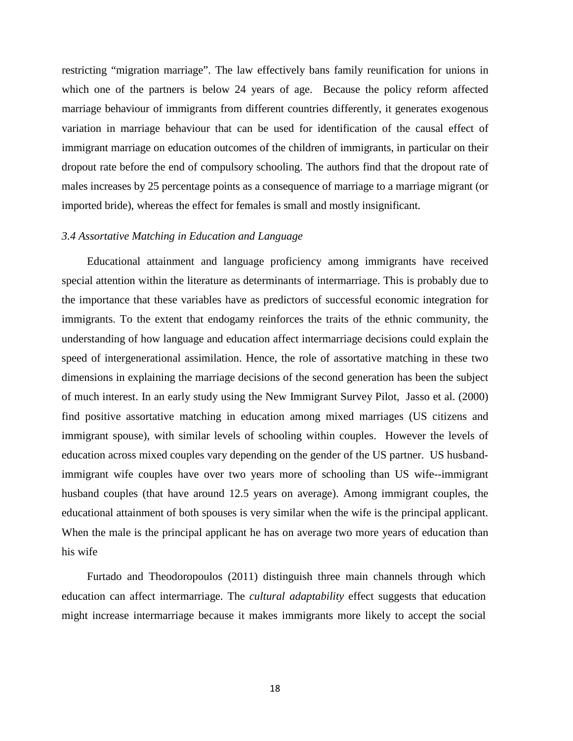restricting “migration marriage”. The law effectively bans family reunification for unions in which one of the partners is below 24 years of age. Because the policy reform affected marriage behaviour of immigrants from different countries differently, it generates exogenous variation in marriage behaviour that can be used for identification of the causal effect of immigrant marriage on education outcomes of the children of immigrants, in particular on their dropout rate before the end of compulsory schooling. The authors find that the dropout rate of males increases by 25 percentage points as a consequence of marriage to a marriage migrant (or imported bride), whereas the effect for females is small and mostly insignificant.

### *3.4 Assortative Matching in Education and Language*

Educational attainment and language proficiency among immigrants have received special attention within the literature as determinants of intermarriage. This is probably due to the importance that these variables have as predictors of successful economic integration for immigrants. To the extent that endogamy reinforces the traits of the ethnic community, the understanding of how language and education affect intermarriage decisions could explain the speed of intergenerational assimilation. Hence, the role of assortative matching in these two dimensions in explaining the marriage decisions of the second generation has been the subject of much interest. In an early study using the New Immigrant Survey Pilot, Jasso et al. (2000) find positive assortative matching in education among mixed marriages (US citizens and immigrant spouse), with similar levels of schooling within couples. However the levels of education across mixed couples vary depending on the gender of the US partner. US husband-immigrant wife couples have over two years more of schooling than US wife--immigrant husband couples (that have around 12.5 years on average). Among immigrant couples, the educational attainment of both spouses is very similar when the wife is the principal applicant. When the male is the principal applicant he has on average two more years of education than his wife

Furtado and Theodoropoulos (2011) distinguish three main channels through which education can affect intermarriage. The *cultural adaptability* effect suggests that education might increase intermarriage because it makes immigrants more likely to accept the social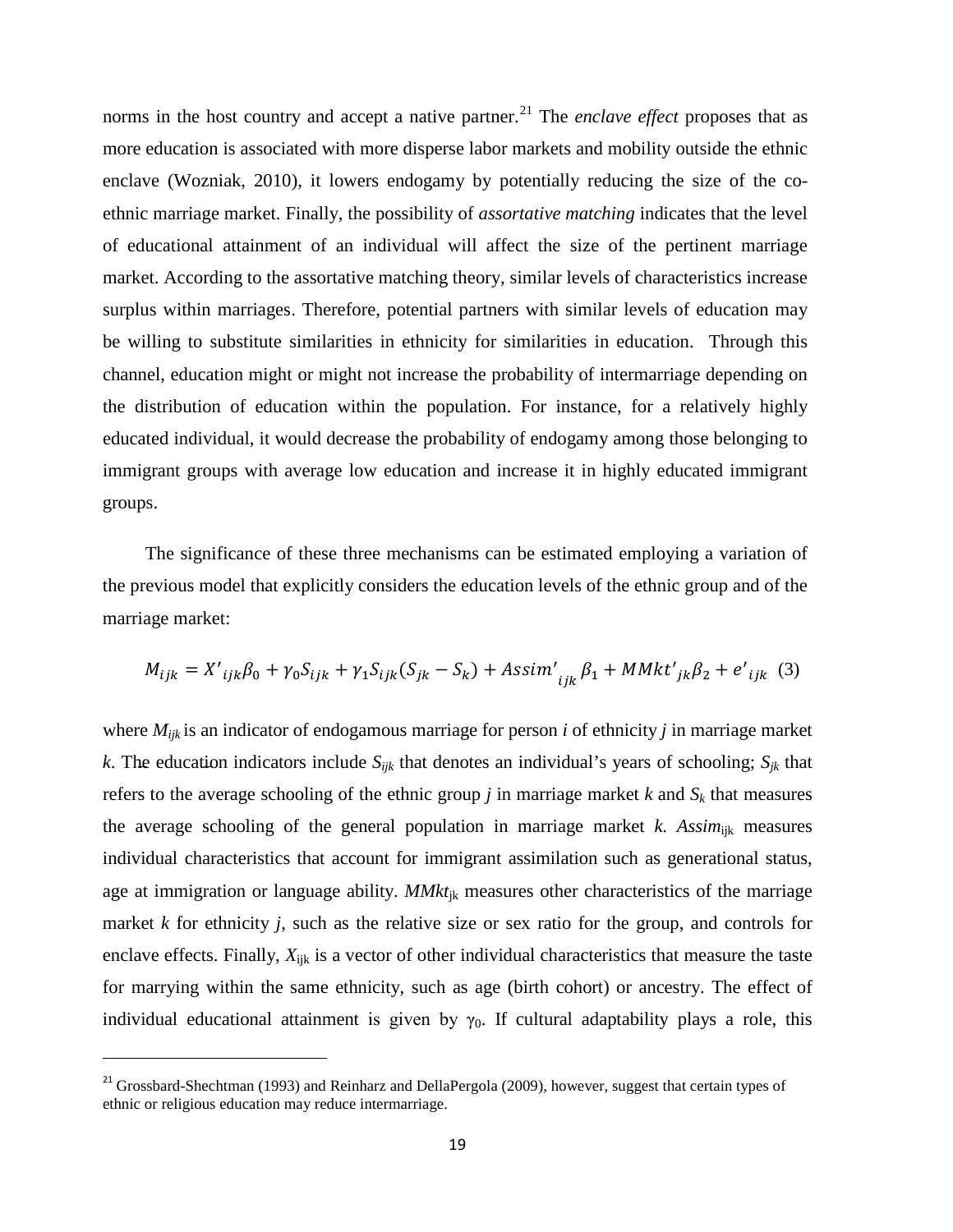norms in the host country and accept a native partner.[21] The *enclave effect* proposes that as more education is associated with more disperse labor markets and mobility outside the ethnic enclave (Wozniak, 2010), it lowers endogamy by potentially reducing the size of the co-ethnic marriage market. Finally, the possibility of *assortative matching* indicates that the level of educational attainment of an individual will affect the size of the pertinent marriage market. According to the assortative matching theory, similar levels of characteristics increase surplus within marriages. Therefore, potential partners with similar levels of education may be willing to substitute similarities in ethnicity for similarities in education. Through this channel, education might or might not increase the probability of intermarriage depending on the distribution of education within the population. For instance, for a relatively highly educated individual, it would decrease the probability of endogamy among those belonging to immigrant groups with average low education and increase it in highly educated immigrant groups.

The significance of these three mechanisms can be estimated employing a variation of the previous model that explicitly considers the education levels of the ethnic group and of the marriage market:

$$M_{ijk} = X'_{ijk}\beta_0 + \gamma_0 S_{ijk} + \gamma_1 S_{ijk}(S_{jk} - S_k) + Assim'_{ijk}\beta_1 + MMkt'_{jk}\beta_2 + e'_{ijk} \quad (3)$$

where $M_{ijk}$ is an indicator of endogamous marriage for person $i$ of ethnicity $j$ in marriage market $k$. The education indicators include $S_{ijk}$ that denotes an individual's years of schooling; $S_{jk}$ that refers to the average schooling of the ethnic group $j$ in marriage market $k$ and $S_k$ that measures the average schooling of the general population in marriage market $k$. $Assim_{ijk}$ measures individual characteristics that account for immigrant assimilation such as generational status, age at immigration or language ability. $MMkt_{jk}$ measures other characteristics of the marriage market $k$ for ethnicity $j$, such as the relative size or sex ratio for the group, and controls for enclave effects. Finally, $X_{ijk}$ is a vector of other individual characteristics that measure the taste for marrying within the same ethnicity, such as age (birth cohort) or ancestry. The effect of individual educational attainment is given by $\gamma_0$. If cultural adaptability plays a role, this

[21] Grossbard-Shechtman (1993) and Reinharz and DellaPergola (2009), however, suggest that certain types of ethnic or religious education may reduce intermarriage.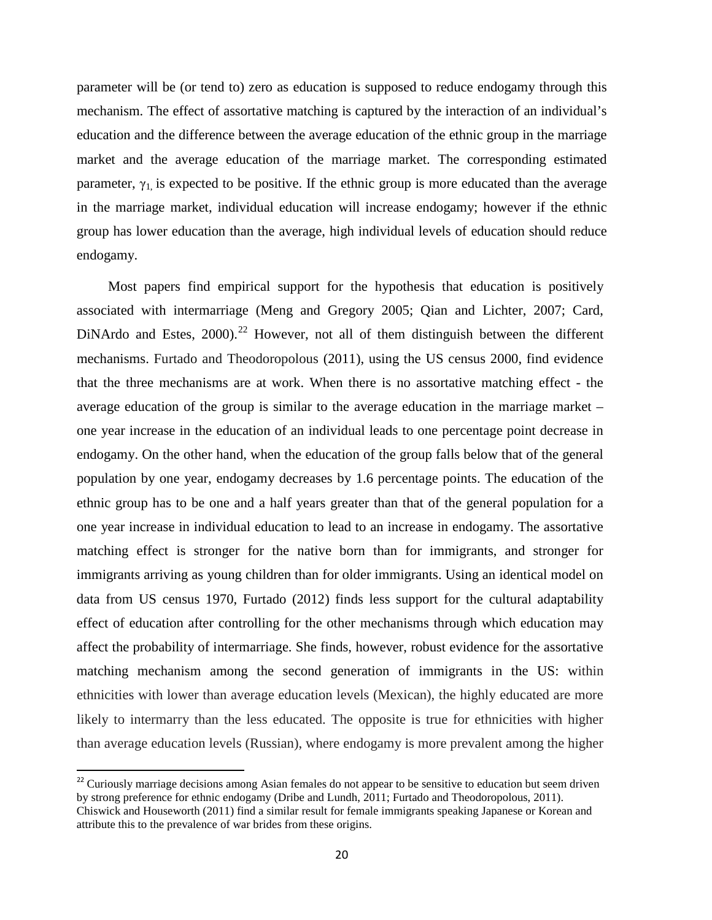parameter will be (or tend to) zero as education is supposed to reduce endogamy through this mechanism. The effect of assortative matching is captured by the interaction of an individual's education and the difference between the average education of the ethnic group in the marriage market and the average education of the marriage market. The corresponding estimated parameter, $\gamma_1$, is expected to be positive. If the ethnic group is more educated than the average in the marriage market, individual education will increase endogamy; however if the ethnic group has lower education than the average, high individual levels of education should reduce endogamy.

Most papers find empirical support for the hypothesis that education is positively associated with intermarriage (Meng and Gregory 2005; Qian and Lichter, 2007; Card, DiNArdo and Estes, 2000).[22] However, not all of them distinguish between the different mechanisms. Furtado and Theodoropolous (2011), using the US census 2000, find evidence that the three mechanisms are at work. When there is no assortative matching effect - the average education of the group is similar to the average education in the marriage market – one year increase in the education of an individual leads to one percentage point decrease in endogamy. On the other hand, when the education of the group falls below that of the general population by one year, endogamy decreases by 1.6 percentage points. The education of the ethnic group has to be one and a half years greater than that of the general population for a one year increase in individual education to lead to an increase in endogamy. The assortative matching effect is stronger for the native born than for immigrants, and stronger for immigrants arriving as young children than for older immigrants. Using an identical model on data from US census 1970, Furtado (2012) finds less support for the cultural adaptability effect of education after controlling for the other mechanisms through which education may affect the probability of intermarriage. She finds, however, robust evidence for the assortative matching mechanism among the second generation of immigrants in the US: within ethnicities with lower than average education levels (Mexican), the highly educated are more likely to intermarry than the less educated. The opposite is true for ethnicities with higher than average education levels (Russian), where endogamy is more prevalent among the higher

[22] Curiously marriage decisions among Asian females do not appear to be sensitive to education but seem driven by strong preference for ethnic endogamy (Dribe and Lundh, 2011; Furtado and Theodoropolous, 2011). Chiswick and Houseworth (2011) find a similar result for female immigrants speaking Japanese or Korean and attribute this to the prevalence of war brides from these origins.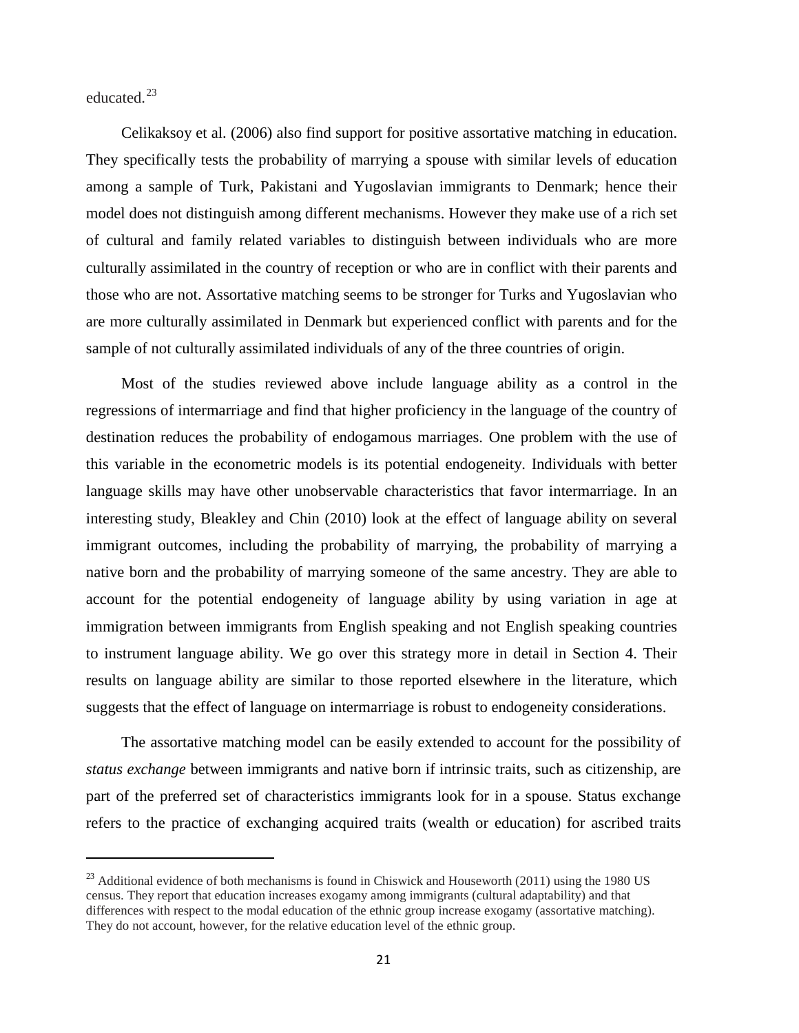educated.[23]

Celikaksoy et al. (2006) also find support for positive assortative matching in education. They specifically tests the probability of marrying a spouse with similar levels of education among a sample of Turk, Pakistani and Yugoslavian immigrants to Denmark; hence their model does not distinguish among different mechanisms. However they make use of a rich set of cultural and family related variables to distinguish between individuals who are more culturally assimilated in the country of reception or who are in conflict with their parents and those who are not. Assortative matching seems to be stronger for Turks and Yugoslavian who are more culturally assimilated in Denmark but experienced conflict with parents and for the sample of not culturally assimilated individuals of any of the three countries of origin.

Most of the studies reviewed above include language ability as a control in the regressions of intermarriage and find that higher proficiency in the language of the country of destination reduces the probability of endogamous marriages. One problem with the use of this variable in the econometric models is its potential endogeneity. Individuals with better language skills may have other unobservable characteristics that favor intermarriage. In an interesting study, Bleakley and Chin (2010) look at the effect of language ability on several immigrant outcomes, including the probability of marrying, the probability of marrying a native born and the probability of marrying someone of the same ancestry. They are able to account for the potential endogeneity of language ability by using variation in age at immigration between immigrants from English speaking and not English speaking countries to instrument language ability. We go over this strategy more in detail in Section 4. Their results on language ability are similar to those reported elsewhere in the literature, which suggests that the effect of language on intermarriage is robust to endogeneity considerations.

The assortative matching model can be easily extended to account for the possibility of *status exchange* between immigrants and native born if intrinsic traits, such as citizenship, are part of the preferred set of characteristics immigrants look for in a spouse. Status exchange refers to the practice of exchanging acquired traits (wealth or education) for ascribed traits

[23] Additional evidence of both mechanisms is found in Chiswick and Houseworth (2011) using the 1980 US census. They report that education increases exogamy among immigrants (cultural adaptability) and that differences with respect to the modal education of the ethnic group increase exogamy (assortative matching). They do not account, however, for the relative education level of the ethnic group.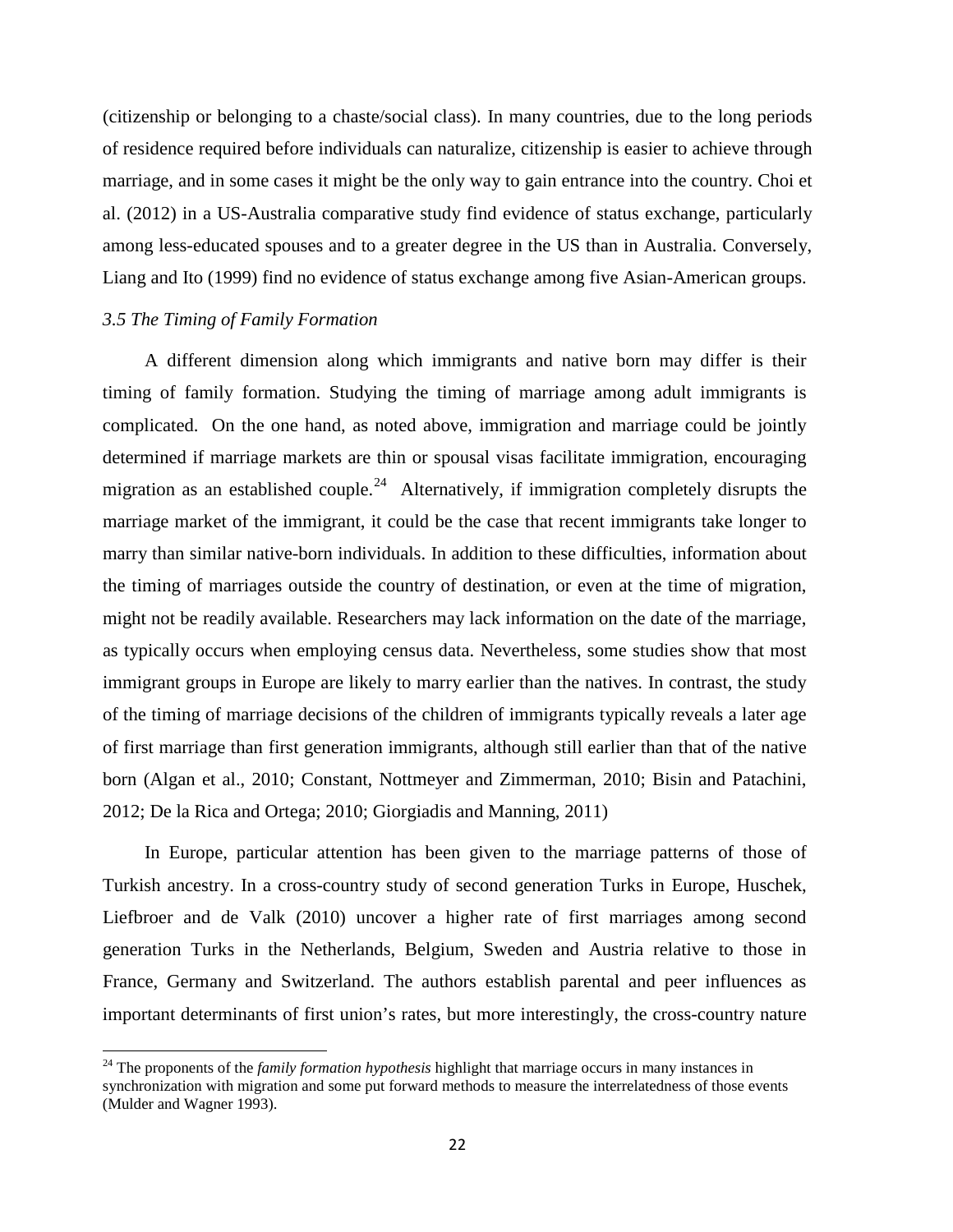(citizenship or belonging to a chaste/social class). In many countries, due to the long periods of residence required before individuals can naturalize, citizenship is easier to achieve through marriage, and in some cases it might be the only way to gain entrance into the country. Choi et al. (2012) in a US-Australia comparative study find evidence of status exchange, particularly among less-educated spouses and to a greater degree in the US than in Australia. Conversely, Liang and Ito (1999) find no evidence of status exchange among five Asian-American groups.

### *3.5 The Timing of Family Formation*

A different dimension along which immigrants and native born may differ is their timing of family formation. Studying the timing of marriage among adult immigrants is complicated. On the one hand, as noted above, immigration and marriage could be jointly determined if marriage markets are thin or spousal visas facilitate immigration, encouraging migration as an established couple.[24] Alternatively, if immigration completely disrupts the marriage market of the immigrant, it could be the case that recent immigrants take longer to marry than similar native-born individuals. In addition to these difficulties, information about the timing of marriages outside the country of destination, or even at the time of migration, might not be readily available. Researchers may lack information on the date of the marriage, as typically occurs when employing census data. Nevertheless, some studies show that most immigrant groups in Europe are likely to marry earlier than the natives. In contrast, the study of the timing of marriage decisions of the children of immigrants typically reveals a later age of first marriage than first generation immigrants, although still earlier than that of the native born (Algan et al., 2010; Constant, Nottmeyer and Zimmerman, 2010; Bisin and Patachini, 2012; De la Rica and Ortega; 2010; Giorgiadis and Manning, 2011)

In Europe, particular attention has been given to the marriage patterns of those of Turkish ancestry. In a cross-country study of second generation Turks in Europe, Huschek, Liefbroer and de Valk (2010) uncover a higher rate of first marriages among second generation Turks in the Netherlands, Belgium, Sweden and Austria relative to those in France, Germany and Switzerland. The authors establish parental and peer influences as important determinants of first union's rates, but more interestingly, the cross-country nature

[24] The proponents of the *family formation hypothesis* highlight that marriage occurs in many instances in synchronization with migration and some put forward methods to measure the interrelatedness of those events (Mulder and Wagner 1993).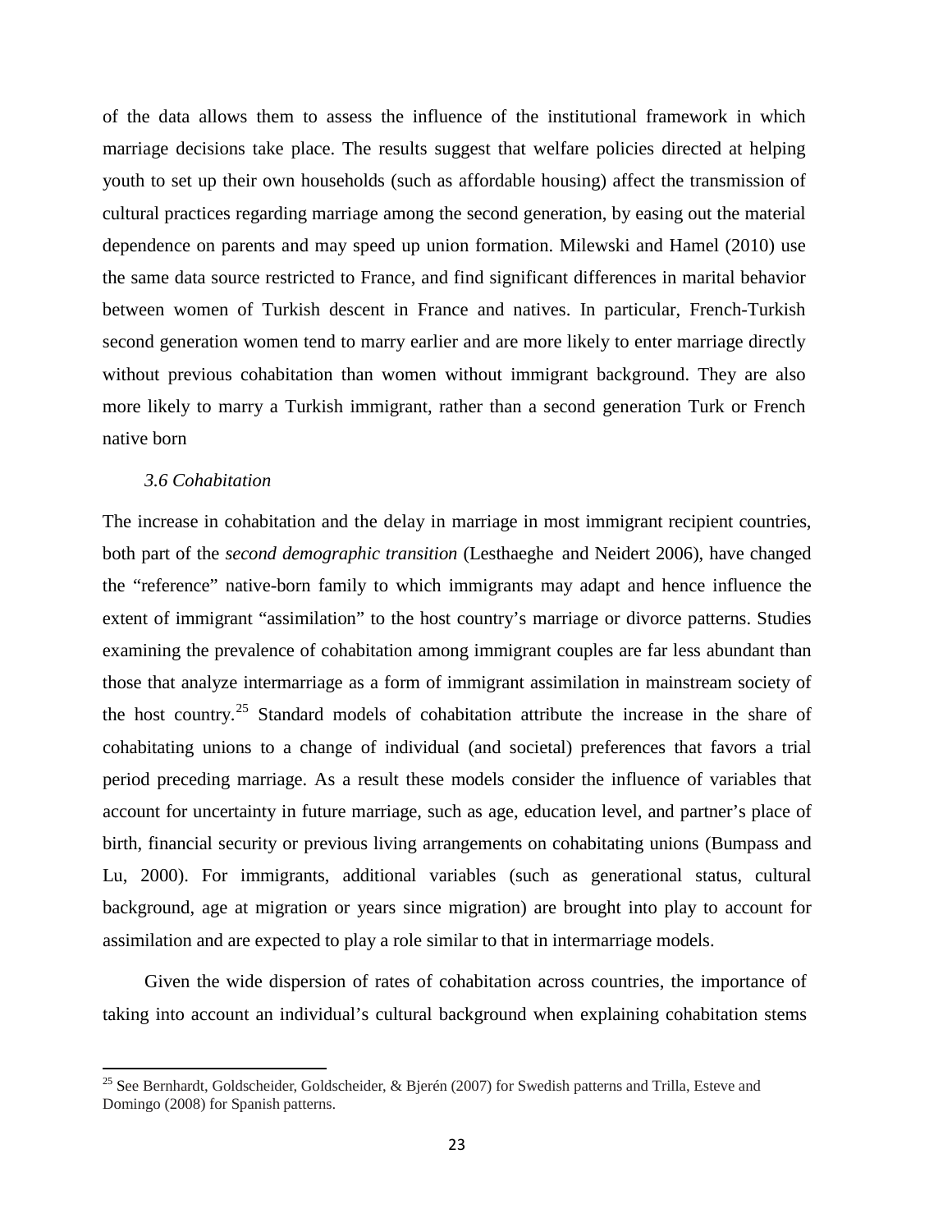of the data allows them to assess the influence of the institutional framework in which marriage decisions take place. The results suggest that welfare policies directed at helping youth to set up their own households (such as affordable housing) affect the transmission of cultural practices regarding marriage among the second generation, by easing out the material dependence on parents and may speed up union formation. Milewski and Hamel (2010) use the same data source restricted to France, and find significant differences in marital behavior between women of Turkish descent in France and natives. In particular, French-Turkish second generation women tend to marry earlier and are more likely to enter marriage directly without previous cohabitation than women without immigrant background. They are also more likely to marry a Turkish immigrant, rather than a second generation Turk or French native born

### *3.6 Cohabitation*

The increase in cohabitation and the delay in marriage in most immigrant recipient countries, both part of the *second demographic transition* (Lesthaeghe and Neidert 2006), have changed the "reference" native-born family to which immigrants may adapt and hence influence the extent of immigrant "assimilation" to the host country's marriage or divorce patterns. Studies examining the prevalence of cohabitation among immigrant couples are far less abundant than those that analyze intermarriage as a form of immigrant assimilation in mainstream society of the host country.[25] Standard models of cohabitation attribute the increase in the share of cohabitating unions to a change of individual (and societal) preferences that favors a trial period preceding marriage. As a result these models consider the influence of variables that account for uncertainty in future marriage, such as age, education level, and partner's place of birth, financial security or previous living arrangements on cohabitating unions (Bumpass and Lu, 2000). For immigrants, additional variables (such as generational status, cultural background, age at migration or years since migration) are brought into play to account for assimilation and are expected to play a role similar to that in intermarriage models.

Given the wide dispersion of rates of cohabitation across countries, the importance of taking into account an individual's cultural background when explaining cohabitation stems

[25] See Bernhardt, Goldscheider, Goldscheider, & Bjerén (2007) for Swedish patterns and Trilla, Esteve and Domingo (2008) for Spanish patterns.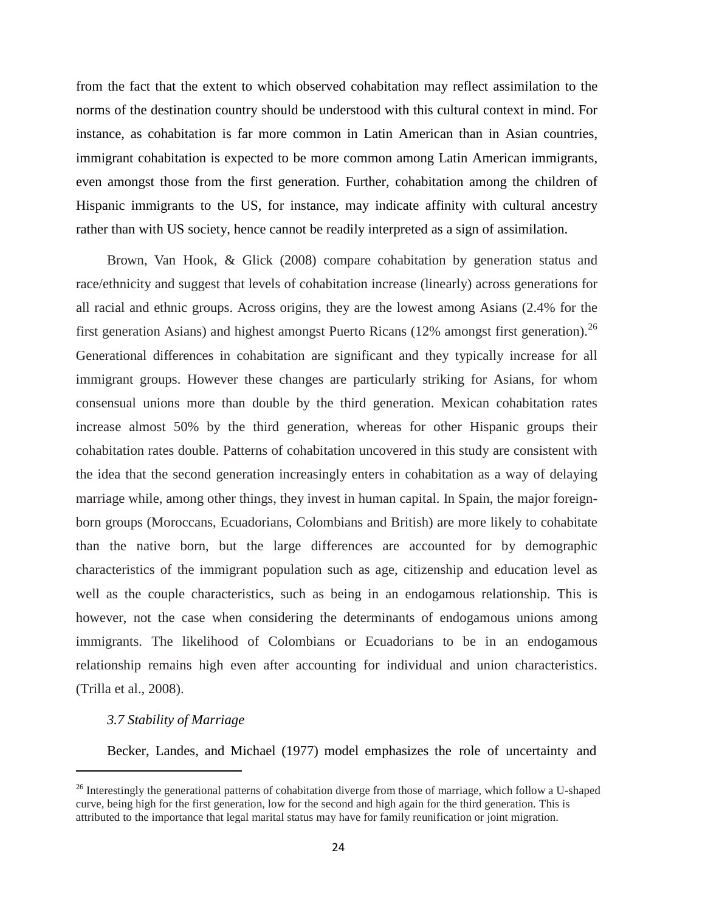from the fact that the extent to which observed cohabitation may reflect assimilation to the norms of the destination country should be understood with this cultural context in mind. For instance, as cohabitation is far more common in Latin American than in Asian countries, immigrant cohabitation is expected to be more common among Latin American immigrants, even amongst those from the first generation. Further, cohabitation among the children of Hispanic immigrants to the US, for instance, may indicate affinity with cultural ancestry rather than with US society, hence cannot be readily interpreted as a sign of assimilation.

Brown, Van Hook, & Glick (2008) compare cohabitation by generation status and race/ethnicity and suggest that levels of cohabitation increase (linearly) across generations for all racial and ethnic groups. Across origins, they are the lowest among Asians (2.4% for the first generation Asians) and highest amongst Puerto Ricans (12% amongst first generation).[26] Generational differences in cohabitation are significant and they typically increase for all immigrant groups. However these changes are particularly striking for Asians, for whom consensual unions more than double by the third generation. Mexican cohabitation rates increase almost 50% by the third generation, whereas for other Hispanic groups their cohabitation rates double. Patterns of cohabitation uncovered in this study are consistent with the idea that the second generation increasingly enters in cohabitation as a way of delaying marriage while, among other things, they invest in human capital. In Spain, the major foreign-born groups (Moroccans, Ecuadorians, Colombians and British) are more likely to cohabitate than the native born, but the large differences are accounted for by demographic characteristics of the immigrant population such as age, citizenship and education level as well as the couple characteristics, such as being in an endogamous relationship. This is however, not the case when considering the determinants of endogamous unions among immigrants. The likelihood of Colombians or Ecuadorians to be in an endogamous relationship remains high even after accounting for individual and union characteristics. (Trilla et al., 2008).

### *3.7 Stability of Marriage*

Becker, Landes, and Michael (1977) model emphasizes the role of uncertainty and

---

[26] Interestingly the generational patterns of cohabitation diverge from those of marriage, which follow a U-shaped curve, being high for the first generation, low for the second and high again for the third generation. This is attributed to the importance that legal marital status may have for family reunification or joint migration.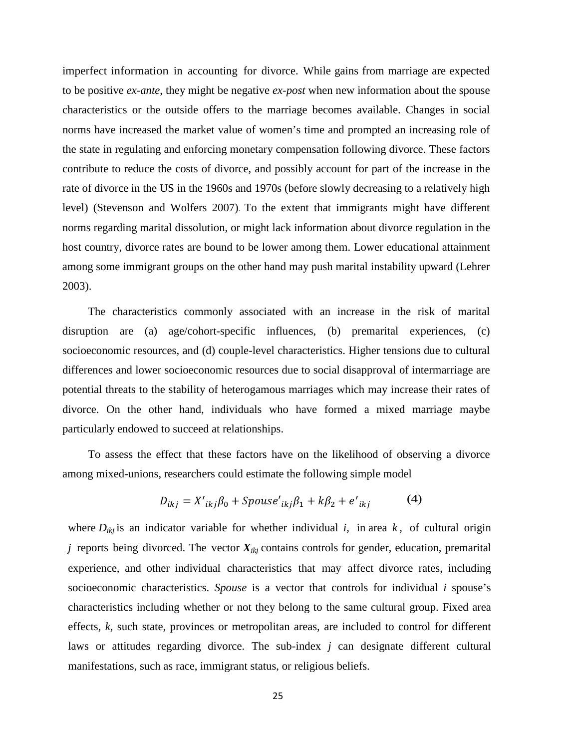imperfect information in accounting for divorce. While gains from marriage are expected to be positive *ex-ante*, they might be negative *ex-post* when new information about the spouse characteristics or the outside offers to the marriage becomes available. Changes in social norms have increased the market value of women's time and prompted an increasing role of the state in regulating and enforcing monetary compensation following divorce. These factors contribute to reduce the costs of divorce, and possibly account for part of the increase in the rate of divorce in the US in the 1960s and 1970s (before slowly decreasing to a relatively high level) (Stevenson and Wolfers 2007). To the extent that immigrants might have different norms regarding marital dissolution, or might lack information about divorce regulation in the host country, divorce rates are bound to be lower among them. Lower educational attainment among some immigrant groups on the other hand may push marital instability upward (Lehrer 2003).

The characteristics commonly associated with an increase in the risk of marital disruption are (a) age/cohort-specific influences, (b) premarital experiences, (c) socioeconomic resources, and (d) couple-level characteristics. Higher tensions due to cultural differences and lower socioeconomic resources due to social disapproval of intermarriage are potential threats to the stability of heterogamous marriages which may increase their rates of divorce. On the other hand, individuals who have formed a mixed marriage maybe particularly endowed to succeed at relationships.

To assess the effect that these factors have on the likelihood of observing a divorce among mixed-unions, researchers could estimate the following simple model

$$D_{ikj} = X'_{ikj}\beta_0 + Spouse'_{ikj}\beta_1 + k\beta_2 + e'_{ikj} \qquad (4)$$

where $D_{ikj}$ is an indicator variable for whether individual $i$, in area $k$, of cultural origin $j$ reports being divorced. The vector $\boldsymbol{X}_{ikj}$ contains controls for gender, education, premarital experience, and other individual characteristics that may affect divorce rates, including socioeconomic characteristics. *Spouse* is a vector that controls for individual $i$ spouse's characteristics including whether or not they belong to the same cultural group. Fixed area effects, $k$, such state, provinces or metropolitan areas, are included to control for different laws or attitudes regarding divorce. The sub-index $j$ can designate different cultural manifestations, such as race, immigrant status, or religious beliefs.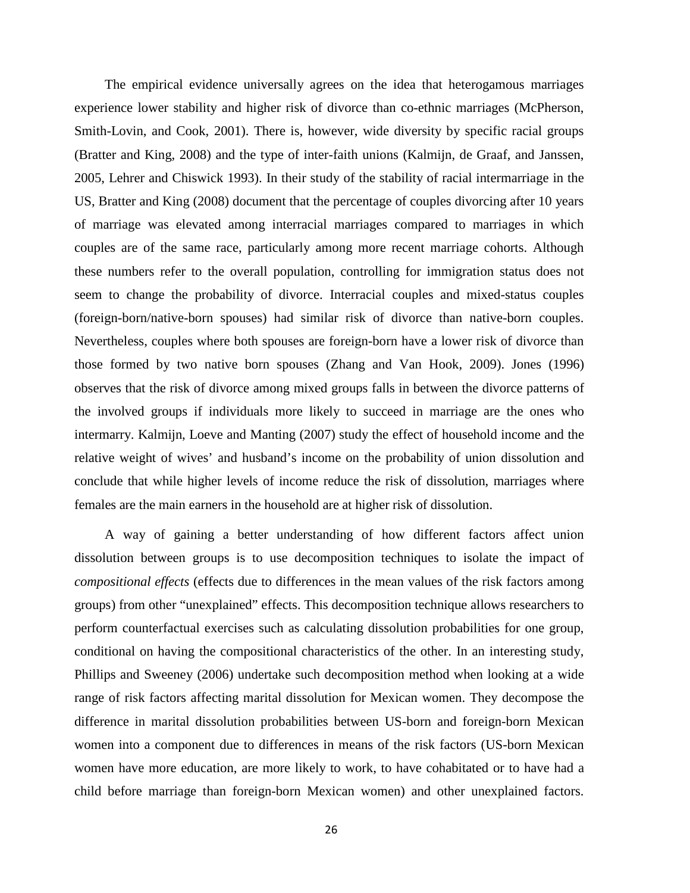The empirical evidence universally agrees on the idea that heterogamous marriages experience lower stability and higher risk of divorce than co-ethnic marriages (McPherson, Smith-Lovin, and Cook, 2001). There is, however, wide diversity by specific racial groups (Bratter and King, 2008) and the type of inter-faith unions (Kalmijn, de Graaf, and Janssen, 2005, Lehrer and Chiswick 1993). In their study of the stability of racial intermarriage in the US, Bratter and King (2008) document that the percentage of couples divorcing after 10 years of marriage was elevated among interracial marriages compared to marriages in which couples are of the same race, particularly among more recent marriage cohorts. Although these numbers refer to the overall population, controlling for immigration status does not seem to change the probability of divorce. Interracial couples and mixed-status couples (foreign-born/native-born spouses) had similar risk of divorce than native-born couples. Nevertheless, couples where both spouses are foreign-born have a lower risk of divorce than those formed by two native born spouses (Zhang and Van Hook, 2009). Jones (1996) observes that the risk of divorce among mixed groups falls in between the divorce patterns of the involved groups if individuals more likely to succeed in marriage are the ones who intermarry. Kalmijn, Loeve and Manting (2007) study the effect of household income and the relative weight of wives' and husband's income on the probability of union dissolution and conclude that while higher levels of income reduce the risk of dissolution, marriages where females are the main earners in the household are at higher risk of dissolution.

A way of gaining a better understanding of how different factors affect union dissolution between groups is to use decomposition techniques to isolate the impact of *compositional effects* (effects due to differences in the mean values of the risk factors among groups) from other "unexplained" effects. This decomposition technique allows researchers to perform counterfactual exercises such as calculating dissolution probabilities for one group, conditional on having the compositional characteristics of the other. In an interesting study, Phillips and Sweeney (2006) undertake such decomposition method when looking at a wide range of risk factors affecting marital dissolution for Mexican women. They decompose the difference in marital dissolution probabilities between US-born and foreign-born Mexican women into a component due to differences in means of the risk factors (US-born Mexican women have more education, are more likely to work, to have cohabitated or to have had a child before marriage than foreign-born Mexican women) and other unexplained factors.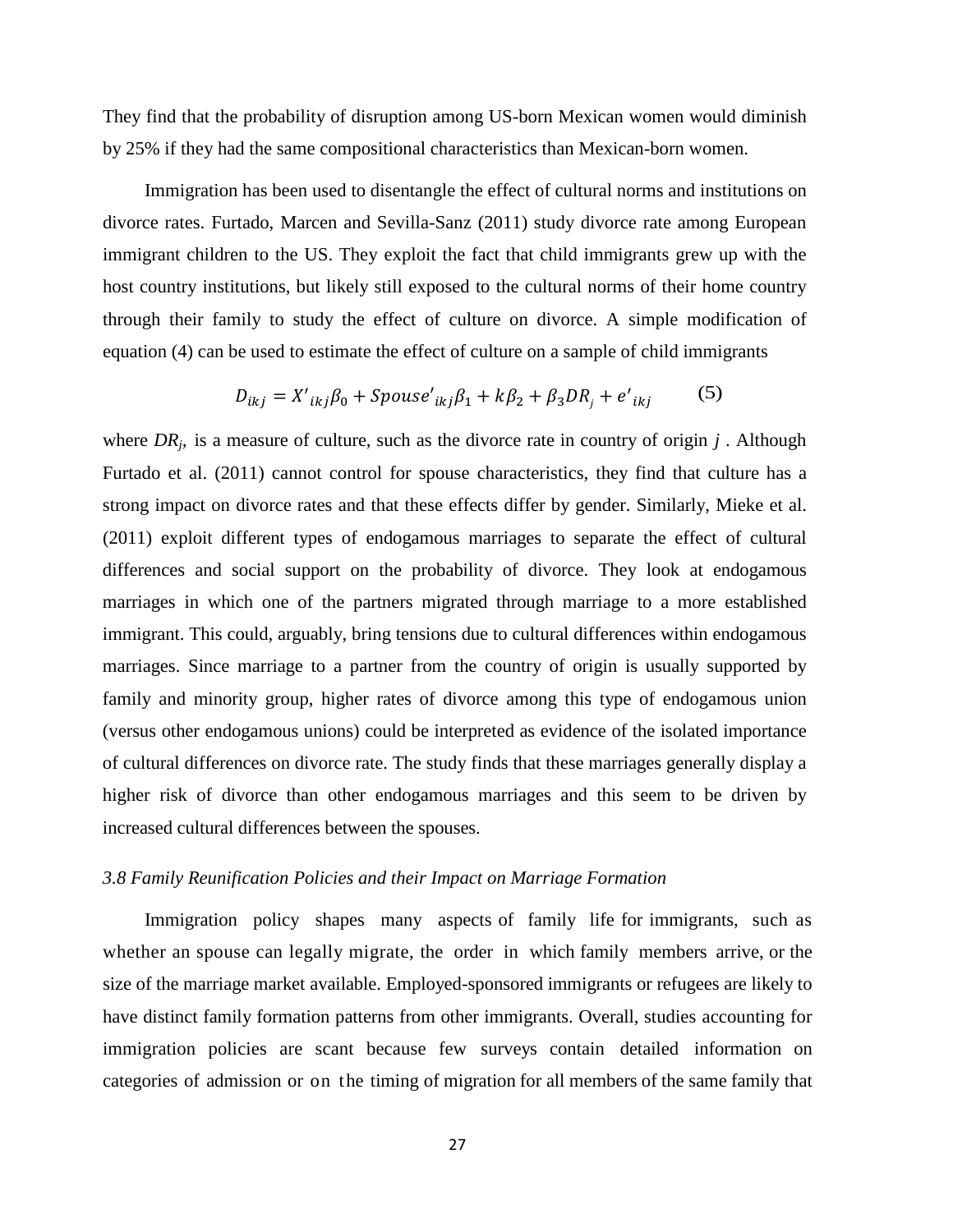They find that the probability of disruption among US-born Mexican women would diminish by 25% if they had the same compositional characteristics than Mexican-born women.

Immigration has been used to disentangle the effect of cultural norms and institutions on divorce rates. Furtado, Marcen and Sevilla-Sanz (2011) study divorce rate among European immigrant children to the US. They exploit the fact that child immigrants grew up with the host country institutions, but likely still exposed to the cultural norms of their home country through their family to study the effect of culture on divorce. A simple modification of equation (4) can be used to estimate the effect of culture on a sample of child immigrants

$$D_{ikj} = X'_{ikj}\beta_0 + Spouse'_{ikj}\beta_1 + k\beta_2 + \beta_3 DR_j + e'_{ikj} \qquad (5)$$

where $DR_j$, is a measure of culture, such as the divorce rate in country of origin $j$ . Although Furtado et al. (2011) cannot control for spouse characteristics, they find that culture has a strong impact on divorce rates and that these effects differ by gender. Similarly, Mieke et al. (2011) exploit different types of endogamous marriages to separate the effect of cultural differences and social support on the probability of divorce. They look at endogamous marriages in which one of the partners migrated through marriage to a more established immigrant. This could, arguably, bring tensions due to cultural differences within endogamous marriages. Since marriage to a partner from the country of origin is usually supported by family and minority group, higher rates of divorce among this type of endogamous union (versus other endogamous unions) could be interpreted as evidence of the isolated importance of cultural differences on divorce rate. The study finds that these marriages generally display a higher risk of divorce than other endogamous marriages and this seem to be driven by increased cultural differences between the spouses.

### *3.8 Family Reunification Policies and their Impact on Marriage Formation*

Immigration policy shapes many aspects of family life for immigrants, such as whether an spouse can legally migrate, the order in which family members arrive, or the size of the marriage market available. Employed-sponsored immigrants or refugees are likely to have distinct family formation patterns from other immigrants. Overall, studies accounting for immigration policies are scant because few surveys contain detailed information on categories of admission or on the timing of migration for all members of the same family that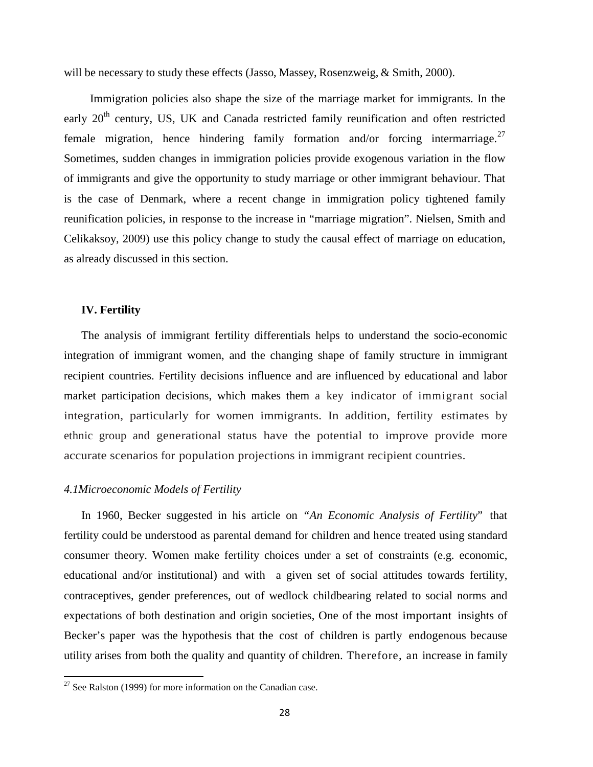will be necessary to study these effects (Jasso, Massey, Rosenzweig, & Smith, 2000).

Immigration policies also shape the size of the marriage market for immigrants. In the early 20th century, US, UK and Canada restricted family reunification and often restricted female migration, hence hindering family formation and/or forcing intermarriage.[27] Sometimes, sudden changes in immigration policies provide exogenous variation in the flow of immigrants and give the opportunity to study marriage or other immigrant behaviour. That is the case of Denmark, where a recent change in immigration policy tightened family reunification policies, in response to the increase in "marriage migration". Nielsen, Smith and Celikaksoy, 2009) use this policy change to study the causal effect of marriage on education, as already discussed in this section.

## IV. Fertility

The analysis of immigrant fertility differentials helps to understand the socio-economic integration of immigrant women, and the changing shape of family structure in immigrant recipient countries. Fertility decisions influence and are influenced by educational and labor market participation decisions, which makes them a key indicator of immigrant social integration, particularly for women immigrants. In addition, fertility estimates by ethnic group and generational status have the potential to improve provide more accurate scenarios for population projections in immigrant recipient countries.

### *4.1Microeconomic Models of Fertility*

In 1960, Becker suggested in his article on "*An Economic Analysis of Fertility*" that fertility could be understood as parental demand for children and hence treated using standard consumer theory. Women make fertility choices under a set of constraints (e.g. economic, educational and/or institutional) and with a given set of social attitudes towards fertility, contraceptives, gender preferences, out of wedlock childbearing related to social norms and expectations of both destination and origin societies, One of the most important insights of Becker's paper was the hypothesis that the cost of children is partly endogenous because utility arises from both the quality and quantity of children. Therefore, an increase in family

[27] See Ralston (1999) for more information on the Canadian case.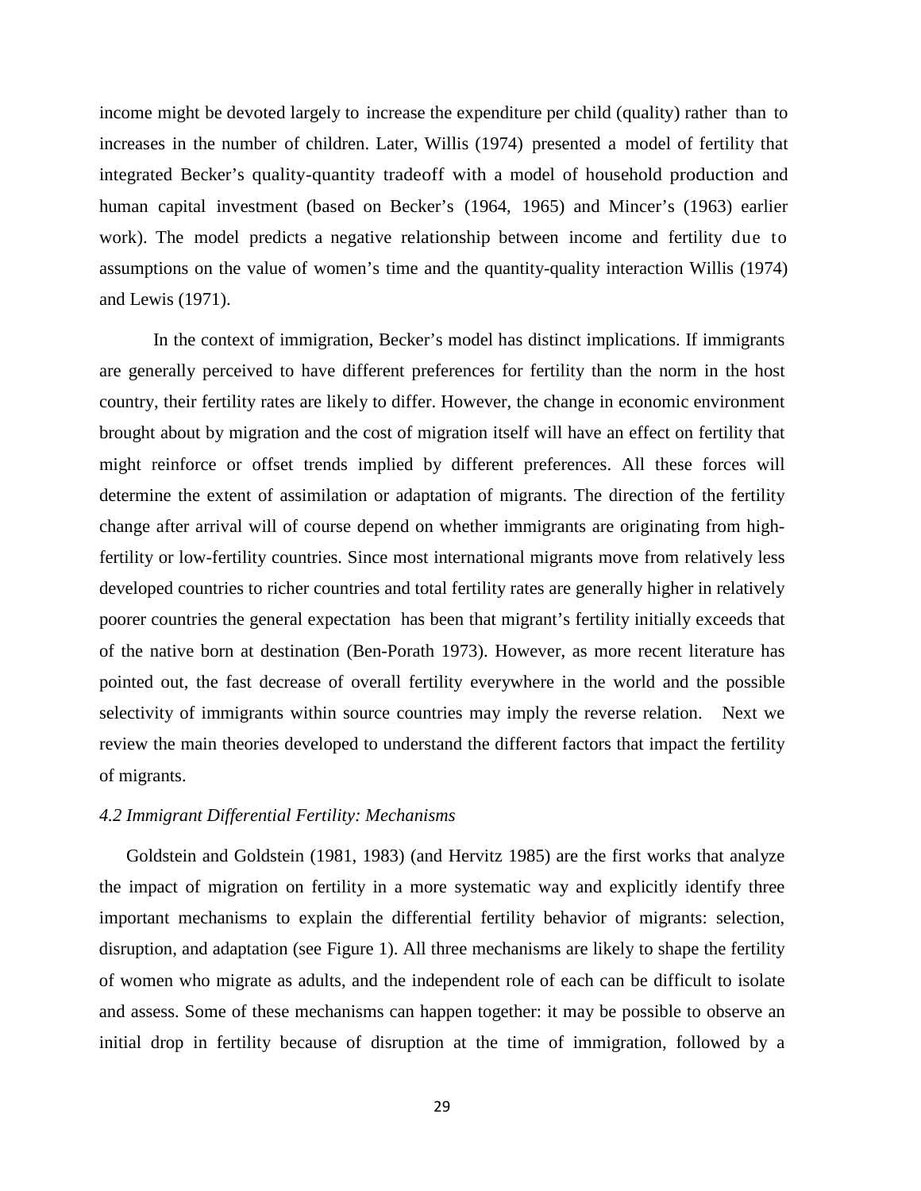income might be devoted largely to increase the expenditure per child (quality) rather than to increases in the number of children. Later, Willis (1974) presented a model of fertility that integrated Becker's quality-quantity tradeoff with a model of household production and human capital investment (based on Becker's (1964, 1965) and Mincer's (1963) earlier work). The model predicts a negative relationship between income and fertility due to assumptions on the value of women's time and the quantity-quality interaction Willis (1974) and Lewis (1971).

In the context of immigration, Becker's model has distinct implications. If immigrants are generally perceived to have different preferences for fertility than the norm in the host country, their fertility rates are likely to differ. However, the change in economic environment brought about by migration and the cost of migration itself will have an effect on fertility that might reinforce or offset trends implied by different preferences. All these forces will determine the extent of assimilation or adaptation of migrants. The direction of the fertility change after arrival will of course depend on whether immigrants are originating from high-fertility or low-fertility countries. Since most international migrants move from relatively less developed countries to richer countries and total fertility rates are generally higher in relatively poorer countries the general expectation has been that migrant's fertility initially exceeds that of the native born at destination (Ben-Porath 1973). However, as more recent literature has pointed out, the fast decrease of overall fertility everywhere in the world and the possible selectivity of immigrants within source countries may imply the reverse relation. Next we review the main theories developed to understand the different factors that impact the fertility of migrants.

### *4.2 Immigrant Differential Fertility: Mechanisms*

Goldstein and Goldstein (1981, 1983) (and Hervitz 1985) are the first works that analyze the impact of migration on fertility in a more systematic way and explicitly identify three important mechanisms to explain the differential fertility behavior of migrants: selection, disruption, and adaptation (see Figure 1). All three mechanisms are likely to shape the fertility of women who migrate as adults, and the independent role of each can be difficult to isolate and assess. Some of these mechanisms can happen together: it may be possible to observe an initial drop in fertility because of disruption at the time of immigration, followed by a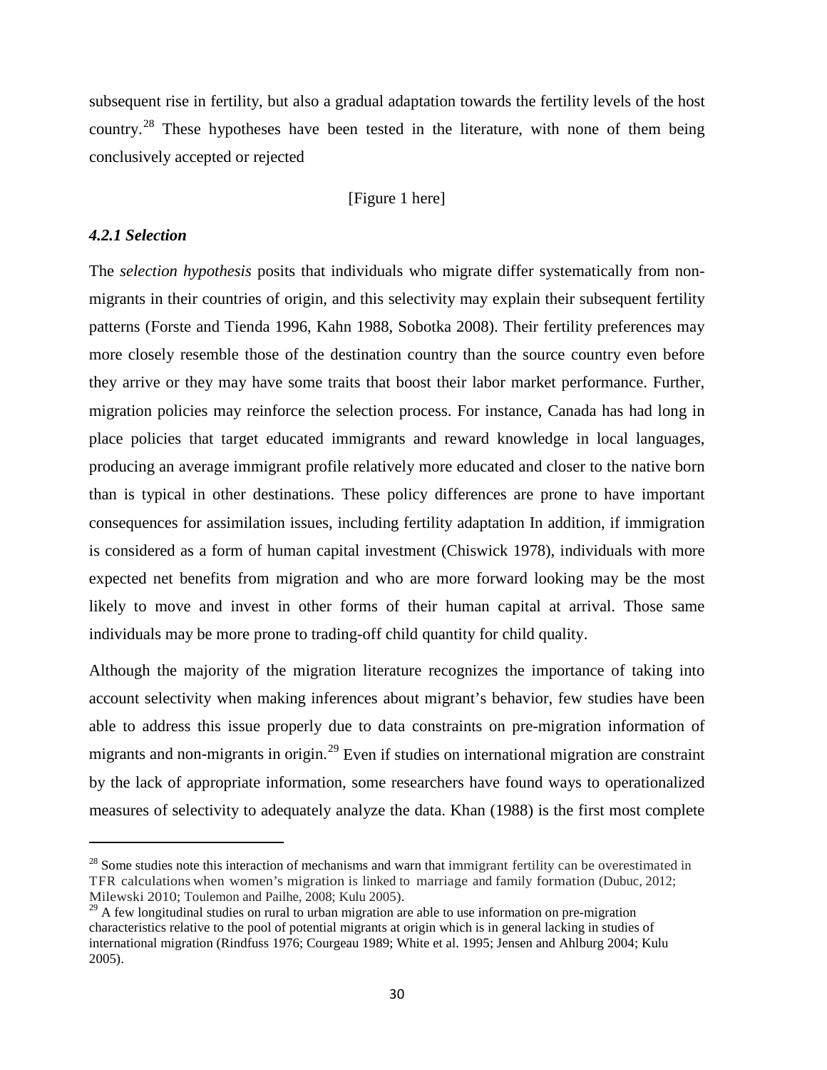subsequent rise in fertility, but also a gradual adaptation towards the fertility levels of the host country.[28] These hypotheses have been tested in the literature, with none of them being conclusively accepted or rejected

[Figure 1 here]

#### *4.2.1 Selection*

The *selection hypothesis* posits that individuals who migrate differ systematically from non-migrants in their countries of origin, and this selectivity may explain their subsequent fertility patterns (Forste and Tienda 1996, Kahn 1988, Sobotka 2008). Their fertility preferences may more closely resemble those of the destination country than the source country even before they arrive or they may have some traits that boost their labor market performance. Further, migration policies may reinforce the selection process. For instance, Canada has had long in place policies that target educated immigrants and reward knowledge in local languages, producing an average immigrant profile relatively more educated and closer to the native born than is typical in other destinations. These policy differences are prone to have important consequences for assimilation issues, including fertility adaptation In addition, if immigration is considered as a form of human capital investment (Chiswick 1978), individuals with more expected net benefits from migration and who are more forward looking may be the most likely to move and invest in other forms of their human capital at arrival. Those same individuals may be more prone to trading-off child quantity for child quality.

Although the majority of the migration literature recognizes the importance of taking into account selectivity when making inferences about migrant's behavior, few studies have been able to address this issue properly due to data constraints on pre-migration information of migrants and non-migrants in origin.[29] Even if studies on international migration are constraint by the lack of appropriate information, some researchers have found ways to operationalized measures of selectivity to adequately analyze the data. Khan (1988) is the first most complete

[28] Some studies note this interaction of mechanisms and warn that immigrant fertility can be overestimated in TFR calculations when women's migration is linked to marriage and family formation (Dubuc, 2012; Milewski 2010; Toulemon and Pailhe, 2008; Kulu 2005).

[29] A few longitudinal studies on rural to urban migration are able to use information on pre-migration characteristics relative to the pool of potential migrants at origin which is in general lacking in studies of international migration (Rindfuss 1976; Courgeau 1989; White et al. 1995; Jensen and Ahlburg 2004; Kulu 2005).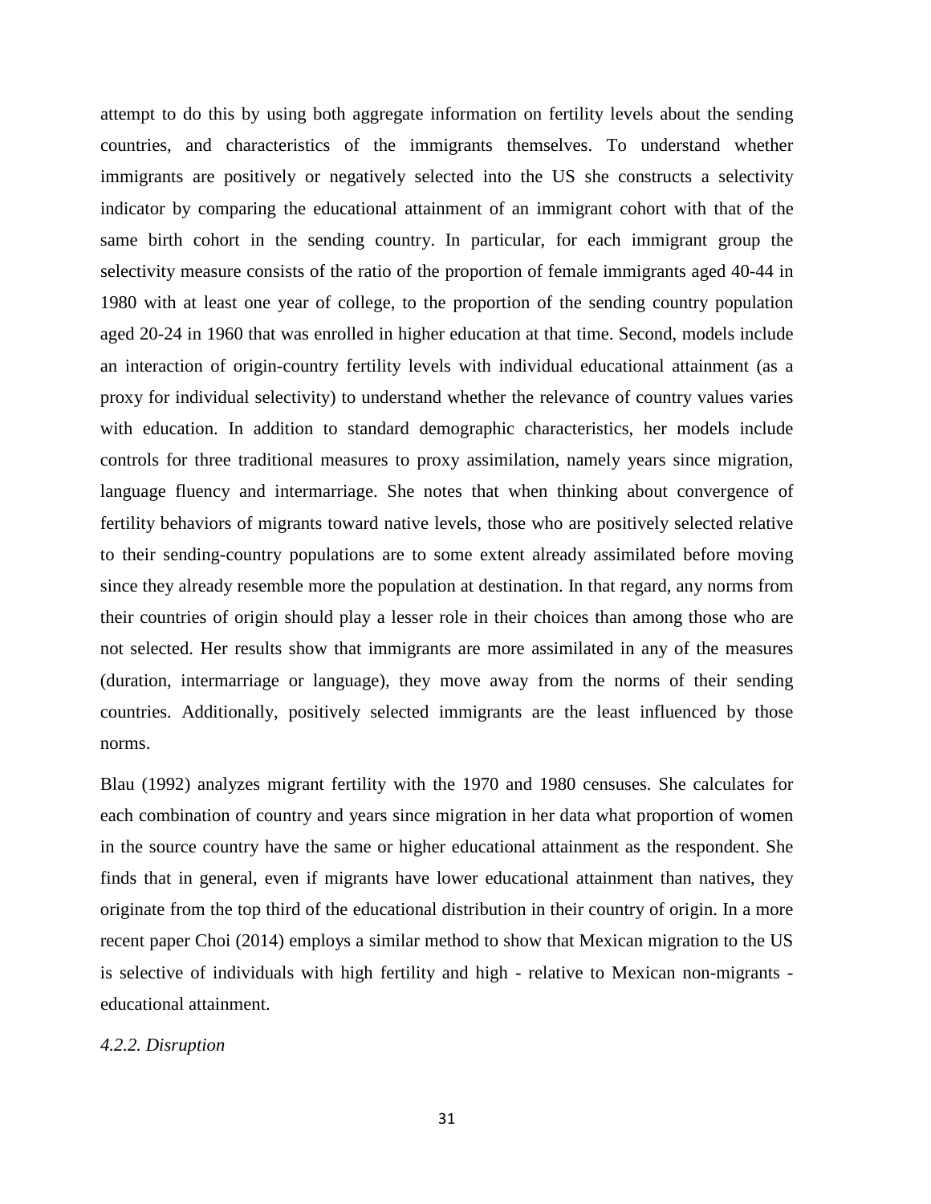attempt to do this by using both aggregate information on fertility levels about the sending countries, and characteristics of the immigrants themselves. To understand whether immigrants are positively or negatively selected into the US she constructs a selectivity indicator by comparing the educational attainment of an immigrant cohort with that of the same birth cohort in the sending country. In particular, for each immigrant group the selectivity measure consists of the ratio of the proportion of female immigrants aged 40-44 in 1980 with at least one year of college, to the proportion of the sending country population aged 20-24 in 1960 that was enrolled in higher education at that time. Second, models include an interaction of origin-country fertility levels with individual educational attainment (as a proxy for individual selectivity) to understand whether the relevance of country values varies with education. In addition to standard demographic characteristics, her models include controls for three traditional measures to proxy assimilation, namely years since migration, language fluency and intermarriage. She notes that when thinking about convergence of fertility behaviors of migrants toward native levels, those who are positively selected relative to their sending-country populations are to some extent already assimilated before moving since they already resemble more the population at destination. In that regard, any norms from their countries of origin should play a lesser role in their choices than among those who are not selected. Her results show that immigrants are more assimilated in any of the measures (duration, intermarriage or language), they move away from the norms of their sending countries. Additionally, positively selected immigrants are the least influenced by those norms.

Blau (1992) analyzes migrant fertility with the 1970 and 1980 censuses. She calculates for each combination of country and years since migration in her data what proportion of women in the source country have the same or higher educational attainment as the respondent. She finds that in general, even if migrants have lower educational attainment than natives, they originate from the top third of the educational distribution in their country of origin. In a more recent paper Choi (2014) employs a similar method to show that Mexican migration to the US is selective of individuals with high fertility and high - relative to Mexican non-migrants - educational attainment.

*4.2.2. Disruption*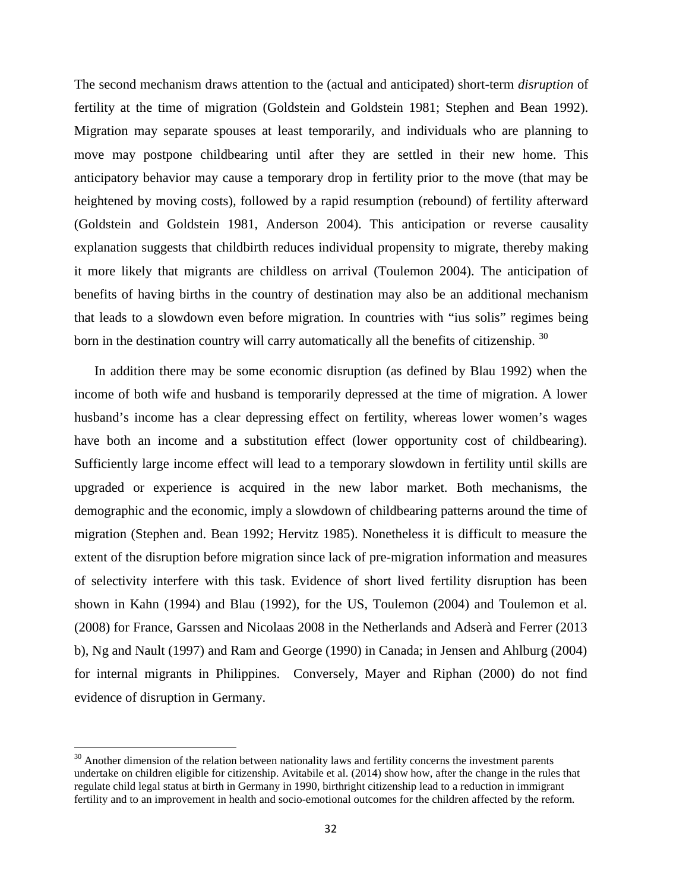The second mechanism draws attention to the (actual and anticipated) short-term *disruption* of fertility at the time of migration (Goldstein and Goldstein 1981; Stephen and Bean 1992). Migration may separate spouses at least temporarily, and individuals who are planning to move may postpone childbearing until after they are settled in their new home. This anticipatory behavior may cause a temporary drop in fertility prior to the move (that may be heightened by moving costs), followed by a rapid resumption (rebound) of fertility afterward (Goldstein and Goldstein 1981, Anderson 2004). This anticipation or reverse causality explanation suggests that childbirth reduces individual propensity to migrate, thereby making it more likely that migrants are childless on arrival (Toulemon 2004). The anticipation of benefits of having births in the country of destination may also be an additional mechanism that leads to a slowdown even before migration. In countries with "ius solis" regimes being born in the destination country will carry automatically all the benefits of citizenship. [30]

In addition there may be some economic disruption (as defined by Blau 1992) when the income of both wife and husband is temporarily depressed at the time of migration. A lower husband's income has a clear depressing effect on fertility, whereas lower women's wages have both an income and a substitution effect (lower opportunity cost of childbearing). Sufficiently large income effect will lead to a temporary slowdown in fertility until skills are upgraded or experience is acquired in the new labor market. Both mechanisms, the demographic and the economic, imply a slowdown of childbearing patterns around the time of migration (Stephen and. Bean 1992; Hervitz 1985). Nonetheless it is difficult to measure the extent of the disruption before migration since lack of pre-migration information and measures of selectivity interfere with this task. Evidence of short lived fertility disruption has been shown in Kahn (1994) and Blau (1992), for the US, Toulemon (2004) and Toulemon et al. (2008) for France, Garssen and Nicolaas 2008 in the Netherlands and Adserà and Ferrer (2013 b), Ng and Nault (1997) and Ram and George (1990) in Canada; in Jensen and Ahlburg (2004) for internal migrants in Philippines. Conversely, Mayer and Riphan (2000) do not find evidence of disruption in Germany.

[30] Another dimension of the relation between nationality laws and fertility concerns the investment parents undertake on children eligible for citizenship. Avitabile et al. (2014) show how, after the change in the rules that regulate child legal status at birth in Germany in 1990, birthright citizenship lead to a reduction in immigrant fertility and to an improvement in health and socio-emotional outcomes for the children affected by the reform.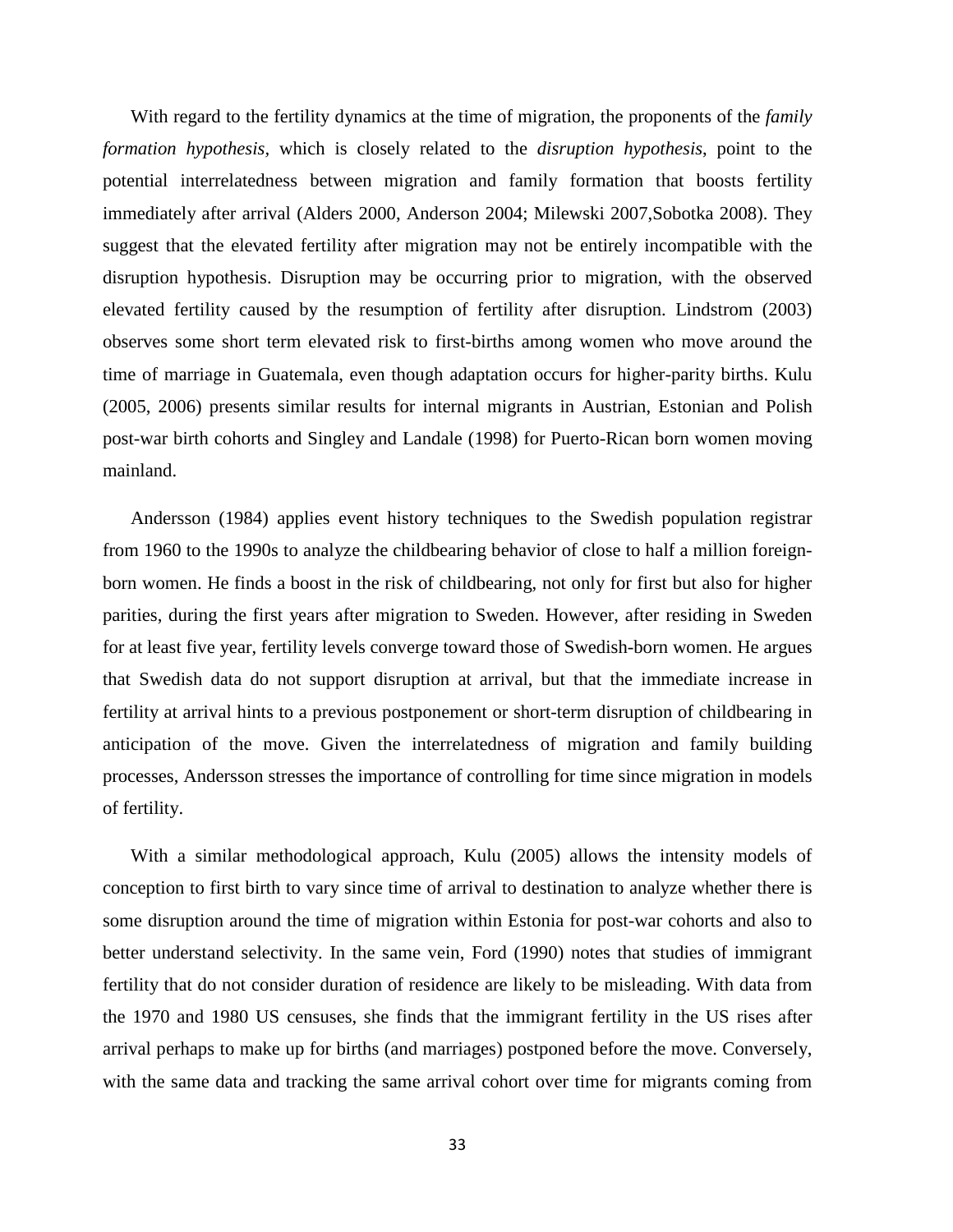With regard to the fertility dynamics at the time of migration, the proponents of the *family formation hypothesis*, which is closely related to the *disruption hypothesis*, point to the potential interrelatedness between migration and family formation that boosts fertility immediately after arrival (Alders 2000, Anderson 2004; Milewski 2007,Sobotka 2008). They suggest that the elevated fertility after migration may not be entirely incompatible with the disruption hypothesis. Disruption may be occurring prior to migration, with the observed elevated fertility caused by the resumption of fertility after disruption. Lindstrom (2003) observes some short term elevated risk to first-births among women who move around the time of marriage in Guatemala, even though adaptation occurs for higher-parity births. Kulu (2005, 2006) presents similar results for internal migrants in Austrian, Estonian and Polish post-war birth cohorts and Singley and Landale (1998) for Puerto-Rican born women moving mainland.

Andersson (1984) applies event history techniques to the Swedish population registrar from 1960 to the 1990s to analyze the childbearing behavior of close to half a million foreign-born women. He finds a boost in the risk of childbearing, not only for first but also for higher parities, during the first years after migration to Sweden. However, after residing in Sweden for at least five year, fertility levels converge toward those of Swedish-born women. He argues that Swedish data do not support disruption at arrival, but that the immediate increase in fertility at arrival hints to a previous postponement or short-term disruption of childbearing in anticipation of the move. Given the interrelatedness of migration and family building processes, Andersson stresses the importance of controlling for time since migration in models of fertility.

With a similar methodological approach, Kulu (2005) allows the intensity models of conception to first birth to vary since time of arrival to destination to analyze whether there is some disruption around the time of migration within Estonia for post-war cohorts and also to better understand selectivity. In the same vein, Ford (1990) notes that studies of immigrant fertility that do not consider duration of residence are likely to be misleading. With data from the 1970 and 1980 US censuses, she finds that the immigrant fertility in the US rises after arrival perhaps to make up for births (and marriages) postponed before the move. Conversely, with the same data and tracking the same arrival cohort over time for migrants coming from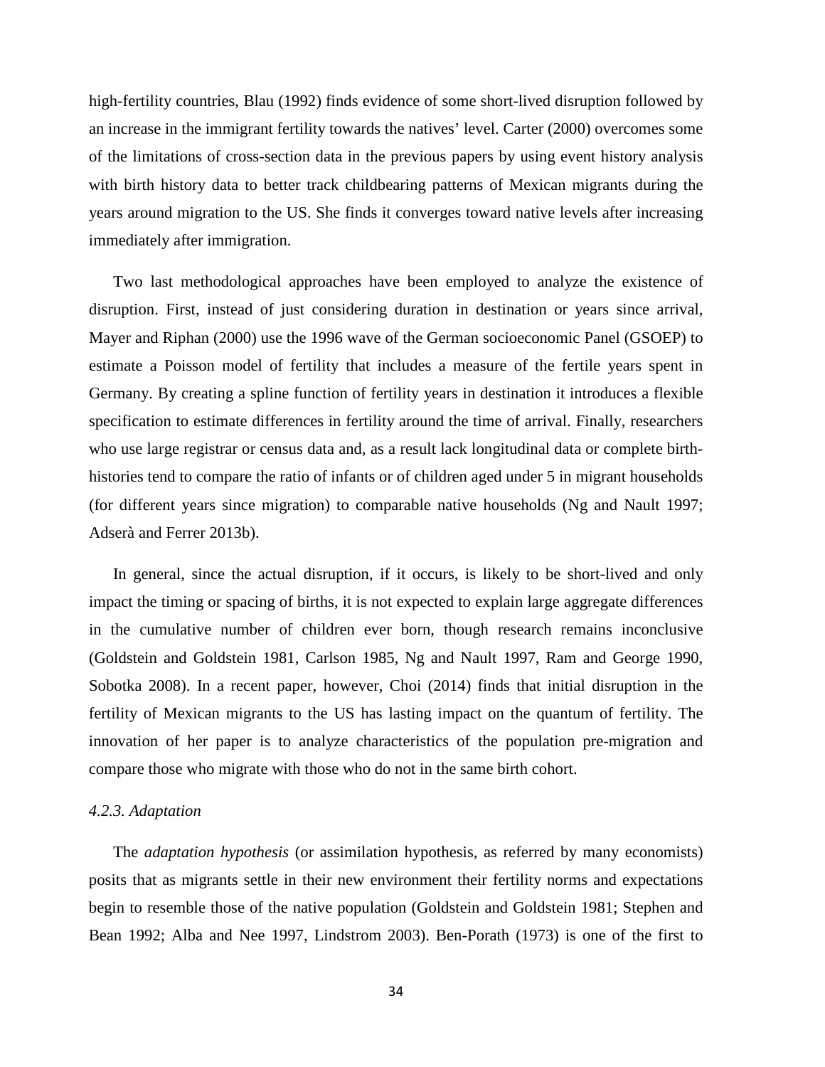high-fertility countries, Blau (1992) finds evidence of some short-lived disruption followed by an increase in the immigrant fertility towards the natives' level. Carter (2000) overcomes some of the limitations of cross-section data in the previous papers by using event history analysis with birth history data to better track childbearing patterns of Mexican migrants during the years around migration to the US. She finds it converges toward native levels after increasing immediately after immigration.

Two last methodological approaches have been employed to analyze the existence of disruption. First, instead of just considering duration in destination or years since arrival, Mayer and Riphan (2000) use the 1996 wave of the German socioeconomic Panel (GSOEP) to estimate a Poisson model of fertility that includes a measure of the fertile years spent in Germany. By creating a spline function of fertility years in destination it introduces a flexible specification to estimate differences in fertility around the time of arrival. Finally, researchers who use large registrar or census data and, as a result lack longitudinal data or complete birth-histories tend to compare the ratio of infants or of children aged under 5 in migrant households (for different years since migration) to comparable native households (Ng and Nault 1997; Adserà and Ferrer 2013b).

In general, since the actual disruption, if it occurs, is likely to be short-lived and only impact the timing or spacing of births, it is not expected to explain large aggregate differences in the cumulative number of children ever born, though research remains inconclusive (Goldstein and Goldstein 1981, Carlson 1985, Ng and Nault 1997, Ram and George 1990, Sobotka 2008). In a recent paper, however, Choi (2014) finds that initial disruption in the fertility of Mexican migrants to the US has lasting impact on the quantum of fertility. The innovation of her paper is to analyze characteristics of the population pre-migration and compare those who migrate with those who do not in the same birth cohort.

#### *4.2.3. Adaptation*

The *adaptation hypothesis* (or assimilation hypothesis, as referred by many economists) posits that as migrants settle in their new environment their fertility norms and expectations begin to resemble those of the native population (Goldstein and Goldstein 1981; Stephen and Bean 1992; Alba and Nee 1997, Lindstrom 2003). Ben-Porath (1973) is one of the first to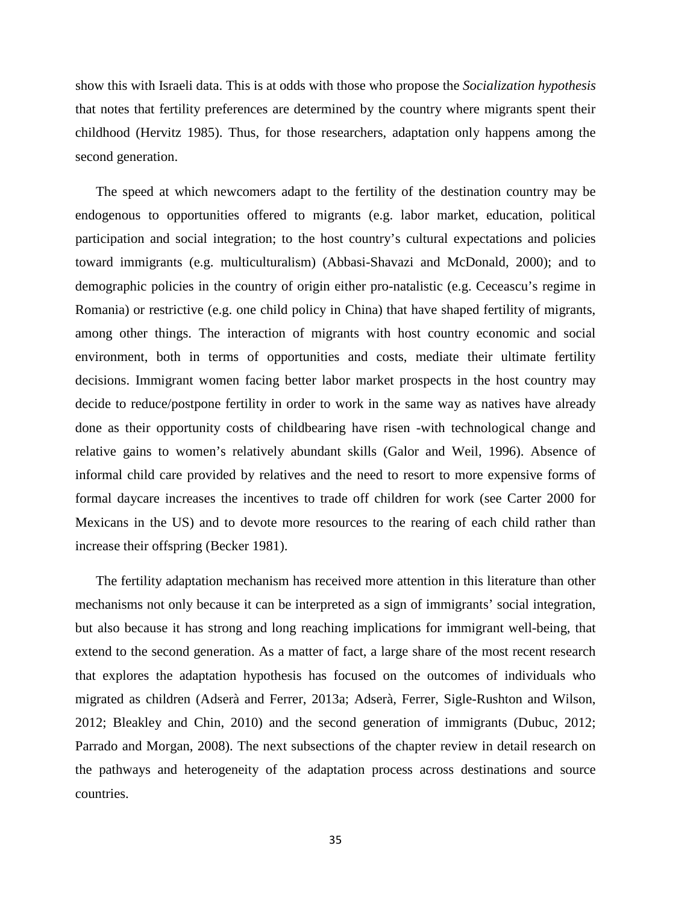show this with Israeli data. This is at odds with those who propose the *Socialization hypothesis* that notes that fertility preferences are determined by the country where migrants spent their childhood (Hervitz 1985). Thus, for those researchers, adaptation only happens among the second generation.

The speed at which newcomers adapt to the fertility of the destination country may be endogenous to opportunities offered to migrants (e.g. labor market, education, political participation and social integration; to the host country's cultural expectations and policies toward immigrants (e.g. multiculturalism) (Abbasi-Shavazi and McDonald, 2000); and to demographic policies in the country of origin either pro-natalistic (e.g. Ceceascu's regime in Romania) or restrictive (e.g. one child policy in China) that have shaped fertility of migrants, among other things. The interaction of migrants with host country economic and social environment, both in terms of opportunities and costs, mediate their ultimate fertility decisions. Immigrant women facing better labor market prospects in the host country may decide to reduce/postpone fertility in order to work in the same way as natives have already done as their opportunity costs of childbearing have risen -with technological change and relative gains to women's relatively abundant skills (Galor and Weil, 1996). Absence of informal child care provided by relatives and the need to resort to more expensive forms of formal daycare increases the incentives to trade off children for work (see Carter 2000 for Mexicans in the US) and to devote more resources to the rearing of each child rather than increase their offspring (Becker 1981).

The fertility adaptation mechanism has received more attention in this literature than other mechanisms not only because it can be interpreted as a sign of immigrants' social integration, but also because it has strong and long reaching implications for immigrant well-being, that extend to the second generation. As a matter of fact, a large share of the most recent research that explores the adaptation hypothesis has focused on the outcomes of individuals who migrated as children (Adserà and Ferrer, 2013a; Adserà, Ferrer, Sigle-Rushton and Wilson, 2012; Bleakley and Chin, 2010) and the second generation of immigrants (Dubuc, 2012; Parrado and Morgan, 2008). The next subsections of the chapter review in detail research on the pathways and heterogeneity of the adaptation process across destinations and source countries.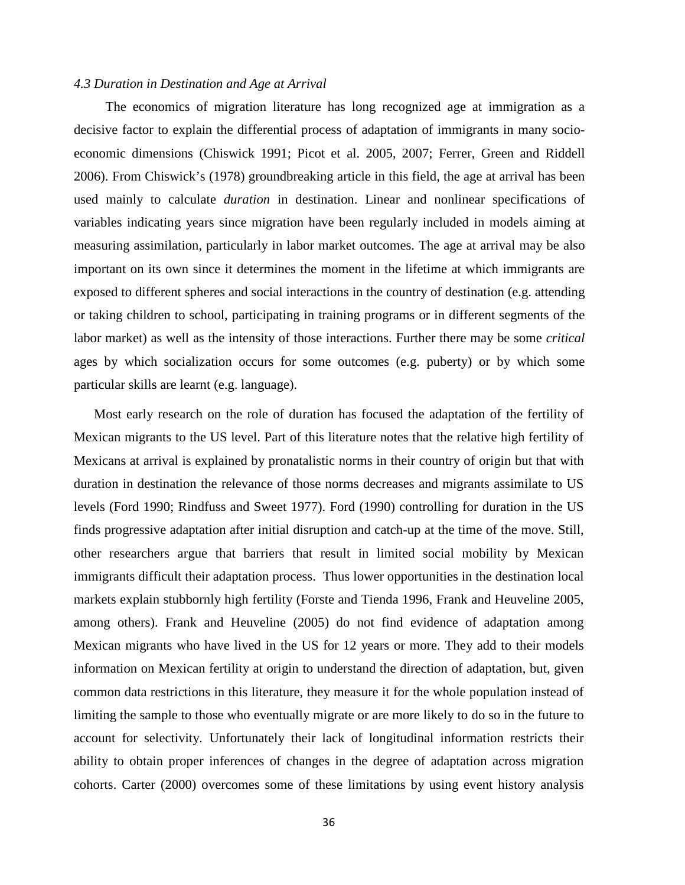*4.3 Duration in Destination and Age at Arrival*

The economics of migration literature has long recognized age at immigration as a decisive factor to explain the differential process of adaptation of immigrants in many socio-economic dimensions (Chiswick 1991; Picot et al. 2005, 2007; Ferrer, Green and Riddell 2006). From Chiswick's (1978) groundbreaking article in this field, the age at arrival has been used mainly to calculate *duration* in destination. Linear and nonlinear specifications of variables indicating years since migration have been regularly included in models aiming at measuring assimilation, particularly in labor market outcomes. The age at arrival may be also important on its own since it determines the moment in the lifetime at which immigrants are exposed to different spheres and social interactions in the country of destination (e.g. attending or taking children to school, participating in training programs or in different segments of the labor market) as well as the intensity of those interactions. Further there may be some *critical* ages by which socialization occurs for some outcomes (e.g. puberty) or by which some particular skills are learnt (e.g. language).

Most early research on the role of duration has focused the adaptation of the fertility of Mexican migrants to the US level. Part of this literature notes that the relative high fertility of Mexicans at arrival is explained by pronatalistic norms in their country of origin but that with duration in destination the relevance of those norms decreases and migrants assimilate to US levels (Ford 1990; Rindfuss and Sweet 1977). Ford (1990) controlling for duration in the US finds progressive adaptation after initial disruption and catch-up at the time of the move. Still, other researchers argue that barriers that result in limited social mobility by Mexican immigrants difficult their adaptation process. Thus lower opportunities in the destination local markets explain stubbornly high fertility (Forste and Tienda 1996, Frank and Heuveline 2005, among others). Frank and Heuveline (2005) do not find evidence of adaptation among Mexican migrants who have lived in the US for 12 years or more. They add to their models information on Mexican fertility at origin to understand the direction of adaptation, but, given common data restrictions in this literature, they measure it for the whole population instead of limiting the sample to those who eventually migrate or are more likely to do so in the future to account for selectivity. Unfortunately their lack of longitudinal information restricts their ability to obtain proper inferences of changes in the degree of adaptation across migration cohorts. Carter (2000) overcomes some of these limitations by using event history analysis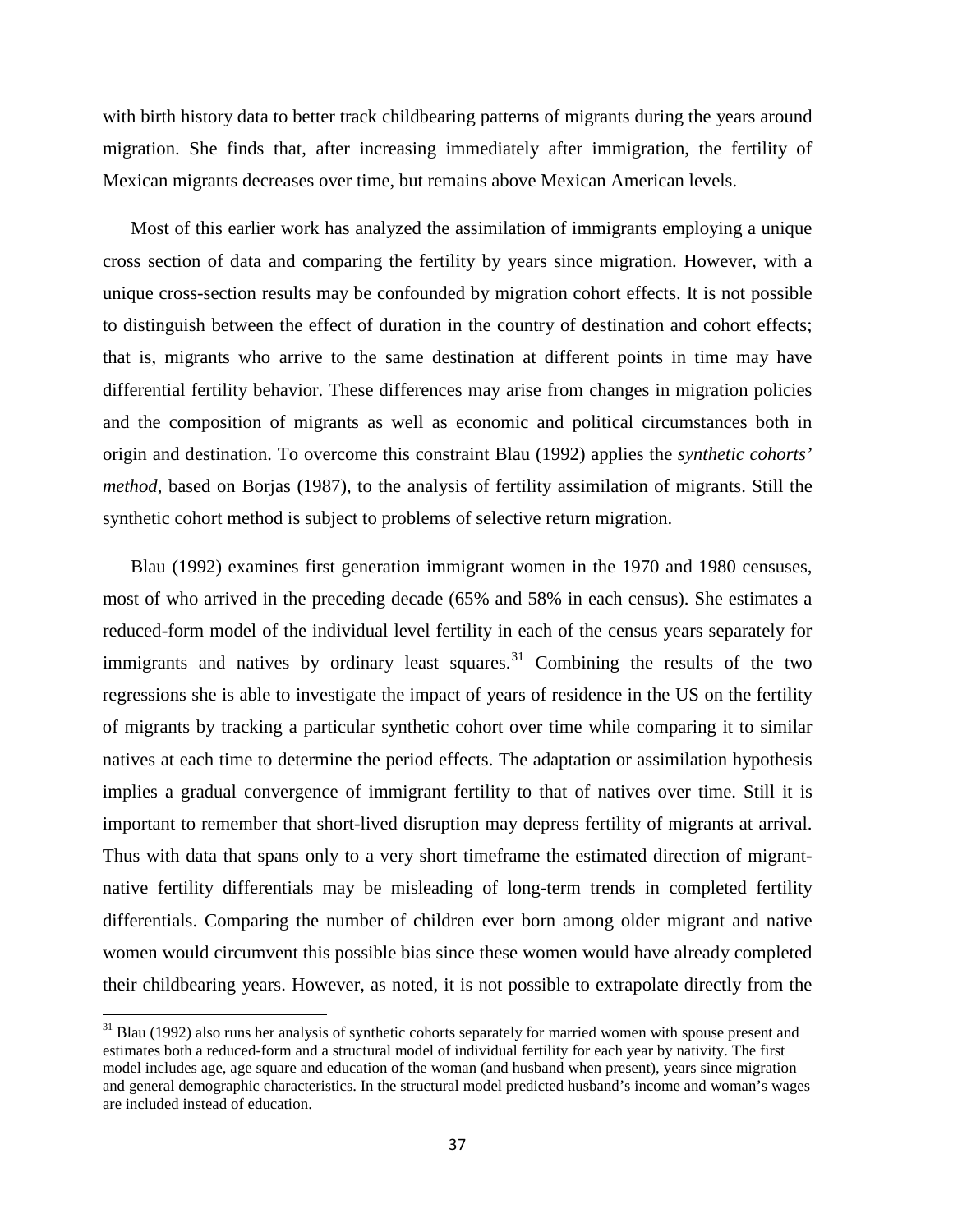with birth history data to better track childbearing patterns of migrants during the years around migration. She finds that, after increasing immediately after immigration, the fertility of Mexican migrants decreases over time, but remains above Mexican American levels.

Most of this earlier work has analyzed the assimilation of immigrants employing a unique cross section of data and comparing the fertility by years since migration. However, with a unique cross-section results may be confounded by migration cohort effects. It is not possible to distinguish between the effect of duration in the country of destination and cohort effects; that is, migrants who arrive to the same destination at different points in time may have differential fertility behavior. These differences may arise from changes in migration policies and the composition of migrants as well as economic and political circumstances both in origin and destination. To overcome this constraint Blau (1992) applies the *synthetic cohorts' method*, based on Borjas (1987), to the analysis of fertility assimilation of migrants. Still the synthetic cohort method is subject to problems of selective return migration.

Blau (1992) examines first generation immigrant women in the 1970 and 1980 censuses, most of who arrived in the preceding decade (65% and 58% in each census). She estimates a reduced-form model of the individual level fertility in each of the census years separately for immigrants and natives by ordinary least squares.[31] Combining the results of the two regressions she is able to investigate the impact of years of residence in the US on the fertility of migrants by tracking a particular synthetic cohort over time while comparing it to similar natives at each time to determine the period effects. The adaptation or assimilation hypothesis implies a gradual convergence of immigrant fertility to that of natives over time. Still it is important to remember that short-lived disruption may depress fertility of migrants at arrival. Thus with data that spans only to a very short timeframe the estimated direction of migrant-native fertility differentials may be misleading of long-term trends in completed fertility differentials. Comparing the number of children ever born among older migrant and native women would circumvent this possible bias since these women would have already completed their childbearing years. However, as noted, it is not possible to extrapolate directly from the

[31] Blau (1992) also runs her analysis of synthetic cohorts separately for married women with spouse present and estimates both a reduced-form and a structural model of individual fertility for each year by nativity. The first model includes age, age square and education of the woman (and husband when present), years since migration and general demographic characteristics. In the structural model predicted husband's income and woman's wages are included instead of education.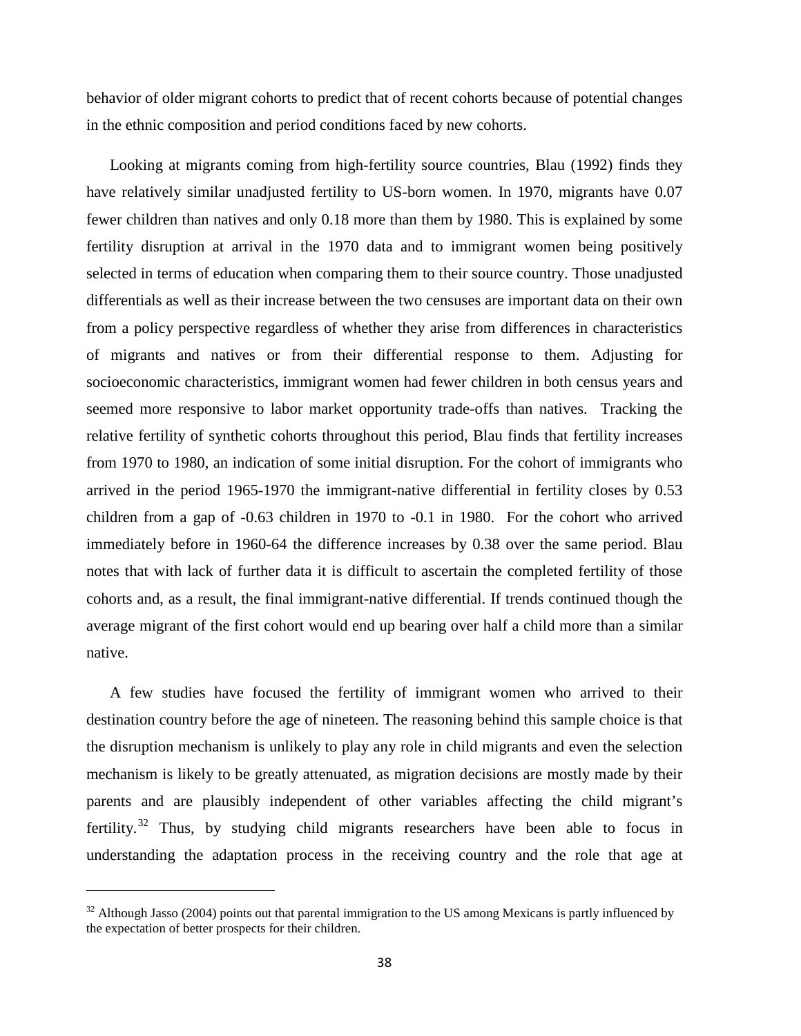behavior of older migrant cohorts to predict that of recent cohorts because of potential changes in the ethnic composition and period conditions faced by new cohorts.

Looking at migrants coming from high-fertility source countries, Blau (1992) finds they have relatively similar unadjusted fertility to US-born women. In 1970, migrants have 0.07 fewer children than natives and only 0.18 more than them by 1980. This is explained by some fertility disruption at arrival in the 1970 data and to immigrant women being positively selected in terms of education when comparing them to their source country. Those unadjusted differentials as well as their increase between the two censuses are important data on their own from a policy perspective regardless of whether they arise from differences in characteristics of migrants and natives or from their differential response to them. Adjusting for socioeconomic characteristics, immigrant women had fewer children in both census years and seemed more responsive to labor market opportunity trade-offs than natives. Tracking the relative fertility of synthetic cohorts throughout this period, Blau finds that fertility increases from 1970 to 1980, an indication of some initial disruption. For the cohort of immigrants who arrived in the period 1965-1970 the immigrant-native differential in fertility closes by 0.53 children from a gap of -0.63 children in 1970 to -0.1 in 1980. For the cohort who arrived immediately before in 1960-64 the difference increases by 0.38 over the same period. Blau notes that with lack of further data it is difficult to ascertain the completed fertility of those cohorts and, as a result, the final immigrant-native differential. If trends continued though the average migrant of the first cohort would end up bearing over half a child more than a similar native.

A few studies have focused the fertility of immigrant women who arrived to their destination country before the age of nineteen. The reasoning behind this sample choice is that the disruption mechanism is unlikely to play any role in child migrants and even the selection mechanism is likely to be greatly attenuated, as migration decisions are mostly made by their parents and are plausibly independent of other variables affecting the child migrant's fertility.[32] Thus, by studying child migrants researchers have been able to focus in understanding the adaptation process in the receiving country and the role that age at

[32] Although Jasso (2004) points out that parental immigration to the US among Mexicans is partly influenced by the expectation of better prospects for their children.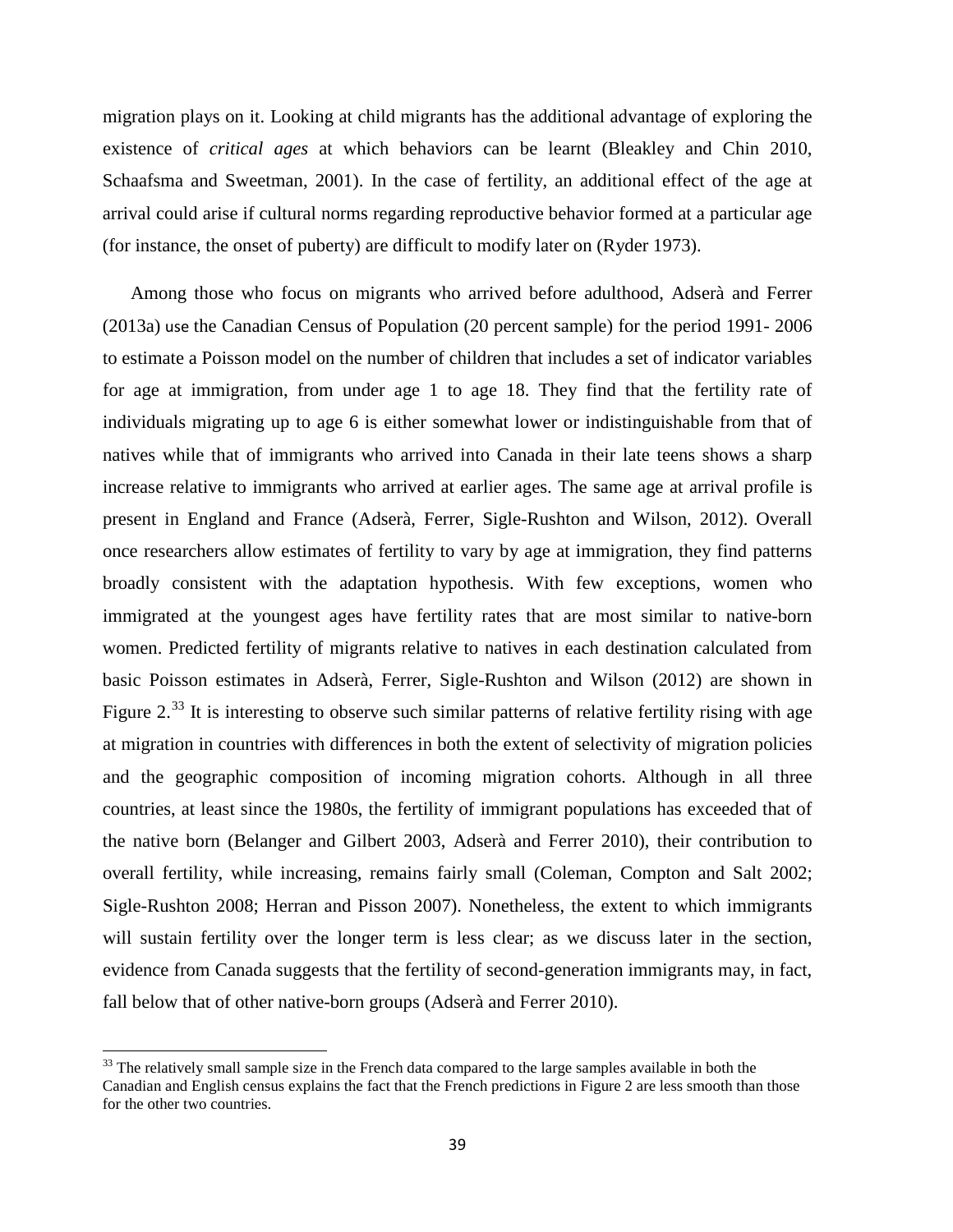migration plays on it. Looking at child migrants has the additional advantage of exploring the existence of *critical ages* at which behaviors can be learnt (Bleakley and Chin 2010, Schaafsma and Sweetman, 2001). In the case of fertility, an additional effect of the age at arrival could arise if cultural norms regarding reproductive behavior formed at a particular age (for instance, the onset of puberty) are difficult to modify later on (Ryder 1973).

Among those who focus on migrants who arrived before adulthood, Adserà and Ferrer (2013a) use the Canadian Census of Population (20 percent sample) for the period 1991- 2006 to estimate a Poisson model on the number of children that includes a set of indicator variables for age at immigration, from under age 1 to age 18. They find that the fertility rate of individuals migrating up to age 6 is either somewhat lower or indistinguishable from that of natives while that of immigrants who arrived into Canada in their late teens shows a sharp increase relative to immigrants who arrived at earlier ages. The same age at arrival profile is present in England and France (Adserà, Ferrer, Sigle-Rushton and Wilson, 2012). Overall once researchers allow estimates of fertility to vary by age at immigration, they find patterns broadly consistent with the adaptation hypothesis. With few exceptions, women who immigrated at the youngest ages have fertility rates that are most similar to native-born women. Predicted fertility of migrants relative to natives in each destination calculated from basic Poisson estimates in Adserà, Ferrer, Sigle-Rushton and Wilson (2012) are shown in Figure 2.[33] It is interesting to observe such similar patterns of relative fertility rising with age at migration in countries with differences in both the extent of selectivity of migration policies and the geographic composition of incoming migration cohorts. Although in all three countries, at least since the 1980s, the fertility of immigrant populations has exceeded that of the native born (Belanger and Gilbert 2003, Adserà and Ferrer 2010), their contribution to overall fertility, while increasing, remains fairly small (Coleman, Compton and Salt 2002; Sigle-Rushton 2008; Herran and Pisson 2007). Nonetheless, the extent to which immigrants will sustain fertility over the longer term is less clear; as we discuss later in the section, evidence from Canada suggests that the fertility of second-generation immigrants may, in fact, fall below that of other native-born groups (Adserà and Ferrer 2010).

[33] The relatively small sample size in the French data compared to the large samples available in both the Canadian and English census explains the fact that the French predictions in Figure 2 are less smooth than those for the other two countries.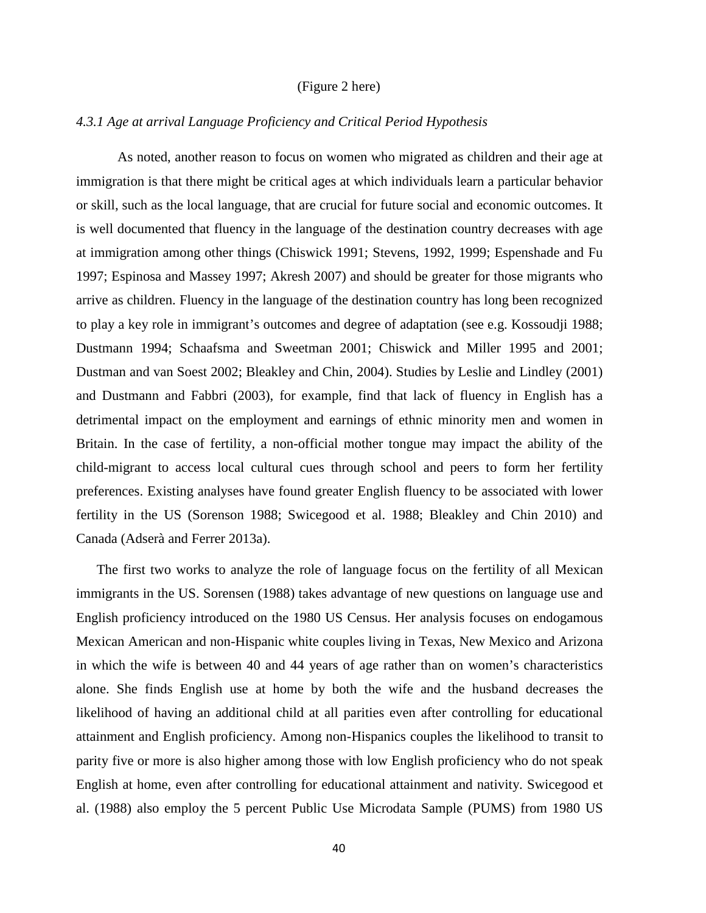(Figure 2 here)

### *4.3.1 Age at arrival Language Proficiency and Critical Period Hypothesis*

As noted, another reason to focus on women who migrated as children and their age at immigration is that there might be critical ages at which individuals learn a particular behavior or skill, such as the local language, that are crucial for future social and economic outcomes. It is well documented that fluency in the language of the destination country decreases with age at immigration among other things (Chiswick 1991; Stevens, 1992, 1999; Espenshade and Fu 1997; Espinosa and Massey 1997; Akresh 2007) and should be greater for those migrants who arrive as children. Fluency in the language of the destination country has long been recognized to play a key role in immigrant's outcomes and degree of adaptation (see e.g. Kossoudji 1988; Dustmann 1994; Schaafsma and Sweetman 2001; Chiswick and Miller 1995 and 2001; Dustman and van Soest 2002; Bleakley and Chin, 2004). Studies by Leslie and Lindley (2001) and Dustmann and Fabbri (2003), for example, find that lack of fluency in English has a detrimental impact on the employment and earnings of ethnic minority men and women in Britain. In the case of fertility, a non-official mother tongue may impact the ability of the child-migrant to access local cultural cues through school and peers to form her fertility preferences. Existing analyses have found greater English fluency to be associated with lower fertility in the US (Sorenson 1988; Swicegood et al. 1988; Bleakley and Chin 2010) and Canada (Adserà and Ferrer 2013a).

The first two works to analyze the role of language focus on the fertility of all Mexican immigrants in the US. Sorensen (1988) takes advantage of new questions on language use and English proficiency introduced on the 1980 US Census. Her analysis focuses on endogamous Mexican American and non-Hispanic white couples living in Texas, New Mexico and Arizona in which the wife is between 40 and 44 years of age rather than on women's characteristics alone. She finds English use at home by both the wife and the husband decreases the likelihood of having an additional child at all parities even after controlling for educational attainment and English proficiency. Among non-Hispanics couples the likelihood to transit to parity five or more is also higher among those with low English proficiency who do not speak English at home, even after controlling for educational attainment and nativity. Swicegood et al. (1988) also employ the 5 percent Public Use Microdata Sample (PUMS) from 1980 US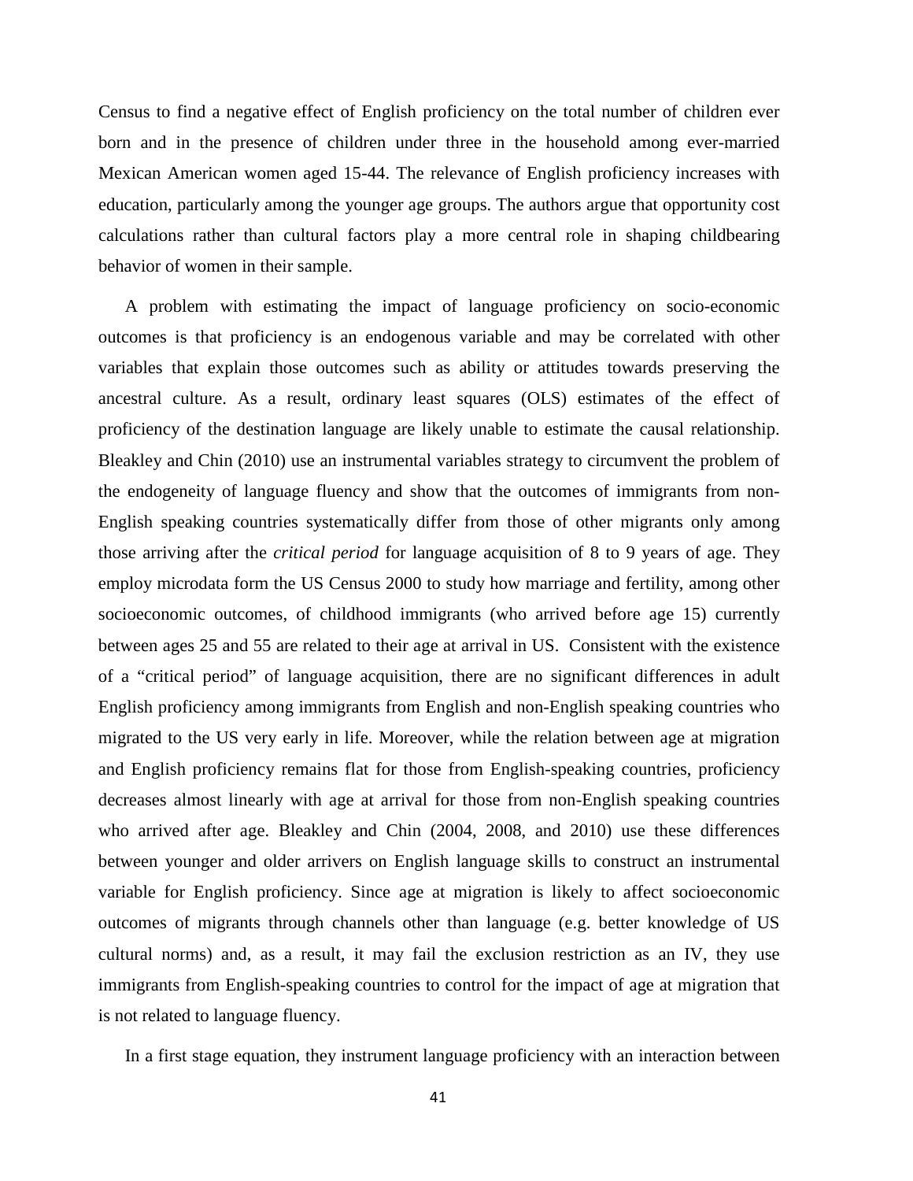Census to find a negative effect of English proficiency on the total number of children ever born and in the presence of children under three in the household among ever-married Mexican American women aged 15-44. The relevance of English proficiency increases with education, particularly among the younger age groups. The authors argue that opportunity cost calculations rather than cultural factors play a more central role in shaping childbearing behavior of women in their sample.

A problem with estimating the impact of language proficiency on socio-economic outcomes is that proficiency is an endogenous variable and may be correlated with other variables that explain those outcomes such as ability or attitudes towards preserving the ancestral culture. As a result, ordinary least squares (OLS) estimates of the effect of proficiency of the destination language are likely unable to estimate the causal relationship. Bleakley and Chin (2010) use an instrumental variables strategy to circumvent the problem of the endogeneity of language fluency and show that the outcomes of immigrants from non-English speaking countries systematically differ from those of other migrants only among those arriving after the *critical period* for language acquisition of 8 to 9 years of age. They employ microdata form the US Census 2000 to study how marriage and fertility, among other socioeconomic outcomes, of childhood immigrants (who arrived before age 15) currently between ages 25 and 55 are related to their age at arrival in US. Consistent with the existence of a "critical period" of language acquisition, there are no significant differences in adult English proficiency among immigrants from English and non-English speaking countries who migrated to the US very early in life. Moreover, while the relation between age at migration and English proficiency remains flat for those from English-speaking countries, proficiency decreases almost linearly with age at arrival for those from non-English speaking countries who arrived after age. Bleakley and Chin (2004, 2008, and 2010) use these differences between younger and older arrivers on English language skills to construct an instrumental variable for English proficiency. Since age at migration is likely to affect socioeconomic outcomes of migrants through channels other than language (e.g. better knowledge of US cultural norms) and, as a result, it may fail the exclusion restriction as an IV, they use immigrants from English-speaking countries to control for the impact of age at migration that is not related to language fluency.

In a first stage equation, they instrument language proficiency with an interaction between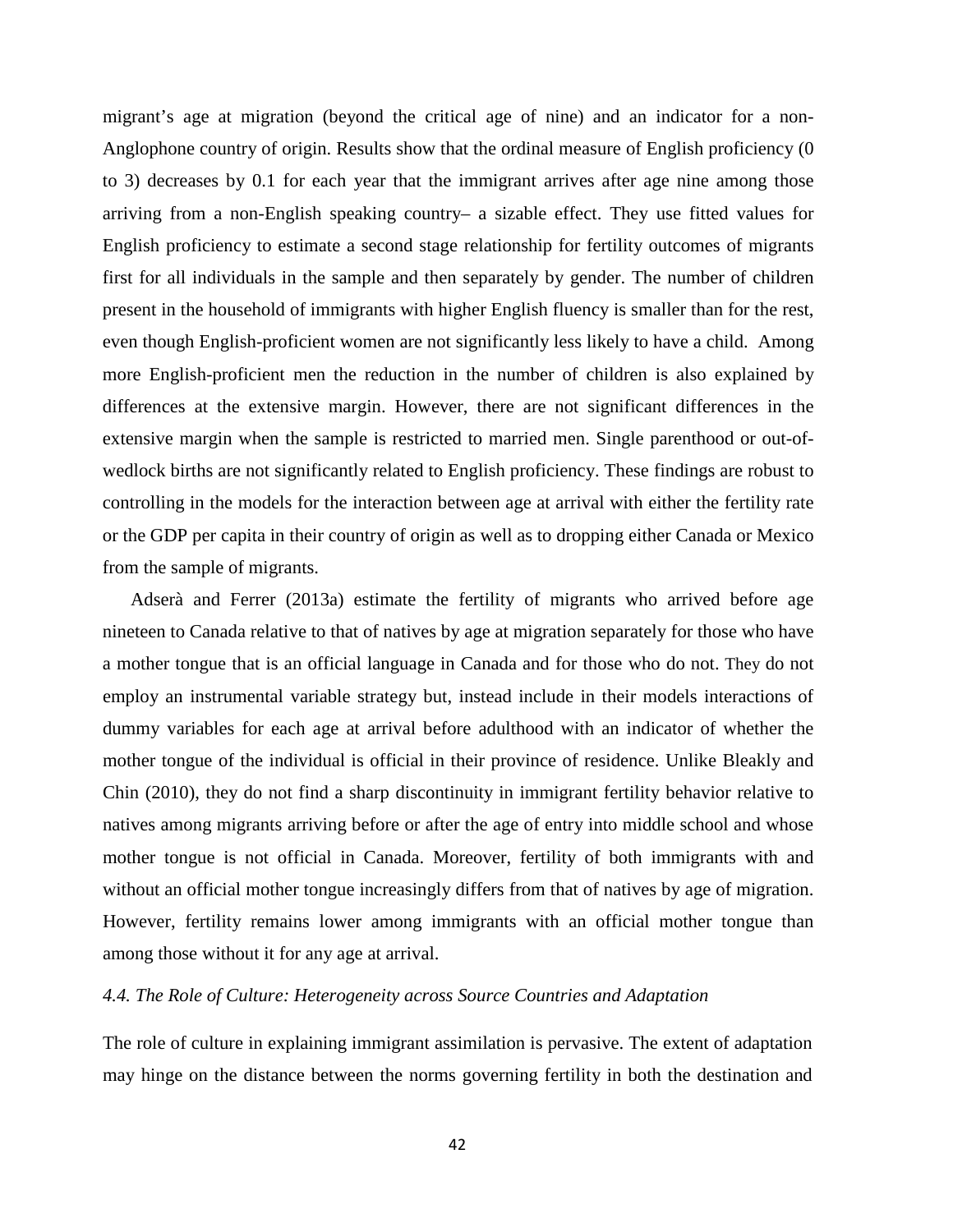migrant's age at migration (beyond the critical age of nine) and an indicator for a non-Anglophone country of origin. Results show that the ordinal measure of English proficiency (0 to 3) decreases by 0.1 for each year that the immigrant arrives after age nine among those arriving from a non-English speaking country– a sizable effect. They use fitted values for English proficiency to estimate a second stage relationship for fertility outcomes of migrants first for all individuals in the sample and then separately by gender. The number of children present in the household of immigrants with higher English fluency is smaller than for the rest, even though English-proficient women are not significantly less likely to have a child. Among more English-proficient men the reduction in the number of children is also explained by differences at the extensive margin. However, there are not significant differences in the extensive margin when the sample is restricted to married men. Single parenthood or out-of-wedlock births are not significantly related to English proficiency. These findings are robust to controlling in the models for the interaction between age at arrival with either the fertility rate or the GDP per capita in their country of origin as well as to dropping either Canada or Mexico from the sample of migrants.

Adserà and Ferrer (2013a) estimate the fertility of migrants who arrived before age nineteen to Canada relative to that of natives by age at migration separately for those who have a mother tongue that is an official language in Canada and for those who do not. They do not employ an instrumental variable strategy but, instead include in their models interactions of dummy variables for each age at arrival before adulthood with an indicator of whether the mother tongue of the individual is official in their province of residence. Unlike Bleakly and Chin (2010), they do not find a sharp discontinuity in immigrant fertility behavior relative to natives among migrants arriving before or after the age of entry into middle school and whose mother tongue is not official in Canada. Moreover, fertility of both immigrants with and without an official mother tongue increasingly differs from that of natives by age of migration. However, fertility remains lower among immigrants with an official mother tongue than among those without it for any age at arrival.

### *4.4. The Role of Culture: Heterogeneity across Source Countries and Adaptation*

The role of culture in explaining immigrant assimilation is pervasive. The extent of adaptation may hinge on the distance between the norms governing fertility in both the destination and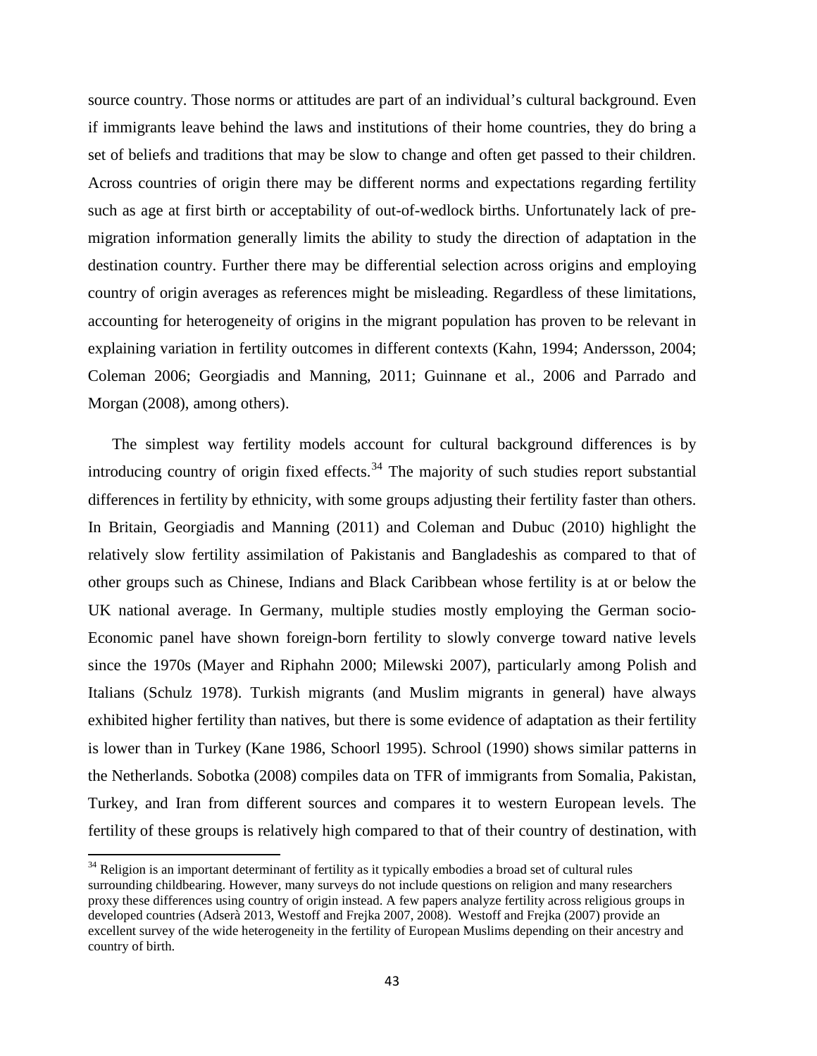source country. Those norms or attitudes are part of an individual's cultural background. Even if immigrants leave behind the laws and institutions of their home countries, they do bring a set of beliefs and traditions that may be slow to change and often get passed to their children. Across countries of origin there may be different norms and expectations regarding fertility such as age at first birth or acceptability of out-of-wedlock births. Unfortunately lack of pre-migration information generally limits the ability to study the direction of adaptation in the destination country. Further there may be differential selection across origins and employing country of origin averages as references might be misleading. Regardless of these limitations, accounting for heterogeneity of origins in the migrant population has proven to be relevant in explaining variation in fertility outcomes in different contexts (Kahn, 1994; Andersson, 2004; Coleman 2006; Georgiadis and Manning, 2011; Guinnane et al., 2006 and Parrado and Morgan (2008), among others).

The simplest way fertility models account for cultural background differences is by introducing country of origin fixed effects.[34] The majority of such studies report substantial differences in fertility by ethnicity, with some groups adjusting their fertility faster than others. In Britain, Georgiadis and Manning (2011) and Coleman and Dubuc (2010) highlight the relatively slow fertility assimilation of Pakistanis and Bangladeshis as compared to that of other groups such as Chinese, Indians and Black Caribbean whose fertility is at or below the UK national average. In Germany, multiple studies mostly employing the German socio-Economic panel have shown foreign-born fertility to slowly converge toward native levels since the 1970s (Mayer and Riphahn 2000; Milewski 2007), particularly among Polish and Italians (Schulz 1978). Turkish migrants (and Muslim migrants in general) have always exhibited higher fertility than natives, but there is some evidence of adaptation as their fertility is lower than in Turkey (Kane 1986, Schoorl 1995). Schrool (1990) shows similar patterns in the Netherlands. Sobotka (2008) compiles data on TFR of immigrants from Somalia, Pakistan, Turkey, and Iran from different sources and compares it to western European levels. The fertility of these groups is relatively high compared to that of their country of destination, with

[34] Religion is an important determinant of fertility as it typically embodies a broad set of cultural rules surrounding childbearing. However, many surveys do not include questions on religion and many researchers proxy these differences using country of origin instead. A few papers analyze fertility across religious groups in developed countries (Adserà 2013, Westoff and Frejka 2007, 2008). Westoff and Frejka (2007) provide an excellent survey of the wide heterogeneity in the fertility of European Muslims depending on their ancestry and country of birth.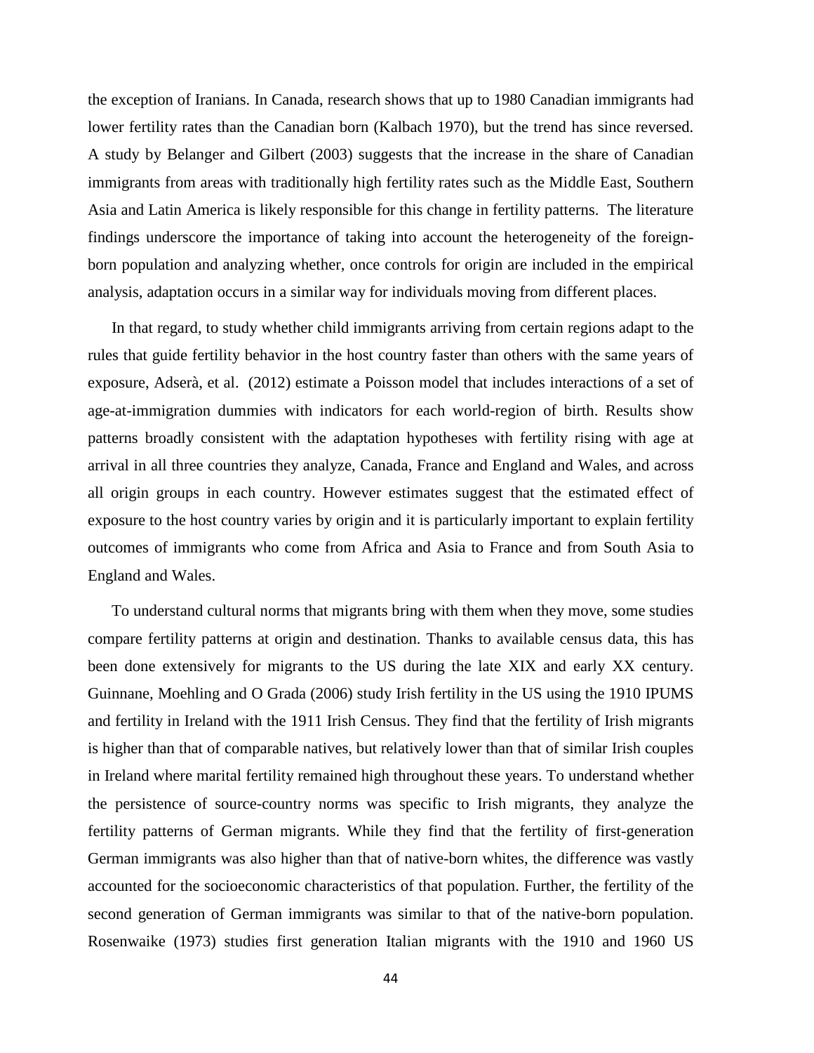the exception of Iranians. In Canada, research shows that up to 1980 Canadian immigrants had lower fertility rates than the Canadian born (Kalbach 1970), but the trend has since reversed. A study by Belanger and Gilbert (2003) suggests that the increase in the share of Canadian immigrants from areas with traditionally high fertility rates such as the Middle East, Southern Asia and Latin America is likely responsible for this change in fertility patterns. The literature findings underscore the importance of taking into account the heterogeneity of the foreign-born population and analyzing whether, once controls for origin are included in the empirical analysis, adaptation occurs in a similar way for individuals moving from different places.

In that regard, to study whether child immigrants arriving from certain regions adapt to the rules that guide fertility behavior in the host country faster than others with the same years of exposure, Adserà, et al. (2012) estimate a Poisson model that includes interactions of a set of age-at-immigration dummies with indicators for each world-region of birth. Results show patterns broadly consistent with the adaptation hypotheses with fertility rising with age at arrival in all three countries they analyze, Canada, France and England and Wales, and across all origin groups in each country. However estimates suggest that the estimated effect of exposure to the host country varies by origin and it is particularly important to explain fertility outcomes of immigrants who come from Africa and Asia to France and from South Asia to England and Wales.

To understand cultural norms that migrants bring with them when they move, some studies compare fertility patterns at origin and destination. Thanks to available census data, this has been done extensively for migrants to the US during the late XIX and early XX century. Guinnane, Moehling and O Grada (2006) study Irish fertility in the US using the 1910 IPUMS and fertility in Ireland with the 1911 Irish Census. They find that the fertility of Irish migrants is higher than that of comparable natives, but relatively lower than that of similar Irish couples in Ireland where marital fertility remained high throughout these years. To understand whether the persistence of source-country norms was specific to Irish migrants, they analyze the fertility patterns of German migrants. While they find that the fertility of first-generation German immigrants was also higher than that of native-born whites, the difference was vastly accounted for the socioeconomic characteristics of that population. Further, the fertility of the second generation of German immigrants was similar to that of the native-born population. Rosenwaike (1973) studies first generation Italian migrants with the 1910 and 1960 US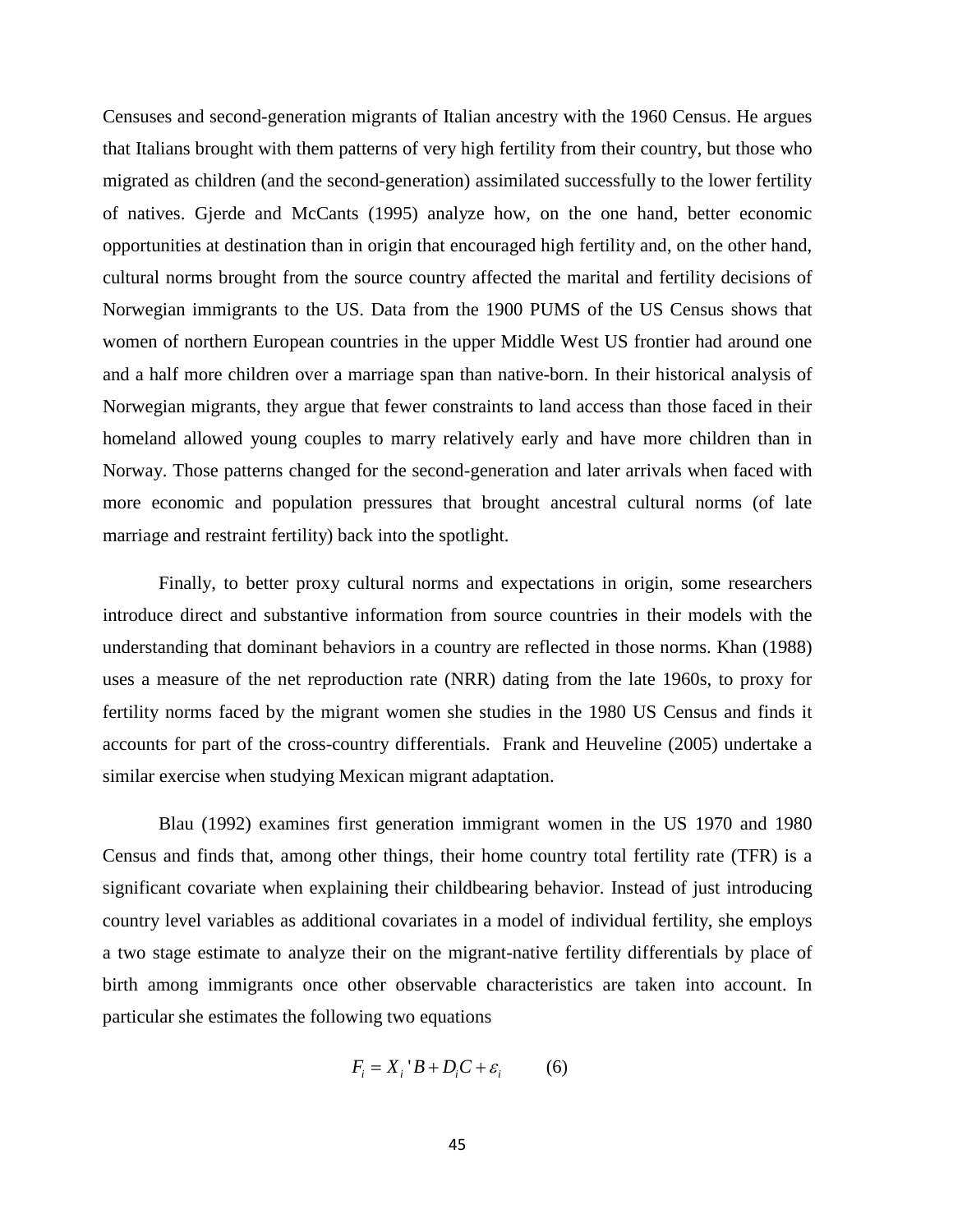Censuses and second-generation migrants of Italian ancestry with the 1960 Census. He argues that Italians brought with them patterns of very high fertility from their country, but those who migrated as children (and the second-generation) assimilated successfully to the lower fertility of natives. Gjerde and McCants (1995) analyze how, on the one hand, better economic opportunities at destination than in origin that encouraged high fertility and, on the other hand, cultural norms brought from the source country affected the marital and fertility decisions of Norwegian immigrants to the US. Data from the 1900 PUMS of the US Census shows that women of northern European countries in the upper Middle West US frontier had around one and a half more children over a marriage span than native-born. In their historical analysis of Norwegian migrants, they argue that fewer constraints to land access than those faced in their homeland allowed young couples to marry relatively early and have more children than in Norway. Those patterns changed for the second-generation and later arrivals when faced with more economic and population pressures that brought ancestral cultural norms (of late marriage and restraint fertility) back into the spotlight.

Finally, to better proxy cultural norms and expectations in origin, some researchers introduce direct and substantive information from source countries in their models with the understanding that dominant behaviors in a country are reflected in those norms. Khan (1988) uses a measure of the net reproduction rate (NRR) dating from the late 1960s, to proxy for fertility norms faced by the migrant women she studies in the 1980 US Census and finds it accounts for part of the cross-country differentials. Frank and Heuveline (2005) undertake a similar exercise when studying Mexican migrant adaptation.

Blau (1992) examines first generation immigrant women in the US 1970 and 1980 Census and finds that, among other things, their home country total fertility rate (TFR) is a significant covariate when explaining their childbearing behavior. Instead of just introducing country level variables as additional covariates in a model of individual fertility, she employs a two stage estimate to analyze their on the migrant-native fertility differentials by place of birth among immigrants once other observable characteristics are taken into account. In particular she estimates the following two equations

$$F_i = X_i{}'B + D_iC + \varepsilon_i \qquad (6)$$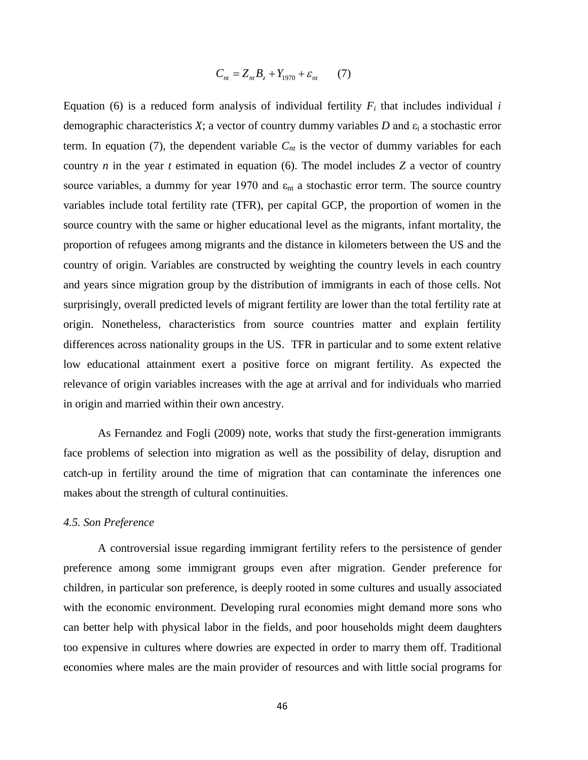$$C_{nt} = Z_{nt}B_z + Y_{1970} + \varepsilon_{nt} \qquad (7)$$

Equation (6) is a reduced form analysis of individual fertility $F_i$ that includes individual $i$ demographic characteristics $X$; a vector of country dummy variables $D$ and $\varepsilon_i$ a stochastic error term. In equation (7), the dependent variable $C_{nt}$ is the vector of dummy variables for each country $n$ in the year $t$ estimated in equation (6). The model includes $Z$ a vector of country source variables, a dummy for year 1970 and $\varepsilon_{nt}$ a stochastic error term. The source country variables include total fertility rate (TFR), per capital GCP, the proportion of women in the source country with the same or higher educational level as the migrants, infant mortality, the proportion of refugees among migrants and the distance in kilometers between the US and the country of origin. Variables are constructed by weighting the country levels in each country and years since migration group by the distribution of immigrants in each of those cells. Not surprisingly, overall predicted levels of migrant fertility are lower than the total fertility rate at origin. Nonetheless, characteristics from source countries matter and explain fertility differences across nationality groups in the US. TFR in particular and to some extent relative low educational attainment exert a positive force on migrant fertility. As expected the relevance of origin variables increases with the age at arrival and for individuals who married in origin and married within their own ancestry.

As Fernandez and Fogli (2009) note, works that study the first-generation immigrants face problems of selection into migration as well as the possibility of delay, disruption and catch-up in fertility around the time of migration that can contaminate the inferences one makes about the strength of cultural continuities.

### *4.5. Son Preference*

A controversial issue regarding immigrant fertility refers to the persistence of gender preference among some immigrant groups even after migration. Gender preference for children, in particular son preference, is deeply rooted in some cultures and usually associated with the economic environment. Developing rural economies might demand more sons who can better help with physical labor in the fields, and poor households might deem daughters too expensive in cultures where dowries are expected in order to marry them off. Traditional economies where males are the main provider of resources and with little social programs for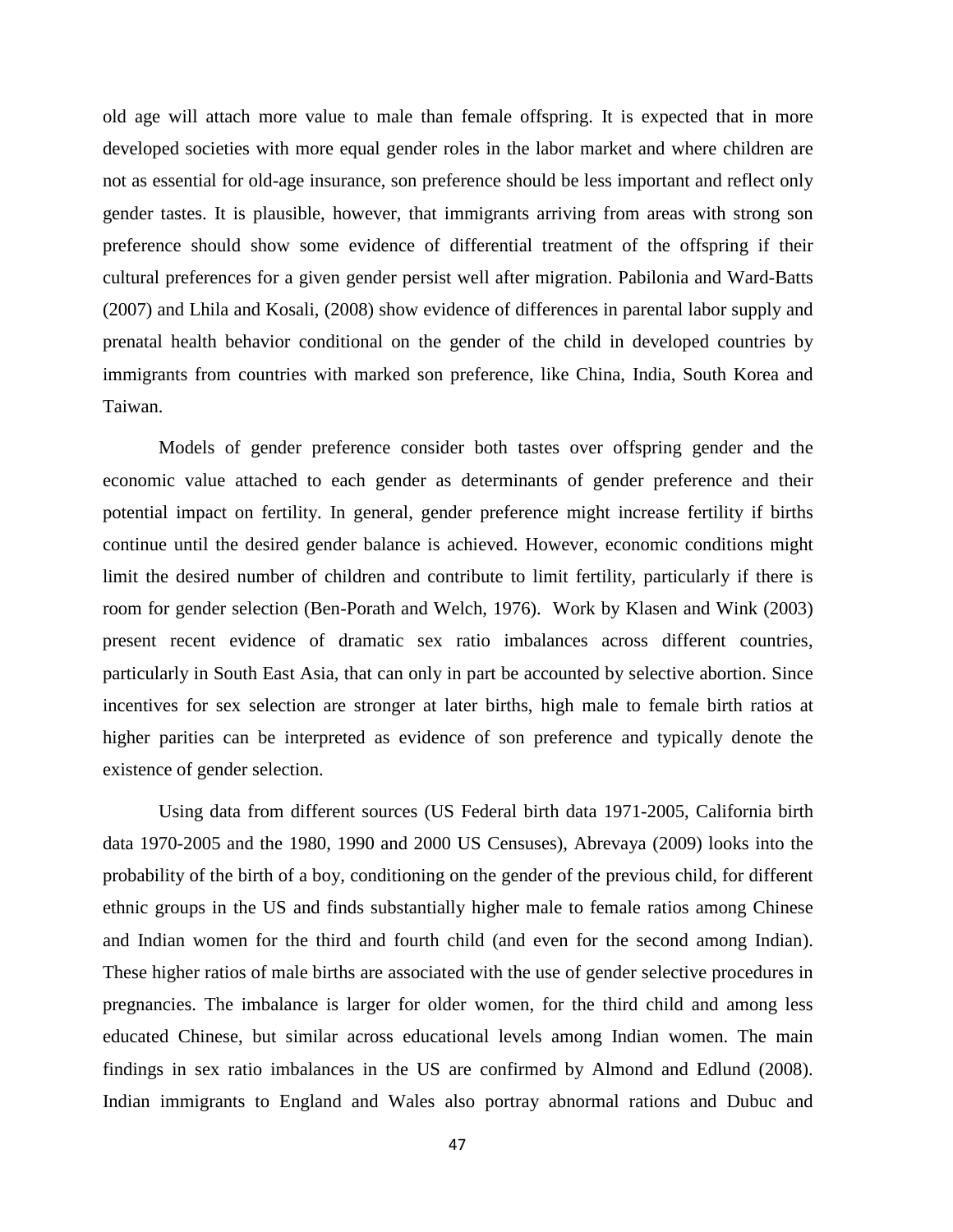old age will attach more value to male than female offspring. It is expected that in more developed societies with more equal gender roles in the labor market and where children are not as essential for old-age insurance, son preference should be less important and reflect only gender tastes. It is plausible, however, that immigrants arriving from areas with strong son preference should show some evidence of differential treatment of the offspring if their cultural preferences for a given gender persist well after migration. Pabilonia and Ward-Batts (2007) and Lhila and Kosali, (2008) show evidence of differences in parental labor supply and prenatal health behavior conditional on the gender of the child in developed countries by immigrants from countries with marked son preference, like China, India, South Korea and Taiwan.

Models of gender preference consider both tastes over offspring gender and the economic value attached to each gender as determinants of gender preference and their potential impact on fertility. In general, gender preference might increase fertility if births continue until the desired gender balance is achieved. However, economic conditions might limit the desired number of children and contribute to limit fertility, particularly if there is room for gender selection (Ben-Porath and Welch, 1976). Work by Klasen and Wink (2003) present recent evidence of dramatic sex ratio imbalances across different countries, particularly in South East Asia, that can only in part be accounted by selective abortion. Since incentives for sex selection are stronger at later births, high male to female birth ratios at higher parities can be interpreted as evidence of son preference and typically denote the existence of gender selection.

Using data from different sources (US Federal birth data 1971-2005, California birth data 1970-2005 and the 1980, 1990 and 2000 US Censuses), Abrevaya (2009) looks into the probability of the birth of a boy, conditioning on the gender of the previous child, for different ethnic groups in the US and finds substantially higher male to female ratios among Chinese and Indian women for the third and fourth child (and even for the second among Indian). These higher ratios of male births are associated with the use of gender selective procedures in pregnancies. The imbalance is larger for older women, for the third child and among less educated Chinese, but similar across educational levels among Indian women. The main findings in sex ratio imbalances in the US are confirmed by Almond and Edlund (2008). Indian immigrants to England and Wales also portray abnormal rations and Dubuc and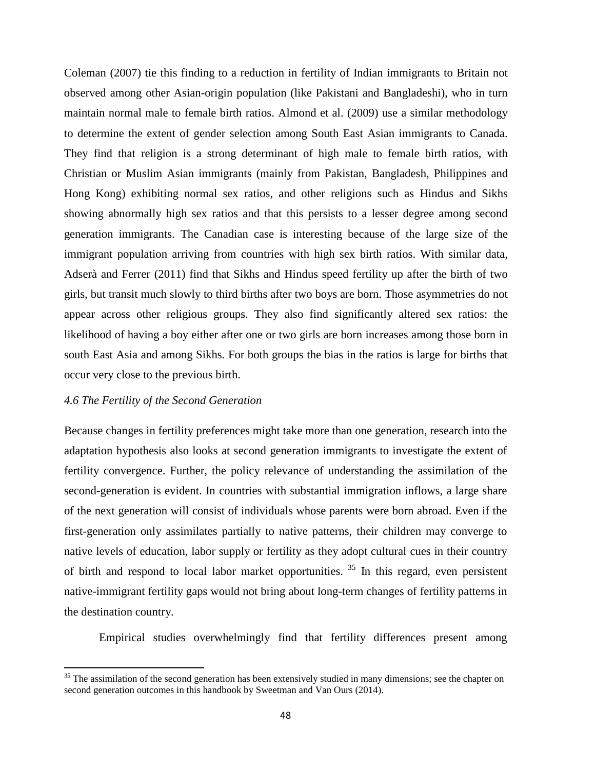Coleman (2007) tie this finding to a reduction in fertility of Indian immigrants to Britain not observed among other Asian-origin population (like Pakistani and Bangladeshi), who in turn maintain normal male to female birth ratios. Almond et al. (2009) use a similar methodology to determine the extent of gender selection among South East Asian immigrants to Canada. They find that religion is a strong determinant of high male to female birth ratios, with Christian or Muslim Asian immigrants (mainly from Pakistan, Bangladesh, Philippines and Hong Kong) exhibiting normal sex ratios, and other religions such as Hindus and Sikhs showing abnormally high sex ratios and that this persists to a lesser degree among second generation immigrants. The Canadian case is interesting because of the large size of the immigrant population arriving from countries with high sex birth ratios. With similar data, Adserà and Ferrer (2011) find that Sikhs and Hindus speed fertility up after the birth of two girls, but transit much slowly to third births after two boys are born. Those asymmetries do not appear across other religious groups. They also find significantly altered sex ratios: the likelihood of having a boy either after one or two girls are born increases among those born in south East Asia and among Sikhs. For both groups the bias in the ratios is large for births that occur very close to the previous birth.

### *4.6 The Fertility of the Second Generation*

Because changes in fertility preferences might take more than one generation, research into the adaptation hypothesis also looks at second generation immigrants to investigate the extent of fertility convergence. Further, the policy relevance of understanding the assimilation of the second-generation is evident. In countries with substantial immigration inflows, a large share of the next generation will consist of individuals whose parents were born abroad. Even if the first-generation only assimilates partially to native patterns, their children may converge to native levels of education, labor supply or fertility as they adopt cultural cues in their country of birth and respond to local labor market opportunities. [35] In this regard, even persistent native-immigrant fertility gaps would not bring about long-term changes of fertility patterns in the destination country.

Empirical studies overwhelmingly find that fertility differences present among

[35] The assimilation of the second generation has been extensively studied in many dimensions; see the chapter on second generation outcomes in this handbook by Sweetman and Van Ours (2014).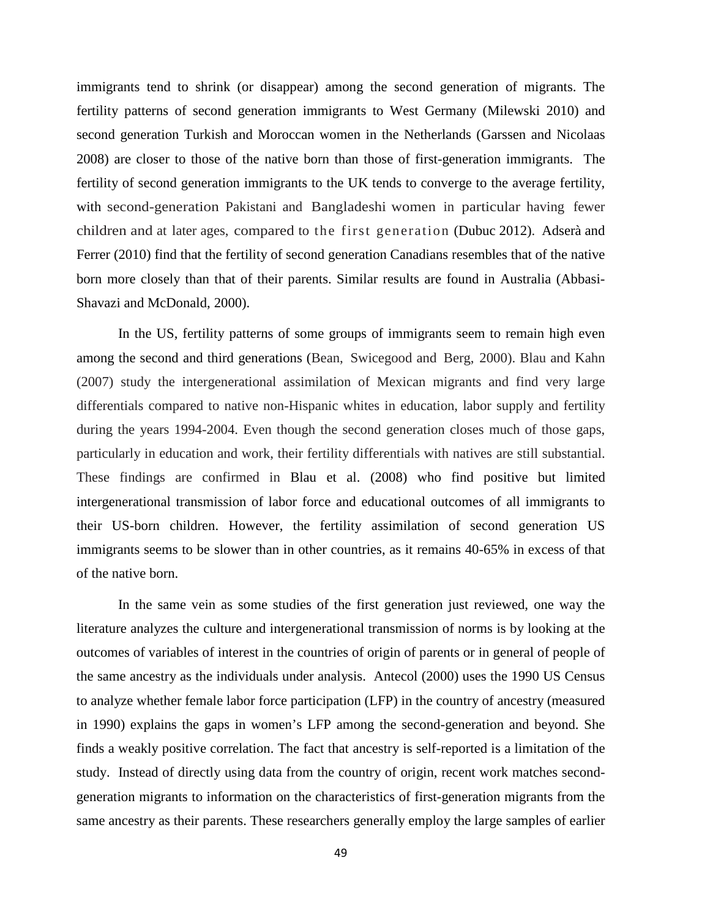immigrants tend to shrink (or disappear) among the second generation of migrants. The fertility patterns of second generation immigrants to West Germany (Milewski 2010) and second generation Turkish and Moroccan women in the Netherlands (Garssen and Nicolaas 2008) are closer to those of the native born than those of first-generation immigrants. The fertility of second generation immigrants to the UK tends to converge to the average fertility, with second-generation Pakistani and Bangladeshi women in particular having fewer children and at later ages, compared to the first generation (Dubuc 2012). Adserà and Ferrer (2010) find that the fertility of second generation Canadians resembles that of the native born more closely than that of their parents. Similar results are found in Australia (Abbasi-Shavazi and McDonald, 2000).

In the US, fertility patterns of some groups of immigrants seem to remain high even among the second and third generations (Bean, Swicegood and Berg, 2000). Blau and Kahn (2007) study the intergenerational assimilation of Mexican migrants and find very large differentials compared to native non-Hispanic whites in education, labor supply and fertility during the years 1994-2004. Even though the second generation closes much of those gaps, particularly in education and work, their fertility differentials with natives are still substantial. These findings are confirmed in Blau et al. (2008) who find positive but limited intergenerational transmission of labor force and educational outcomes of all immigrants to their US-born children. However, the fertility assimilation of second generation US immigrants seems to be slower than in other countries, as it remains 40-65% in excess of that of the native born.

In the same vein as some studies of the first generation just reviewed, one way the literature analyzes the culture and intergenerational transmission of norms is by looking at the outcomes of variables of interest in the countries of origin of parents or in general of people of the same ancestry as the individuals under analysis. Antecol (2000) uses the 1990 US Census to analyze whether female labor force participation (LFP) in the country of ancestry (measured in 1990) explains the gaps in women's LFP among the second-generation and beyond. She finds a weakly positive correlation. The fact that ancestry is self-reported is a limitation of the study. Instead of directly using data from the country of origin, recent work matches second-generation migrants to information on the characteristics of first-generation migrants from the same ancestry as their parents. These researchers generally employ the large samples of earlier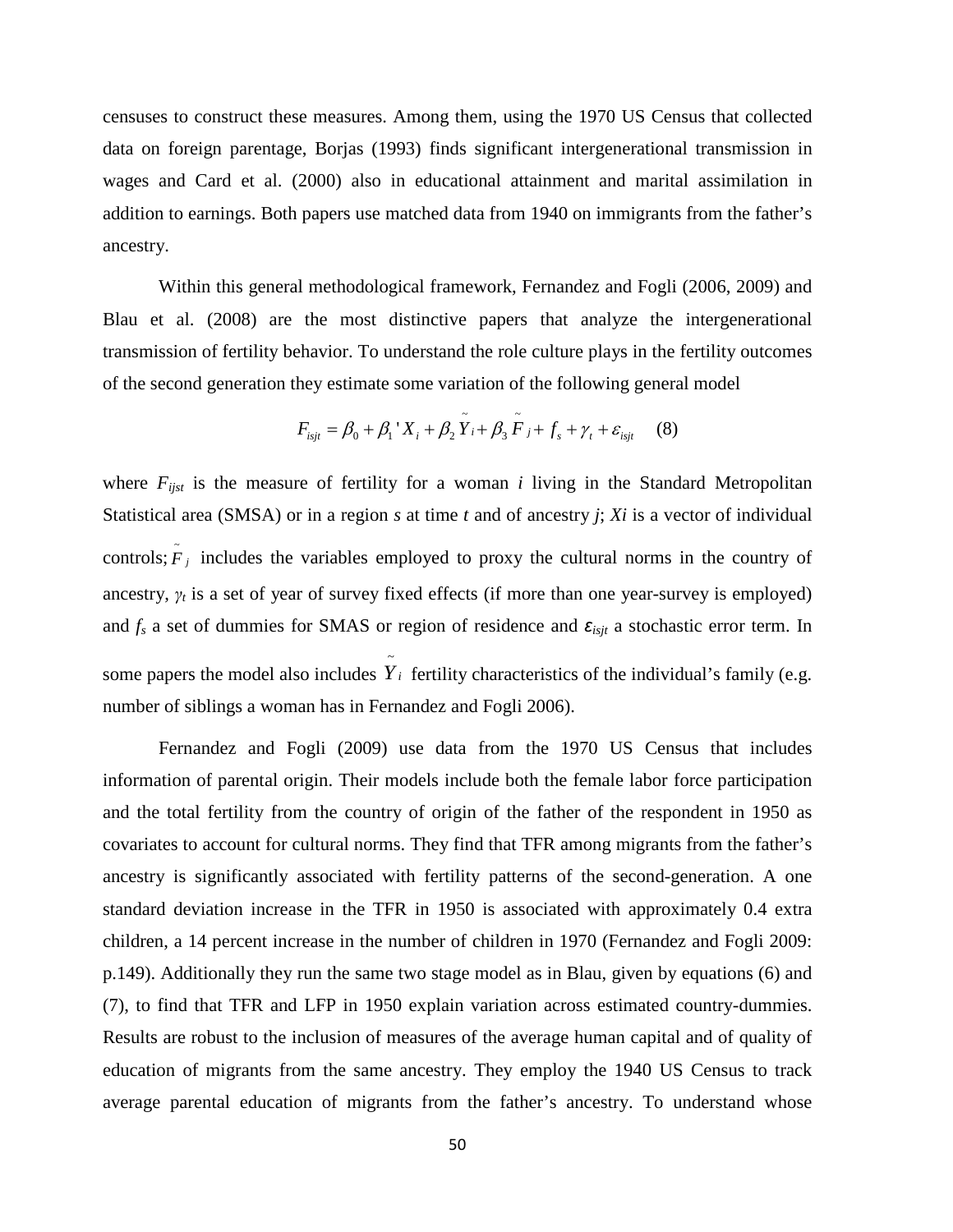censuses to construct these measures. Among them, using the 1970 US Census that collected data on foreign parentage, Borjas (1993) finds significant intergenerational transmission in wages and Card et al. (2000) also in educational attainment and marital assimilation in addition to earnings. Both papers use matched data from 1940 on immigrants from the father's ancestry.

Within this general methodological framework, Fernandez and Fogli (2006, 2009) and Blau et al. (2008) are the most distinctive papers that analyze the intergenerational transmission of fertility behavior. To understand the role culture plays in the fertility outcomes of the second generation they estimate some variation of the following general model

$$F_{isjt} = \beta_0 + \beta_1 ' X_i + \beta_2 \tilde{Y}_i + \beta_3 \tilde{F}_j + f_s + \gamma_t + \varepsilon_{isjt} \quad (8)$$

where $F_{ijst}$ is the measure of fertility for a woman $i$ living in the Standard Metropolitan Statistical area (SMSA) or in a region $s$ at time $t$ and of ancestry $j$; $Xi$ is a vector of individual controls; $\tilde{F}_j$ includes the variables employed to proxy the cultural norms in the country of ancestry, $\gamma_t$ is a set of year of survey fixed effects (if more than one year-survey is employed) and $f_s$ a set of dummies for SMAS or region of residence and $\varepsilon_{isjt}$ a stochastic error term. In some papers the model also includes $\tilde{Y}_i$ fertility characteristics of the individual's family (e.g. number of siblings a woman has in Fernandez and Fogli 2006).

Fernandez and Fogli (2009) use data from the 1970 US Census that includes information of parental origin. Their models include both the female labor force participation and the total fertility from the country of origin of the father of the respondent in 1950 as covariates to account for cultural norms. They find that TFR among migrants from the father's ancestry is significantly associated with fertility patterns of the second-generation. A one standard deviation increase in the TFR in 1950 is associated with approximately 0.4 extra children, a 14 percent increase in the number of children in 1970 (Fernandez and Fogli 2009: p.149). Additionally they run the same two stage model as in Blau, given by equations (6) and (7), to find that TFR and LFP in 1950 explain variation across estimated country-dummies. Results are robust to the inclusion of measures of the average human capital and of quality of education of migrants from the same ancestry. They employ the 1940 US Census to track average parental education of migrants from the father's ancestry. To understand whose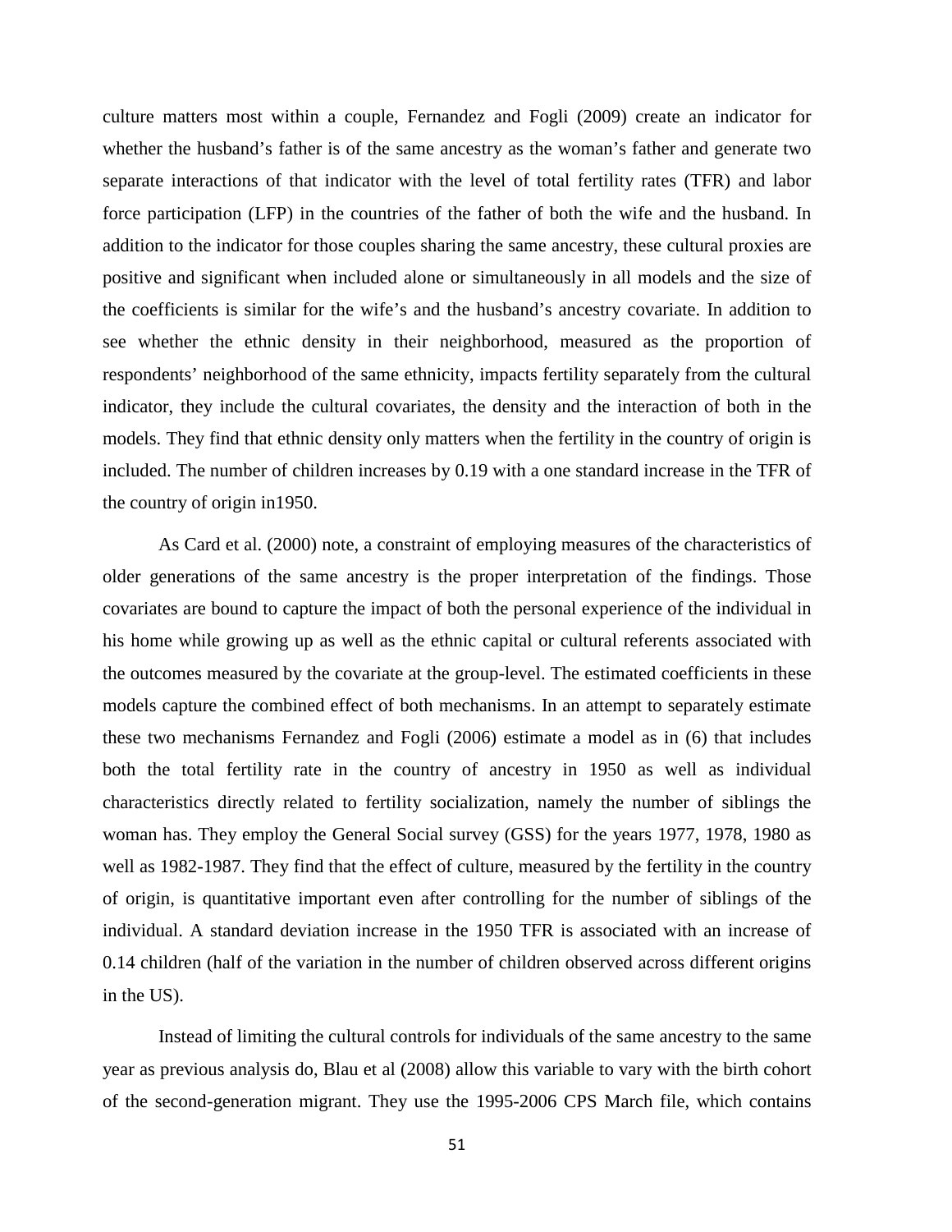culture matters most within a couple, Fernandez and Fogli (2009) create an indicator for whether the husband's father is of the same ancestry as the woman's father and generate two separate interactions of that indicator with the level of total fertility rates (TFR) and labor force participation (LFP) in the countries of the father of both the wife and the husband. In addition to the indicator for those couples sharing the same ancestry, these cultural proxies are positive and significant when included alone or simultaneously in all models and the size of the coefficients is similar for the wife's and the husband's ancestry covariate. In addition to see whether the ethnic density in their neighborhood, measured as the proportion of respondents' neighborhood of the same ethnicity, impacts fertility separately from the cultural indicator, they include the cultural covariates, the density and the interaction of both in the models. They find that ethnic density only matters when the fertility in the country of origin is included. The number of children increases by 0.19 with a one standard increase in the TFR of the country of origin in1950.

As Card et al. (2000) note, a constraint of employing measures of the characteristics of older generations of the same ancestry is the proper interpretation of the findings. Those covariates are bound to capture the impact of both the personal experience of the individual in his home while growing up as well as the ethnic capital or cultural referents associated with the outcomes measured by the covariate at the group-level. The estimated coefficients in these models capture the combined effect of both mechanisms. In an attempt to separately estimate these two mechanisms Fernandez and Fogli (2006) estimate a model as in (6) that includes both the total fertility rate in the country of ancestry in 1950 as well as individual characteristics directly related to fertility socialization, namely the number of siblings the woman has. They employ the General Social survey (GSS) for the years 1977, 1978, 1980 as well as 1982-1987. They find that the effect of culture, measured by the fertility in the country of origin, is quantitative important even after controlling for the number of siblings of the individual. A standard deviation increase in the 1950 TFR is associated with an increase of 0.14 children (half of the variation in the number of children observed across different origins in the US).

Instead of limiting the cultural controls for individuals of the same ancestry to the same year as previous analysis do, Blau et al (2008) allow this variable to vary with the birth cohort of the second-generation migrant. They use the 1995-2006 CPS March file, which contains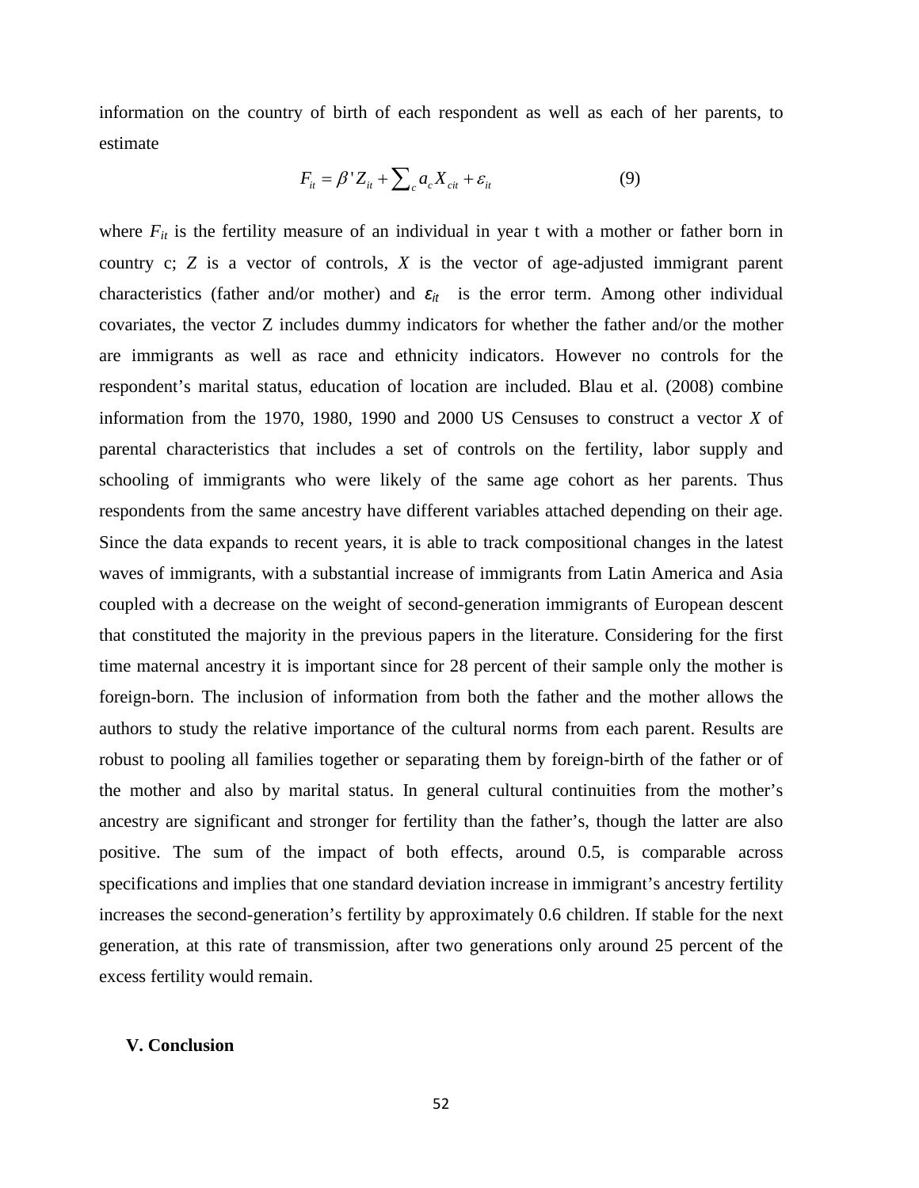information on the country of birth of each respondent as well as each of her parents, to estimate

$$F_{it} = \beta' Z_{it} + \sum_c a_c X_{cit} + \varepsilon_{it} \qquad (9)$$

where $F_{it}$ is the fertility measure of an individual in year t with a mother or father born in country c; $Z$ is a vector of controls, $X$ is the vector of age-adjusted immigrant parent characteristics (father and/or mother) and $\varepsilon_{it}$ is the error term. Among other individual covariates, the vector Z includes dummy indicators for whether the father and/or the mother are immigrants as well as race and ethnicity indicators. However no controls for the respondent's marital status, education of location are included. Blau et al. (2008) combine information from the 1970, 1980, 1990 and 2000 US Censuses to construct a vector $X$ of parental characteristics that includes a set of controls on the fertility, labor supply and schooling of immigrants who were likely of the same age cohort as her parents. Thus respondents from the same ancestry have different variables attached depending on their age. Since the data expands to recent years, it is able to track compositional changes in the latest waves of immigrants, with a substantial increase of immigrants from Latin America and Asia coupled with a decrease on the weight of second-generation immigrants of European descent that constituted the majority in the previous papers in the literature. Considering for the first time maternal ancestry it is important since for 28 percent of their sample only the mother is foreign-born. The inclusion of information from both the father and the mother allows the authors to study the relative importance of the cultural norms from each parent. Results are robust to pooling all families together or separating them by foreign-birth of the father or of the mother and also by marital status. In general cultural continuities from the mother's ancestry are significant and stronger for fertility than the father's, though the latter are also positive. The sum of the impact of both effects, around 0.5, is comparable across specifications and implies that one standard deviation increase in immigrant's ancestry fertility increases the second-generation's fertility by approximately 0.6 children. If stable for the next generation, at this rate of transmission, after two generations only around 25 percent of the excess fertility would remain.

## V. Conclusion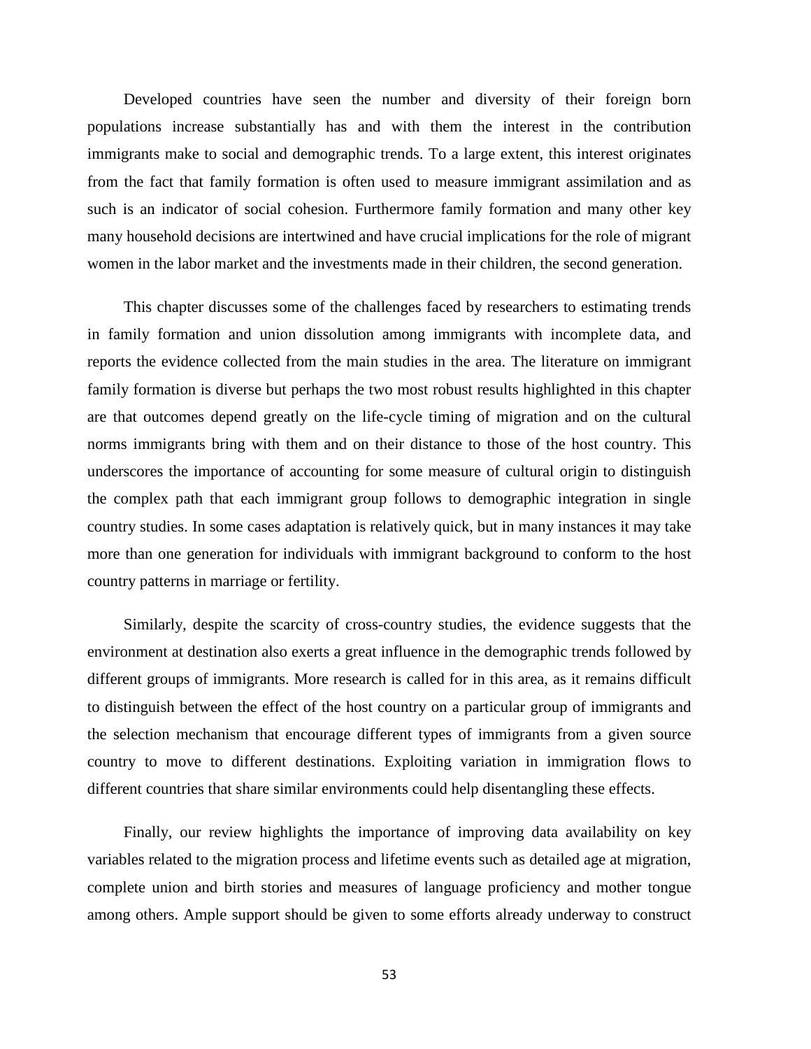Developed countries have seen the number and diversity of their foreign born populations increase substantially has and with them the interest in the contribution immigrants make to social and demographic trends. To a large extent, this interest originates from the fact that family formation is often used to measure immigrant assimilation and as such is an indicator of social cohesion. Furthermore family formation and many other key many household decisions are intertwined and have crucial implications for the role of migrant women in the labor market and the investments made in their children, the second generation.

This chapter discusses some of the challenges faced by researchers to estimating trends in family formation and union dissolution among immigrants with incomplete data, and reports the evidence collected from the main studies in the area. The literature on immigrant family formation is diverse but perhaps the two most robust results highlighted in this chapter are that outcomes depend greatly on the life-cycle timing of migration and on the cultural norms immigrants bring with them and on their distance to those of the host country. This underscores the importance of accounting for some measure of cultural origin to distinguish the complex path that each immigrant group follows to demographic integration in single country studies. In some cases adaptation is relatively quick, but in many instances it may take more than one generation for individuals with immigrant background to conform to the host country patterns in marriage or fertility.

Similarly, despite the scarcity of cross-country studies, the evidence suggests that the environment at destination also exerts a great influence in the demographic trends followed by different groups of immigrants. More research is called for in this area, as it remains difficult to distinguish between the effect of the host country on a particular group of immigrants and the selection mechanism that encourage different types of immigrants from a given source country to move to different destinations. Exploiting variation in immigration flows to different countries that share similar environments could help disentangling these effects.

Finally, our review highlights the importance of improving data availability on key variables related to the migration process and lifetime events such as detailed age at migration, complete union and birth stories and measures of language proficiency and mother tongue among others. Ample support should be given to some efforts already underway to construct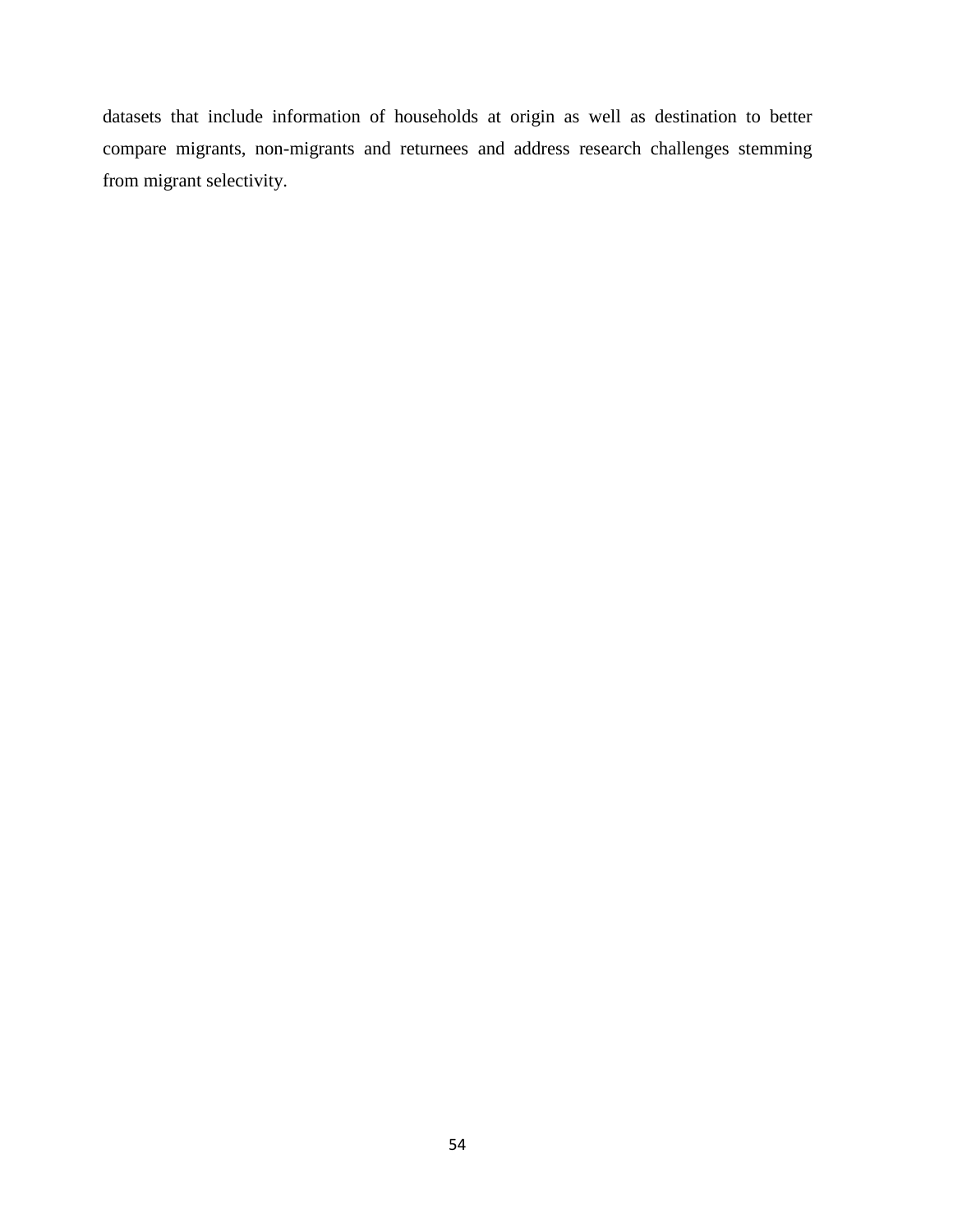datasets that include information of households at origin as well as destination to better compare migrants, non-migrants and returnees and address research challenges stemming from migrant selectivity.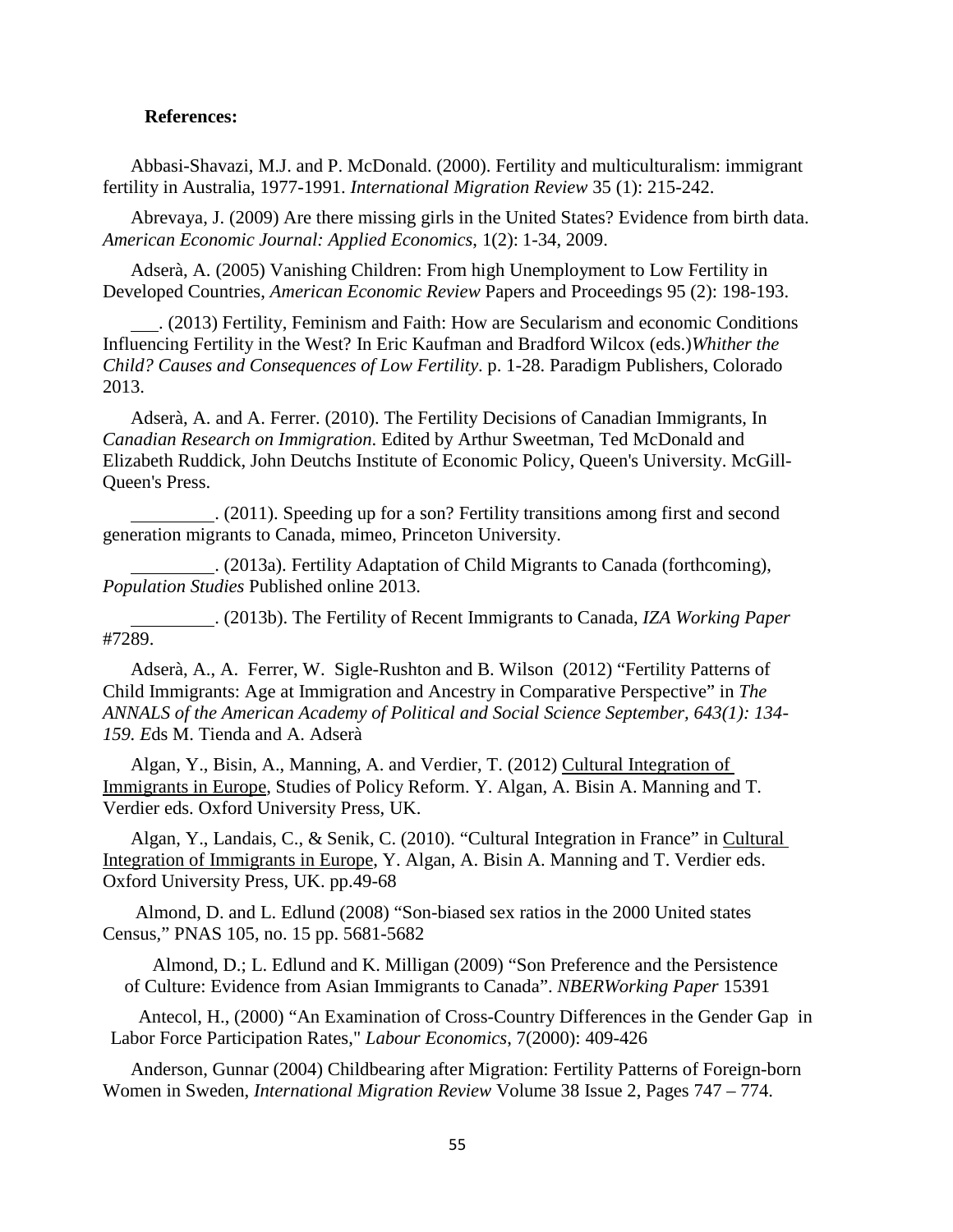**References:**

Abbasi-Shavazi, M.J. and P. McDonald. (2000). Fertility and multiculturalism: immigrant fertility in Australia, 1977-1991. *International Migration Review* 35 (1): 215-242.

Abrevaya, J. (2009) Are there missing girls in the United States? Evidence from birth data. *American Economic Journal: Applied Economics*, 1(2): 1-34, 2009.

Adserà, A. (2005) Vanishing Children: From high Unemployment to Low Fertility in Developed Countries, *American Economic Review* Papers and Proceedings 95 (2): 198-193.

\_\_\_. (2013) Fertility, Feminism and Faith: How are Secularism and economic Conditions Influencing Fertility in the West? In Eric Kaufman and Bradford Wilcox (eds.)*Whither the Child? Causes and Consequences of Low Fertility*. p. 1-28. Paradigm Publishers, Colorado 2013.

Adserà, A. and A. Ferrer. (2010). The Fertility Decisions of Canadian Immigrants, In *Canadian Research on Immigration*. Edited by Arthur Sweetman, Ted McDonald and Elizabeth Ruddick, John Deutchs Institute of Economic Policy, Queen's University. McGill-Queen's Press.

\_\_\_\_\_\_\_\_\_. (2011). Speeding up for a son? Fertility transitions among first and second generation migrants to Canada, mimeo, Princeton University.

\_\_\_\_\_\_\_\_\_. (2013a). Fertility Adaptation of Child Migrants to Canada (forthcoming), *Population Studies* Published online 2013.

\_\_\_\_\_\_\_\_\_. (2013b). The Fertility of Recent Immigrants to Canada, *IZA Working Paper* #7289.

Adserà, A., A. Ferrer, W. Sigle-Rushton and B. Wilson (2012) "Fertility Patterns of Child Immigrants: Age at Immigration and Ancestry in Comparative Perspective" in *The ANNALS of the American Academy of Political and Social Science September, 643(1): 134-159. E*ds M. Tienda and A. Adserà

Algan, Y., Bisin, A., Manning, A. and Verdier, T. (2012) Cultural Integration of Immigrants in Europe, Studies of Policy Reform. Y. Algan, A. Bisin A. Manning and T. Verdier eds. Oxford University Press, UK.

Algan, Y., Landais, C., & Senik, C. (2010). "Cultural Integration in France" in Cultural Integration of Immigrants in Europe, Y. Algan, A. Bisin A. Manning and T. Verdier eds. Oxford University Press, UK. pp.49-68

Almond, D. and L. Edlund (2008) "Son-biased sex ratios in the 2000 United states Census," PNAS 105, no. 15 pp. 5681-5682

Almond, D.; L. Edlund and K. Milligan (2009) "Son Preference and the Persistence of Culture: Evidence from Asian Immigrants to Canada". *NBERWorking Paper* 15391

Antecol, H., (2000) "An Examination of Cross-Country Differences in the Gender Gap in Labor Force Participation Rates," *Labour Economics*, 7(2000): 409-426

Anderson, Gunnar (2004) Childbearing after Migration: Fertility Patterns of Foreign-born Women in Sweden, *International Migration Review* Volume 38 Issue 2, Pages 747 – 774.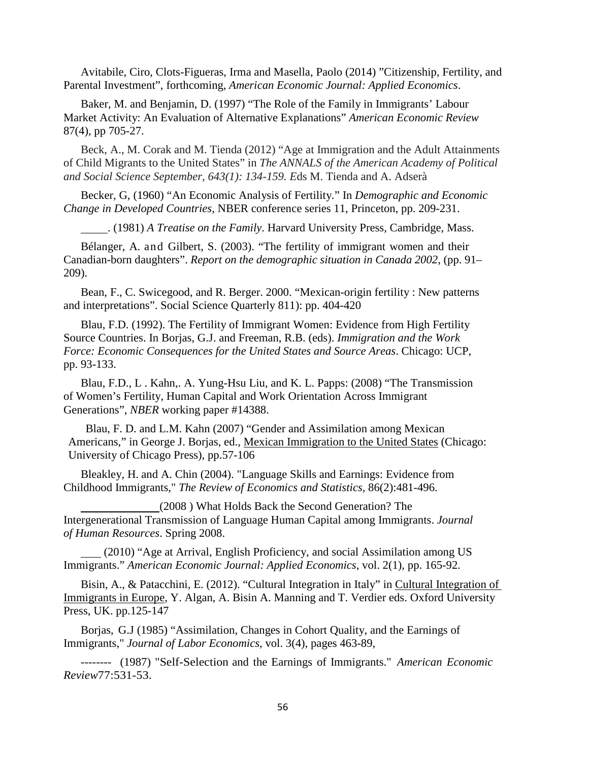Avitabile, Ciro, Clots-Figueras, Irma and Masella, Paolo (2014) "Citizenship, Fertility, and Parental Investment", forthcoming, *American Economic Journal: Applied Economics*.

Baker, M. and Benjamin, D. (1997) "The Role of the Family in Immigrants' Labour Market Activity: An Evaluation of Alternative Explanations" *American Economic Review* 87(4), pp 705-27.

Beck, A., M. Corak and M. Tienda (2012) "Age at Immigration and the Adult Attainments of Child Migrants to the United States" in *The ANNALS of the American Academy of Political and Social Science September, 643(1): 134-159. E*ds M. Tienda and A. Adserà

Becker, G, (1960) "An Economic Analysis of Fertility." In *Demographic and Economic Change in Developed Countries*, NBER conference series 11, Princeton, pp. 209-231.

\_\_\_\_\_. (1981) *A Treatise on the Family*. Harvard University Press, Cambridge, Mass.

Bélanger, A. and Gilbert, S. (2003). "The fertility of immigrant women and their Canadian-born daughters". *Report on the demographic situation in Canada 2002*, (pp. 91–209).

Bean, F., C. Swicegood, and R. Berger. 2000. "Mexican-origin fertility : New patterns and interpretations". Social Science Quarterly 811): pp. 404-420

Blau, F.D. (1992). The Fertility of Immigrant Women: Evidence from High Fertility Source Countries. In Borjas, G.J. and Freeman, R.B. (eds). *Immigration and the Work Force: Economic Consequences for the United States and Source Areas*. Chicago: UCP, pp. 93-133.

Blau, F.D., L . Kahn,. A. Yung-Hsu Liu, and K. L. Papps: (2008) "The Transmission of Women's Fertility, Human Capital and Work Orientation Across Immigrant Generations", *NBER* working paper #14388.

Blau, F. D. and L.M. Kahn (2007) "Gender and Assimilation among Mexican Americans," in George J. Borjas, ed., Mexican Immigration to the United States (Chicago: University of Chicago Press), pp.57-106

Bleakley, H. and A. Chin (2004). "Language Skills and Earnings: Evidence from Childhood Immigrants," *The Review of Economics and Statistics*, 86(2):481-496.

\_\_\_\_\_\_\_\_\_\_\_\_\_(2008 ) What Holds Back the Second Generation? The Intergenerational Transmission of Language Human Capital among Immigrants. *Journal of Human Resources*. Spring 2008.

\_\_\_ (2010) "Age at Arrival, English Proficiency, and social Assimilation among US Immigrants." *American Economic Journal: Applied Economics*, vol. 2(1), pp. 165-92.

Bisin, A., & Patacchini, E. (2012). "Cultural Integration in Italy" in Cultural Integration of Immigrants in Europe, Y. Algan, A. Bisin A. Manning and T. Verdier eds. Oxford University Press, UK. pp.125-147

Borjas, G.J (1985) "Assimilation, Changes in Cohort Quality, and the Earnings of Immigrants," *Journal of Labor Economics*, vol. 3(4), pages 463-89,

-------- (1987) "Self-Selection and the Earnings of Immigrants." *American Economic Review*77:531-53.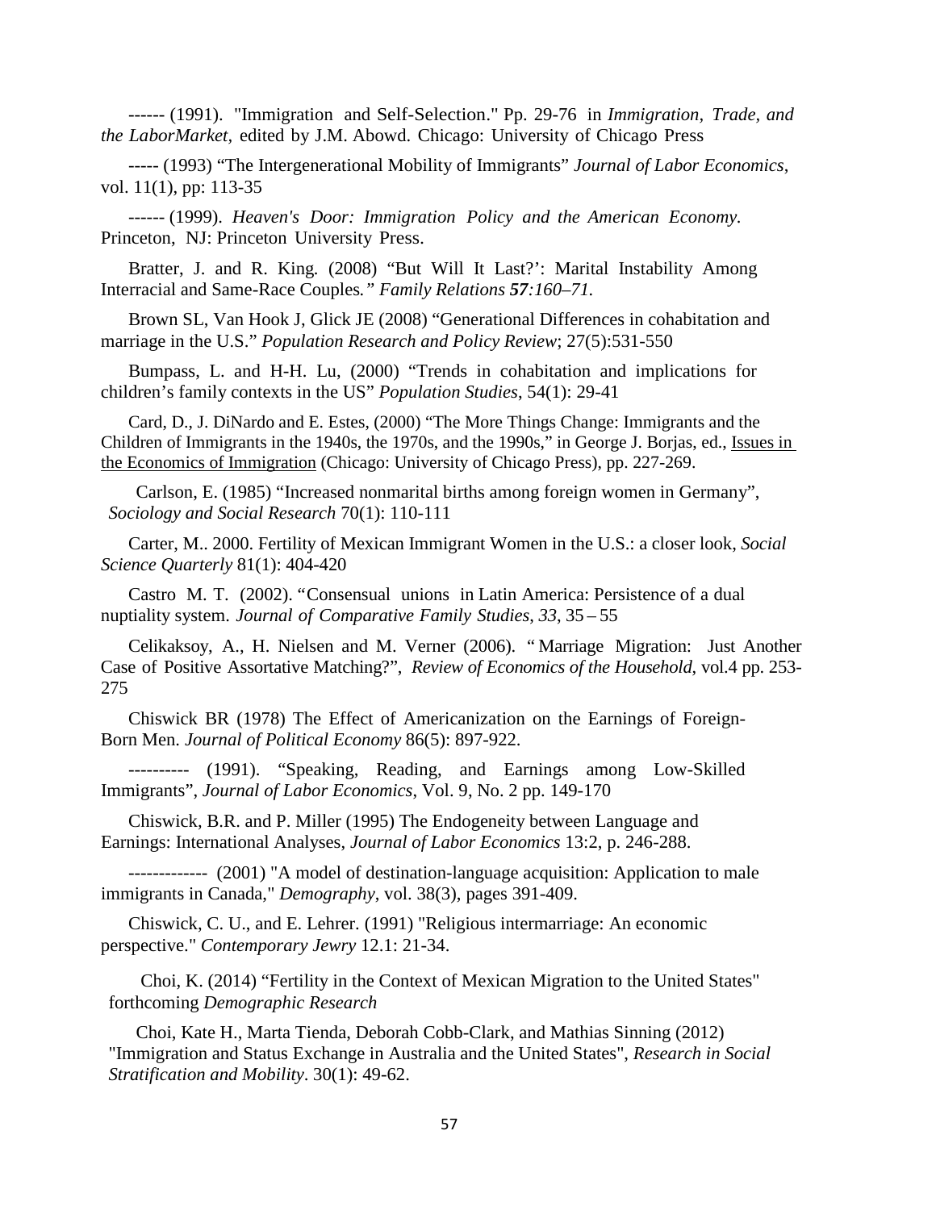------ (1991). "Immigration and Self-Selection." Pp. 29-76 in *Immigration, Trade, and the LaborMarket*, edited by J.M. Abowd. Chicago: University of Chicago Press

----- (1993) "The Intergenerational Mobility of Immigrants" *Journal of Labor Economics*, vol. 11(1), pp: 113-35

------ (1999). *Heaven's Door: Immigration Policy and the American Economy.* Princeton, NJ: Princeton University Press.

Bratter, J. and R. King. (2008) "But Will It Last?': Marital Instability Among Interracial and Same-Race Couples*." Family Relations **57**:160–71.*

Brown SL, Van Hook J, Glick JE (2008) "Generational Differences in cohabitation and marriage in the U.S." *Population Research and Policy Review*; 27(5):531-550

Bumpass, L. and H-H. Lu, (2000) "Trends in cohabitation and implications for children's family contexts in the US" *Population Studies*, 54(1): 29-41

Card, D., J. DiNardo and E. Estes, (2000) "The More Things Change: Immigrants and the Children of Immigrants in the 1940s, the 1970s, and the 1990s," in George J. Borjas, ed., Issues in the Economics of Immigration (Chicago: University of Chicago Press), pp. 227-269.

Carlson, E. (1985) "Increased nonmarital births among foreign women in Germany", *Sociology and Social Research* 70(1): 110-111

Carter, M.. 2000. Fertility of Mexican Immigrant Women in the U.S.: a closer look, *Social Science Quarterly* 81(1): 404-420

Castro M. T. (2002). "Consensual unions in Latin America: Persistence of a dual nuptiality system. *Journal of Comparative Family Studies*, *33*, 35 – 55

Celikaksoy, A., H. Nielsen and M. Verner (2006). " Marriage Migration: Just Another Case of Positive Assortative Matching?", *Review of Economics of the Household*, vol.4 pp. 253-275

Chiswick BR (1978) The Effect of Americanization on the Earnings of Foreign-Born Men. *Journal of Political Economy* 86(5): 897-922.

---------- (1991). "Speaking, Reading, and Earnings among Low-Skilled Immigrants", *Journal of Labor Economics*, Vol. 9, No. 2 pp. 149-170

Chiswick, B.R. and P. Miller (1995) The Endogeneity between Language and Earnings: International Analyses, *Journal of Labor Economics* 13:2, p. 246-288.

------------- (2001) "A model of destination-language acquisition: Application to male immigrants in Canada," *Demography*, vol. 38(3), pages 391-409.

Chiswick, C. U., and E. Lehrer. (1991) "Religious intermarriage: An economic perspective." *Contemporary Jewry* 12.1: 21-34.

Choi, K. (2014) "Fertility in the Context of Mexican Migration to the United States" forthcoming *Demographic Research*

Choi, Kate H., Marta Tienda, Deborah Cobb-Clark, and Mathias Sinning (2012) "Immigration and Status Exchange in Australia and the United States", *Research in Social Stratification and Mobility*. 30(1): 49-62.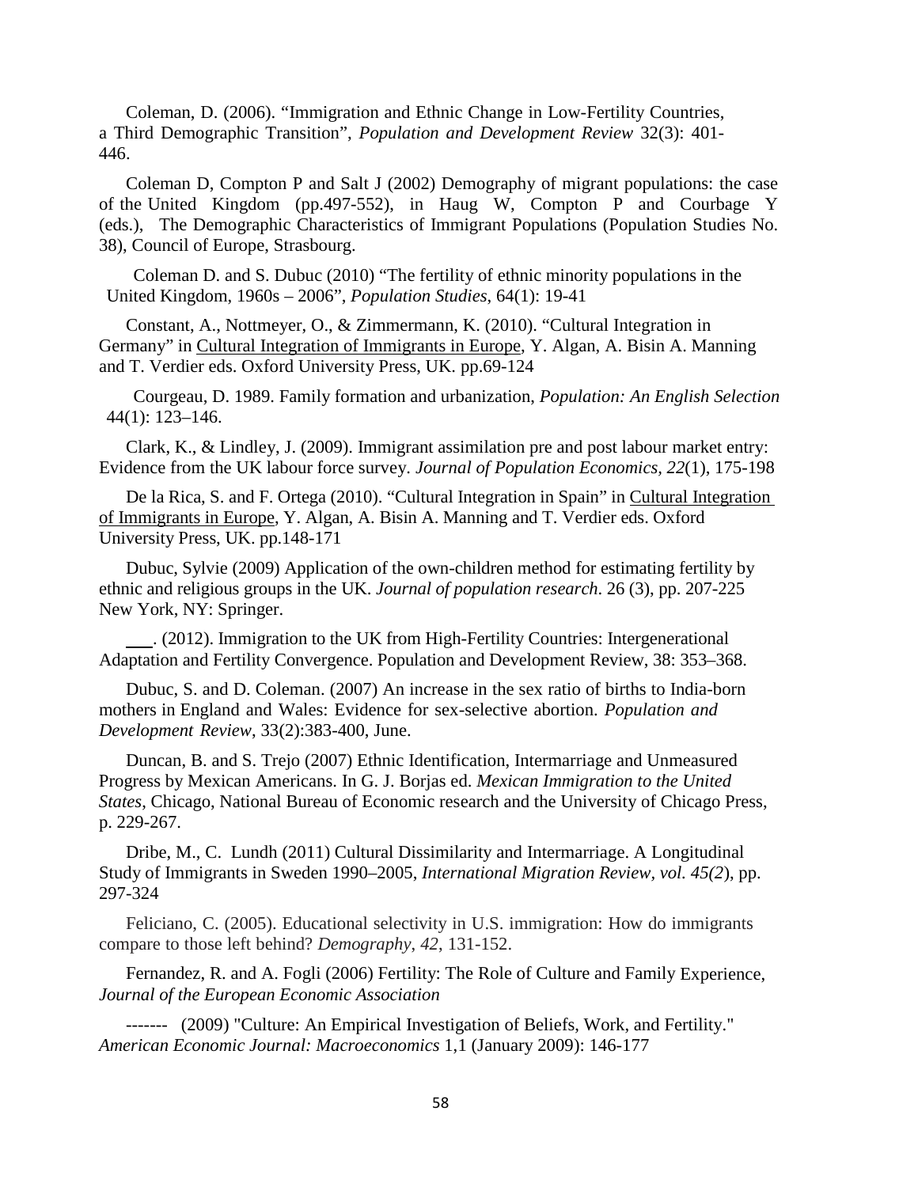Coleman, D. (2006). “Immigration and Ethnic Change in Low-Fertility Countries, a Third Demographic Transition”, *Population and Development Review* 32(3): 401-446.

Coleman D, Compton P and Salt J (2002) Demography of migrant populations: the case of the United Kingdom (pp.497-552), in Haug W, Compton P and Courbage Y (eds.), The Demographic Characteristics of Immigrant Populations (Population Studies No. 38), Council of Europe, Strasbourg.

Coleman D. and S. Dubuc (2010) “The fertility of ethnic minority populations in the United Kingdom, 1960s – 2006”, *Population Studies*, 64(1): 19-41

Constant, A., Nottmeyer, O., & Zimmermann, K. (2010). “Cultural Integration in Germany” in Cultural Integration of Immigrants in Europe, Y. Algan, A. Bisin A. Manning and T. Verdier eds. Oxford University Press, UK. pp.69-124

Courgeau, D. 1989. Family formation and urbanization, *Population: An English Selection* 44(1): 123–146.

Clark, K., & Lindley, J. (2009). Immigrant assimilation pre and post labour market entry: Evidence from the UK labour force survey. *Journal of Population Economics, 22*(1), 175-198

De la Rica, S. and F. Ortega (2010). “Cultural Integration in Spain” in Cultural Integration of Immigrants in Europe, Y. Algan, A. Bisin A. Manning and T. Verdier eds. Oxford University Press, UK. pp.148-171

Dubuc, Sylvie (2009) Application of the own-children method for estimating fertility by ethnic and religious groups in the UK. *Journal of population research*. 26 (3), pp. 207-225 New York, NY: Springer.

\_\_\_. (2012). Immigration to the UK from High-Fertility Countries: Intergenerational Adaptation and Fertility Convergence. Population and Development Review, 38: 353–368.

Dubuc, S. and D. Coleman. (2007) An increase in the sex ratio of births to India-born mothers in England and Wales: Evidence for sex-selective abortion. *Population and Development Review*, 33(2):383-400, June.

Duncan, B. and S. Trejo (2007) Ethnic Identification, Intermarriage and Unmeasured Progress by Mexican Americans. In G. J. Borjas ed. *Mexican Immigration to the United States*, Chicago, National Bureau of Economic research and the University of Chicago Press, p. 229-267.

Dribe, M., C. Lundh (2011) Cultural Dissimilarity and Intermarriage. A Longitudinal Study of Immigrants in Sweden 1990–2005, *International Migration Review, vol. 45(2*), pp. 297-324

Feliciano, C. (2005). Educational selectivity in U.S. immigration: How do immigrants compare to those left behind? *Demography*, *42*, 131-152.

Fernandez, R. and A. Fogli (2006) Fertility: The Role of Culture and Family Experience, *Journal of the European Economic Association*

------- (2009) "Culture: An Empirical Investigation of Beliefs, Work, and Fertility." *American Economic Journal: Macroeconomics* 1,1 (January 2009): 146-177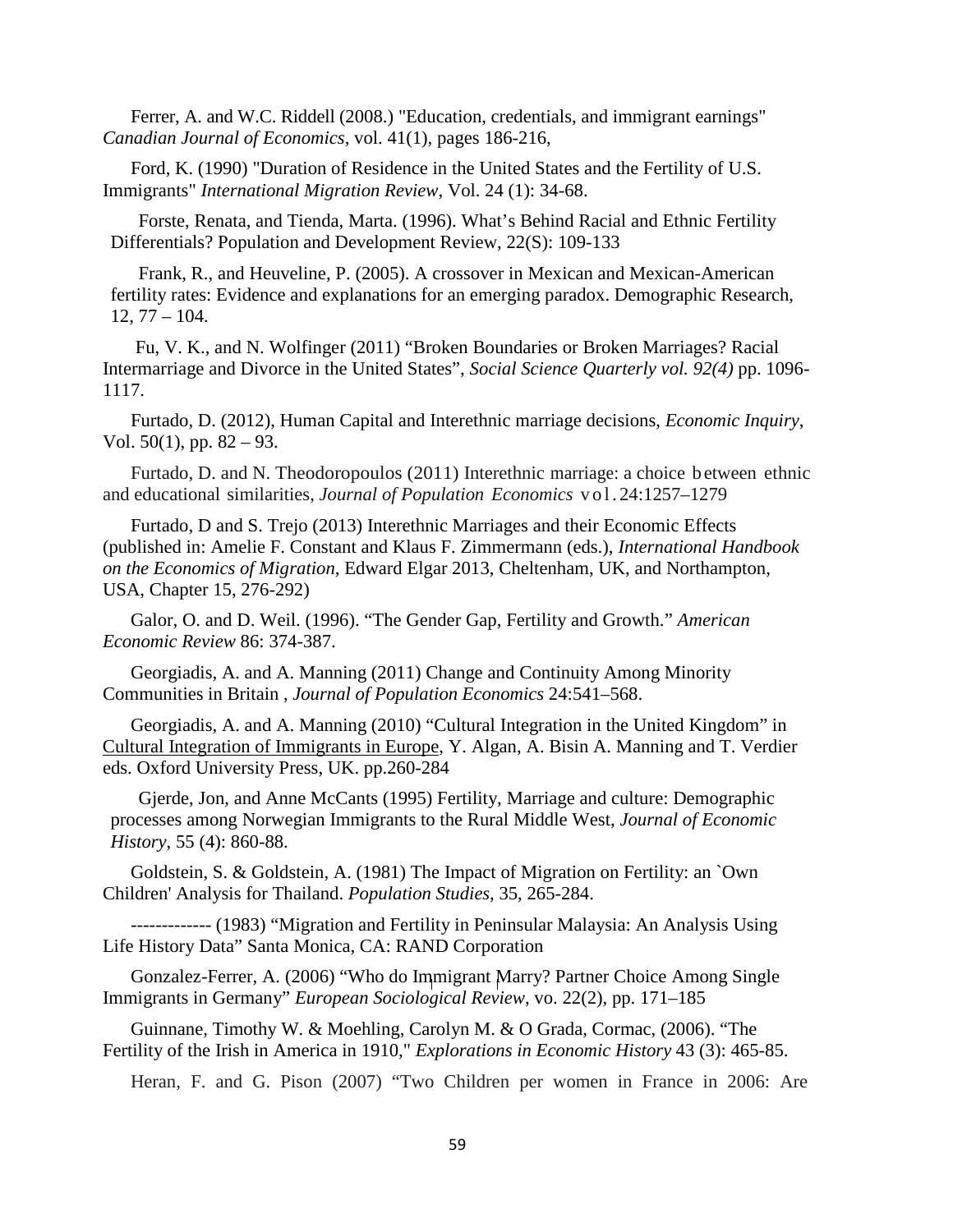Ferrer, A. and W.C. Riddell (2008.) "Education, credentials, and immigrant earnings" *Canadian Journal of Economics*, vol. 41(1), pages 186-216,

Ford, K. (1990) "Duration of Residence in the United States and the Fertility of U.S. Immigrants" *International Migration Review*, Vol. 24 (1): 34-68.

Forste, Renata, and Tienda, Marta. (1996). What's Behind Racial and Ethnic Fertility Differentials? Population and Development Review, 22(S): 109-133

Frank, R., and Heuveline, P. (2005). A crossover in Mexican and Mexican-American fertility rates: Evidence and explanations for an emerging paradox. Demographic Research, 12, 77 – 104.

Fu, V. K., and N. Wolfinger (2011) "Broken Boundaries or Broken Marriages? Racial Intermarriage and Divorce in the United States", *Social Science Quarterly vol. 92(4)* pp. 1096-1117.

Furtado, D. (2012), Human Capital and Interethnic marriage decisions, *Economic Inquiry*, Vol. 50(1), pp. 82 – 93.

Furtado, D. and N. Theodoropoulos (2011) Interethnic marriage: a choice between ethnic and educational similarities, *Journal of Population Economics* vol. 24:1257–1279

Furtado, D and S. Trejo (2013) Interethnic Marriages and their Economic Effects (published in: Amelie F. Constant and Klaus F. Zimmermann (eds.), *International Handbook on the Economics of Migration*, Edward Elgar 2013, Cheltenham, UK, and Northampton, USA, Chapter 15, 276-292)

Galor, O. and D. Weil. (1996). "The Gender Gap, Fertility and Growth." *American Economic Review* 86: 374-387.

Georgiadis, A. and A. Manning (2011) Change and Continuity Among Minority Communities in Britain , *Journal of Population Economics* 24:541–568.

Georgiadis, A. and A. Manning (2010) "Cultural Integration in the United Kingdom" in Cultural Integration of Immigrants in Europe, Y. Algan, A. Bisin A. Manning and T. Verdier eds. Oxford University Press, UK. pp.260-284

Gjerde, Jon, and Anne McCants (1995) Fertility, Marriage and culture: Demographic processes among Norwegian Immigrants to the Rural Middle West, *Journal of Economic History*, 55 (4): 860-88.

Goldstein, S. & Goldstein, A. (1981) The Impact of Migration on Fertility: an `Own Children' Analysis for Thailand. *Population Studies*, 35, 265-284.

------------- (1983) "Migration and Fertility in Peninsular Malaysia: An Analysis Using Life History Data" Santa Monica, CA: RAND Corporation

Gonzalez-Ferrer, A. (2006) "Who do Immigrant Marry? Partner Choice Among Single Immigrants in Germany" *European Sociological Review*, vo. 22(2), pp. 171–185

Guinnane, Timothy W. & Moehling, Carolyn M. & O Grada, Cormac, (2006). "The Fertility of the Irish in America in 1910," *Explorations in Economic History* 43 (3): 465-85.

Heran, F. and G. Pison (2007) "Two Children per women in France in 2006: Are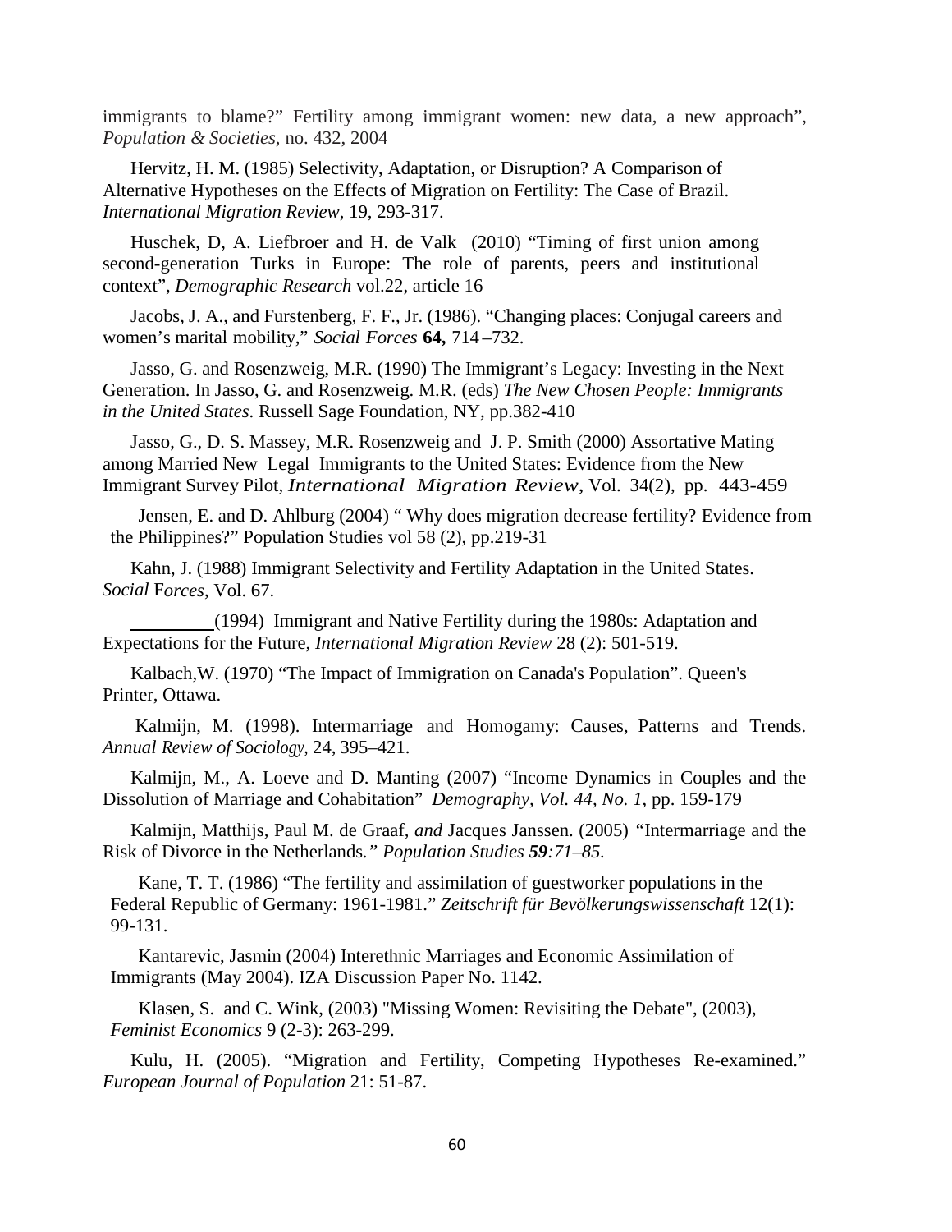immigrants to blame?" Fertility among immigrant women: new data, a new approach", *Population & Societies*, no. 432, 2004

Hervitz, H. M. (1985) Selectivity, Adaptation, or Disruption? A Comparison of Alternative Hypotheses on the Effects of Migration on Fertility: The Case of Brazil. *International Migration Review*, 19, 293-317.

Huschek, D, A. Liefbroer and H. de Valk (2010) "Timing of first union among second-generation Turks in Europe: The role of parents, peers and institutional context", *Demographic Research* vol.22, article 16

Jacobs, J. A., and Furstenberg, F. F., Jr. (1986). "Changing places: Conjugal careers and women's marital mobility," *Social Forces* **64,** 714 –732.

Jasso, G. and Rosenzweig, M.R. (1990) The Immigrant's Legacy: Investing in the Next Generation. In Jasso, G. and Rosenzweig. M.R. (eds) *The New Chosen People: Immigrants in the United States*. Russell Sage Foundation, NY, pp.382-410

Jasso, G., D. S. Massey, M.R. Rosenzweig and J. P. Smith (2000) Assortative Mating among Married New Legal Immigrants to the United States: Evidence from the New Immigrant Survey Pilot, *International Migration Review*, Vol. 34(2), pp. 443-459

Jensen, E. and D. Ahlburg (2004) " Why does migration decrease fertility? Evidence from the Philippines?" Population Studies vol 58 (2), pp.219-31

Kahn, J. (1988) Immigrant Selectivity and Fertility Adaptation in the United States. *Social Forces*, Vol. 67.

_________(1994) Immigrant and Native Fertility during the 1980s: Adaptation and Expectations for the Future, *International Migration Review* 28 (2): 501-519.

Kalbach,W. (1970) "The Impact of Immigration on Canada's Population". Queen's Printer, Ottawa.

Kalmijn, M. (1998). Intermarriage and Homogamy: Causes, Patterns and Trends. *Annual Review of Sociology*, 24, 395–421.

Kalmijn, M., A. Loeve and D. Manting (2007) "Income Dynamics in Couples and the Dissolution of Marriage and Cohabitation" *Demography, Vol. 44, No. 1,* pp. 159-179

Kalmijn, Matthijs, Paul M. de Graaf, *and* Jacques Janssen. (2005) *"*Intermarriage and the Risk of Divorce in the Netherlands*." Population Studies **59**:71–85.*

Kane, T. T. (1986) "The fertility and assimilation of guestworker populations in the Federal Republic of Germany: 1961-1981." *Zeitschrift für Bevölkerungswissenschaft* 12(1): 99-131.

Kantarevic, Jasmin (2004) Interethnic Marriages and Economic Assimilation of Immigrants (May 2004). IZA Discussion Paper No. 1142.

Klasen, S. and C. Wink, (2003) "Missing Women: Revisiting the Debate", (2003), *Feminist Economics* 9 (2-3): 263-299.

Kulu, H. (2005). "Migration and Fertility, Competing Hypotheses Re-examined." *European Journal of Population* 21: 51-87.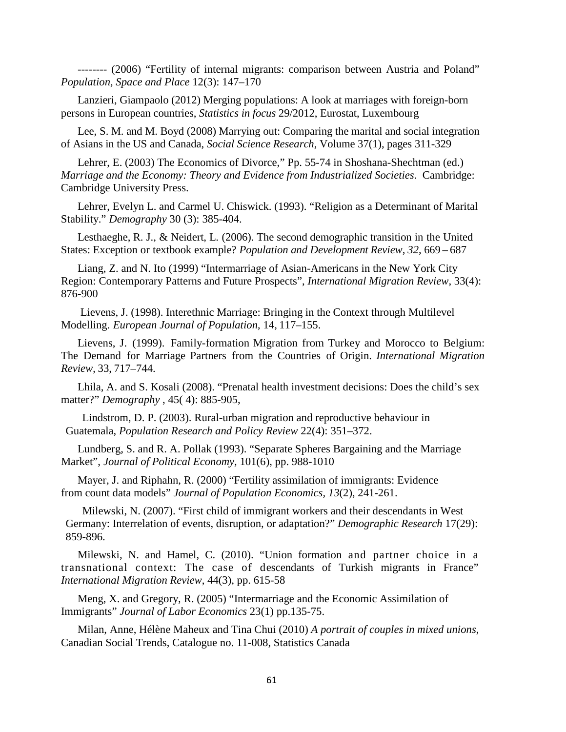-------- (2006) “Fertility of internal migrants: comparison between Austria and Poland” *Population, Space and Place* 12(3): 147–170

Lanzieri, Giampaolo (2012) Merging populations: A look at marriages with foreign-born persons in European countries, *Statistics in focus* 29/2012, Eurostat, Luxembourg

Lee, S. M. and M. Boyd (2008) Marrying out: Comparing the marital and social integration of Asians in the US and Canada, *Social Science Research*, Volume 37(1), pages 311-329

Lehrer, E. (2003) The Economics of Divorce," Pp. 55-74 in Shoshana-Shechtman (ed.) *Marriage and the Economy: Theory and Evidence from Industrialized Societies*. Cambridge: Cambridge University Press.

Lehrer, Evelyn L. and Carmel U. Chiswick. (1993). “Religion as a Determinant of Marital Stability.” *Demography* 30 (3): 385-404.

Lesthaeghe, R. J., & Neidert, L. (2006). The second demographic transition in the United States: Exception or textbook example? *Population and Development Review*, *32*, 669 – 687

Liang, Z. and N. Ito (1999) “Intermarriage of Asian-Americans in the New York City Region: Contemporary Patterns and Future Prospects”, *International Migration Review*, 33(4): 876-900

Lievens, J. (1998). Interethnic Marriage: Bringing in the Context through Multilevel Modelling. *European Journal of Population*, 14, 117–155.

Lievens, J. (1999). Family-formation Migration from Turkey and Morocco to Belgium: The Demand for Marriage Partners from the Countries of Origin. *International Migration Review*, 33, 717–744.

Lhila, A. and S. Kosali (2008). “Prenatal health investment decisions: Does the child’s sex matter?” *Demography* , 45( 4): 885-905,

Lindstrom, D. P. (2003). Rural-urban migration and reproductive behaviour in Guatemala, *Population Research and Policy Review* 22(4): 351–372.

Lundberg, S. and R. A. Pollak (1993). “Separate Spheres Bargaining and the Marriage Market”, *Journal of Political Economy,* 101(6), pp. 988-1010

Mayer, J. and Riphahn, R. (2000) “Fertility assimilation of immigrants: Evidence from count data models” *Journal of Population Economics*, *13*(2), 241-261.

Milewski, N. (2007). “First child of immigrant workers and their descendants in West Germany: Interrelation of events, disruption, or adaptation?” *Demographic Research* 17(29): 859-896.

Milewski, N. and Hamel, C. (2010). “Union formation and partner choice in a transnational context: The case of descendants of Turkish migrants in France” *International Migration Review*, 44(3), pp. 615-58

Meng, X. and Gregory, R. (2005) “Intermarriage and the Economic Assimilation of Immigrants” *Journal of Labor Economics* 23(1) pp.135-75.

Milan, Anne, Hélène Maheux and Tina Chui (2010) *A portrait of couples in mixed unions*, Canadian Social Trends, Catalogue no. 11-008, Statistics Canada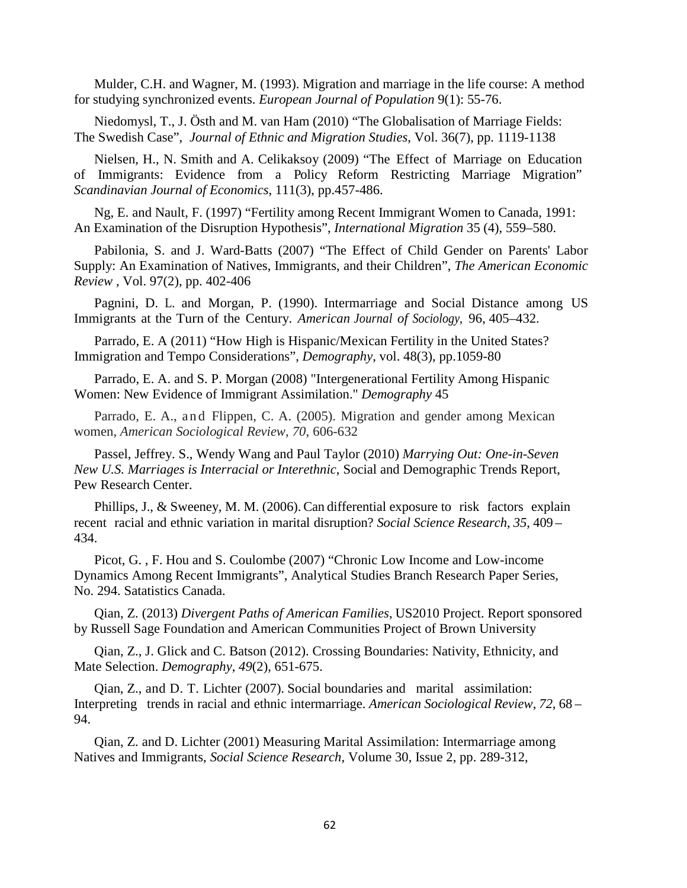Mulder, C.H. and Wagner, M. (1993). Migration and marriage in the life course: A method for studying synchronized events. *European Journal of Population* 9(1): 55-76.

Niedomysl, T., J. Östh and M. van Ham (2010) "The Globalisation of Marriage Fields: The Swedish Case", *Journal of Ethnic and Migration Studies*, Vol. 36(7), pp. 1119-1138

Nielsen, H., N. Smith and A. Celikaksoy (2009) "The Effect of Marriage on Education of Immigrants: Evidence from a Policy Reform Restricting Marriage Migration" *Scandinavian Journal of Economics*, 111(3), pp.457-486.

Ng, E. and Nault, F. (1997) "Fertility among Recent Immigrant Women to Canada, 1991: An Examination of the Disruption Hypothesis", *International Migration* 35 (4), 559–580.

Pabilonia, S. and J. Ward-Batts (2007) "The Effect of Child Gender on Parents' Labor Supply: An Examination of Natives, Immigrants, and their Children", *The American Economic Review* , Vol. 97(2), pp. 402-406

Pagnini, D. L. and Morgan, P. (1990). Intermarriage and Social Distance among US Immigrants at the Turn of the Century. *American Journal of Sociology*, 96, 405–432.

Parrado, E. A (2011) "How High is Hispanic/Mexican Fertility in the United States? Immigration and Tempo Considerations", *Demography*, vol. 48(3), pp.1059-80

Parrado, E. A. and S. P. Morgan (2008) "Intergenerational Fertility Among Hispanic Women: New Evidence of Immigrant Assimilation." *Demography* 45

Parrado, E. A., and Flippen, C. A. (2005). Migration and gender among Mexican women, *American Sociological Review*, *70*, 606-632

Passel, Jeffrey. S., Wendy Wang and Paul Taylor (2010) *Marrying Out: One-in-Seven New U.S. Marriages is Interracial or Interethnic*, Social and Demographic Trends Report, Pew Research Center.

Phillips, J., & Sweeney, M. M. (2006). Can differential exposure to risk factors explain recent racial and ethnic variation in marital disruption? *Social Science Research*, *35*, 409 – 434.

Picot, G. , F. Hou and S. Coulombe (2007) "Chronic Low Income and Low-income Dynamics Among Recent Immigrants", Analytical Studies Branch Research Paper Series, No. 294. Satatistics Canada.

Qian, Z. (2013) *Divergent Paths of American Families*, US2010 Project. Report sponsored by Russell Sage Foundation and American Communities Project of Brown University

Qian, Z., J. Glick and C. Batson (2012). Crossing Boundaries: Nativity, Ethnicity, and Mate Selection. *Demography*, *49*(2), 651-675.

Qian, Z., and D. T. Lichter (2007). Social boundaries and marital assimilation: Interpreting trends in racial and ethnic intermarriage. *American Sociological Review*, *72*, 68 – 94.

Qian, Z. and D. Lichter (2001) Measuring Marital Assimilation: Intermarriage among Natives and Immigrants, *Social Science Research*, Volume 30, Issue 2, pp. 289-312,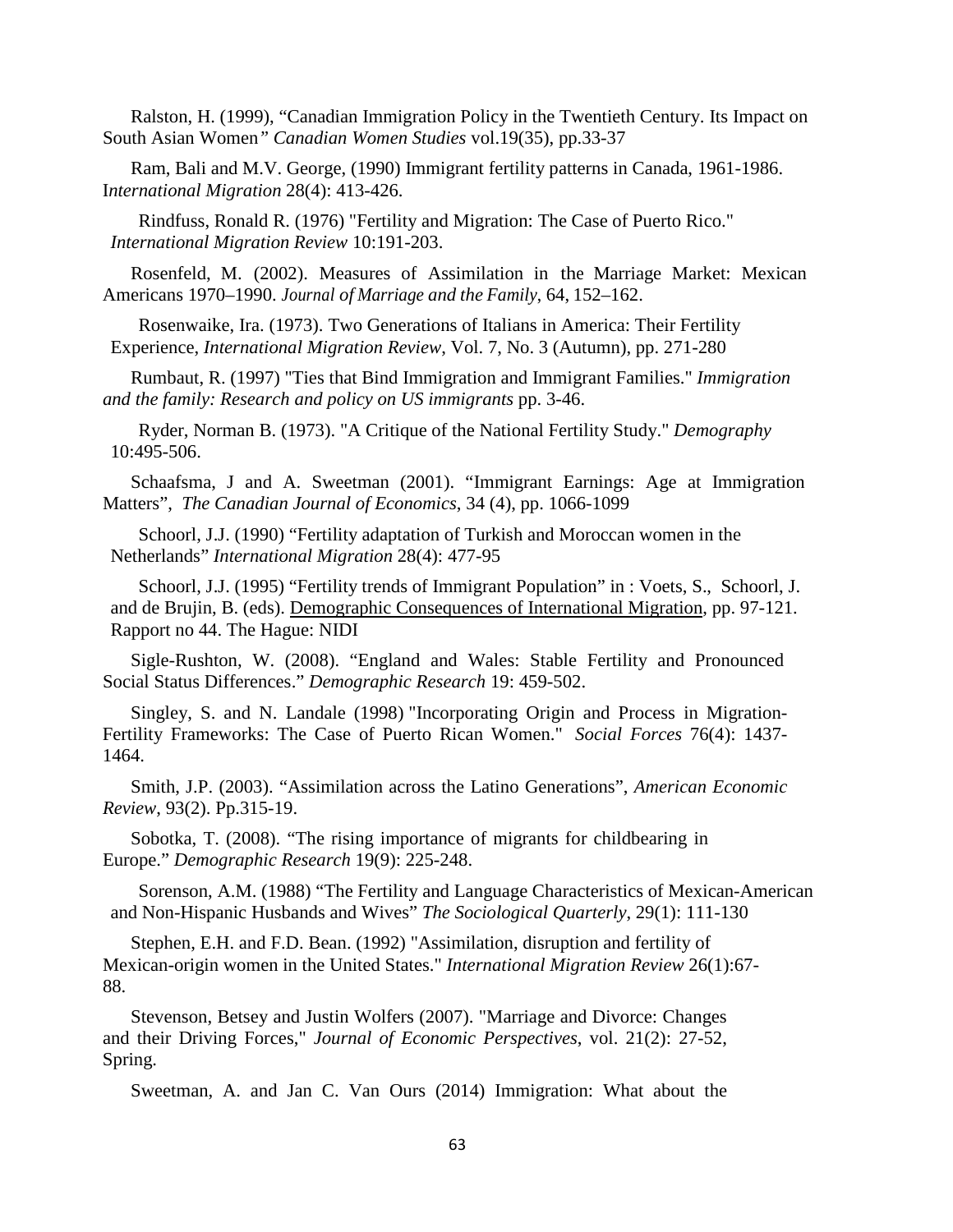Ralston, H. (1999), “Canadian Immigration Policy in the Twentieth Century. Its Impact on South Asian Women*” Canadian Women Studies* vol.19(35), pp.33-37

Ram, Bali and M.V. George, (1990) Immigrant fertility patterns in Canada, 1961-1986. I*nternational Migration* 28(4): 413-426.

Rindfuss, Ronald R. (1976) "Fertility and Migration: The Case of Puerto Rico." *International Migration Review* 10:191-203.

Rosenfeld, M. (2002). Measures of Assimilation in the Marriage Market: Mexican Americans 1970–1990. *Journal of Marriage and the Family*, 64, 152–162.

Rosenwaike, Ira. (1973). Two Generations of Italians in America: Their Fertility Experience, *International Migration Review*, Vol. 7, No. 3 (Autumn), pp. 271-280

Rumbaut, R. (1997) "Ties that Bind Immigration and Immigrant Families." *Immigration and the family: Research and policy on US immigrants* pp. 3-46.

Ryder, Norman B. (1973). "A Critique of the National Fertility Study." *Demography* 10:495-506.

Schaafsma, J and A. Sweetman (2001). “Immigrant Earnings: Age at Immigration Matters”, *The Canadian Journal of Economics*, 34 (4), pp. 1066-1099

Schoorl, J.J. (1990) “Fertility adaptation of Turkish and Moroccan women in the Netherlands” *International Migration* 28(4): 477-95

Schoorl, J.J. (1995) “Fertility trends of Immigrant Population” in : Voets, S., Schoorl, J. and de Brujin, B. (eds). Demographic Consequences of International Migration, pp. 97-121. Rapport no 44. The Hague: NIDI

Sigle-Rushton, W. (2008). “England and Wales: Stable Fertility and Pronounced Social Status Differences.” *Demographic Research* 19: 459-502.

Singley, S. and N. Landale (1998) "Incorporating Origin and Process in Migration-Fertility Frameworks: The Case of Puerto Rican Women." *Social Forces* 76(4): 1437-1464.

Smith, J.P. (2003). “Assimilation across the Latino Generations”, *American Economic Review*, 93(2). Pp.315-19.

Sobotka, T. (2008). “The rising importance of migrants for childbearing in Europe.” *Demographic Research* 19(9): 225-248.

Sorenson, A.M. (1988) “The Fertility and Language Characteristics of Mexican-American and Non-Hispanic Husbands and Wives” *The Sociological Quarterly*, 29(1): 111-130

Stephen, E.H. and F.D. Bean. (1992) "Assimilation, disruption and fertility of Mexican-origin women in the United States." *International Migration Review* 26(1):67-88.

Stevenson, Betsey and Justin Wolfers (2007). "Marriage and Divorce: Changes and their Driving Forces," *Journal of Economic Perspectives*, vol. 21(2): 27-52, Spring.

Sweetman, A. and Jan C. Van Ours (2014) Immigration: What about the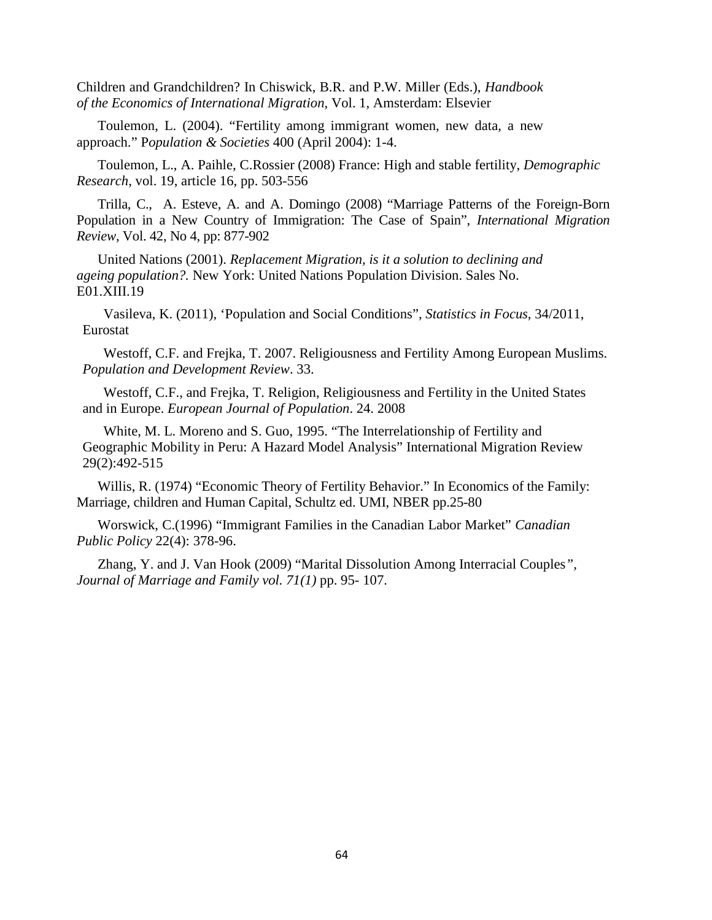Children and Grandchildren? In Chiswick, B.R. and P.W. Miller (Eds.), *Handbook of the Economics of International Migration*, Vol. 1, Amsterdam: Elsevier

Toulemon, L. (2004). "Fertility among immigrant women, new data, a new approach." P*opulation & Societies* 400 (April 2004): 1-4.

Toulemon, L., A. Paihle, C.Rossier (2008) France: High and stable fertility, *Demographic Research*, vol. 19, article 16, pp. 503-556

Trilla, C., A. Esteve, A. and A. Domingo (2008) "Marriage Patterns of the Foreign-Born Population in a New Country of Immigration: The Case of Spain", *International Migration Review,* Vol. 42, No 4, pp: 877-902

United Nations (2001). *Replacement Migration, is it a solution to declining and ageing population?.* New York: United Nations Population Division. Sales No. E01.XIII.19

Vasileva, K. (2011), 'Population and Social Conditions", *Statistics in Focus*, 34/2011, Eurostat

Westoff, C.F. and Frejka, T. 2007. Religiousness and Fertility Among European Muslims. *Population and Development Review*. 33.

Westoff, C.F., and Frejka, T. Religion, Religiousness and Fertility in the United States and in Europe. *European Journal of Population*. 24. 2008

White, M. L. Moreno and S. Guo, 1995. "The Interrelationship of Fertility and Geographic Mobility in Peru: A Hazard Model Analysis" International Migration Review 29(2):492-515

Willis, R. (1974) "Economic Theory of Fertility Behavior." In Economics of the Family: Marriage, children and Human Capital, Schultz ed. UMI, NBER pp.25-80

Worswick, C.(1996) "Immigrant Families in the Canadian Labor Market" *Canadian Public Policy* 22(4): 378-96.

Zhang, Y. and J. Van Hook (2009) "Marital Dissolution Among Interracial Couples", *Journal of Marriage and Family vol. 71(1)* pp. 95- 107.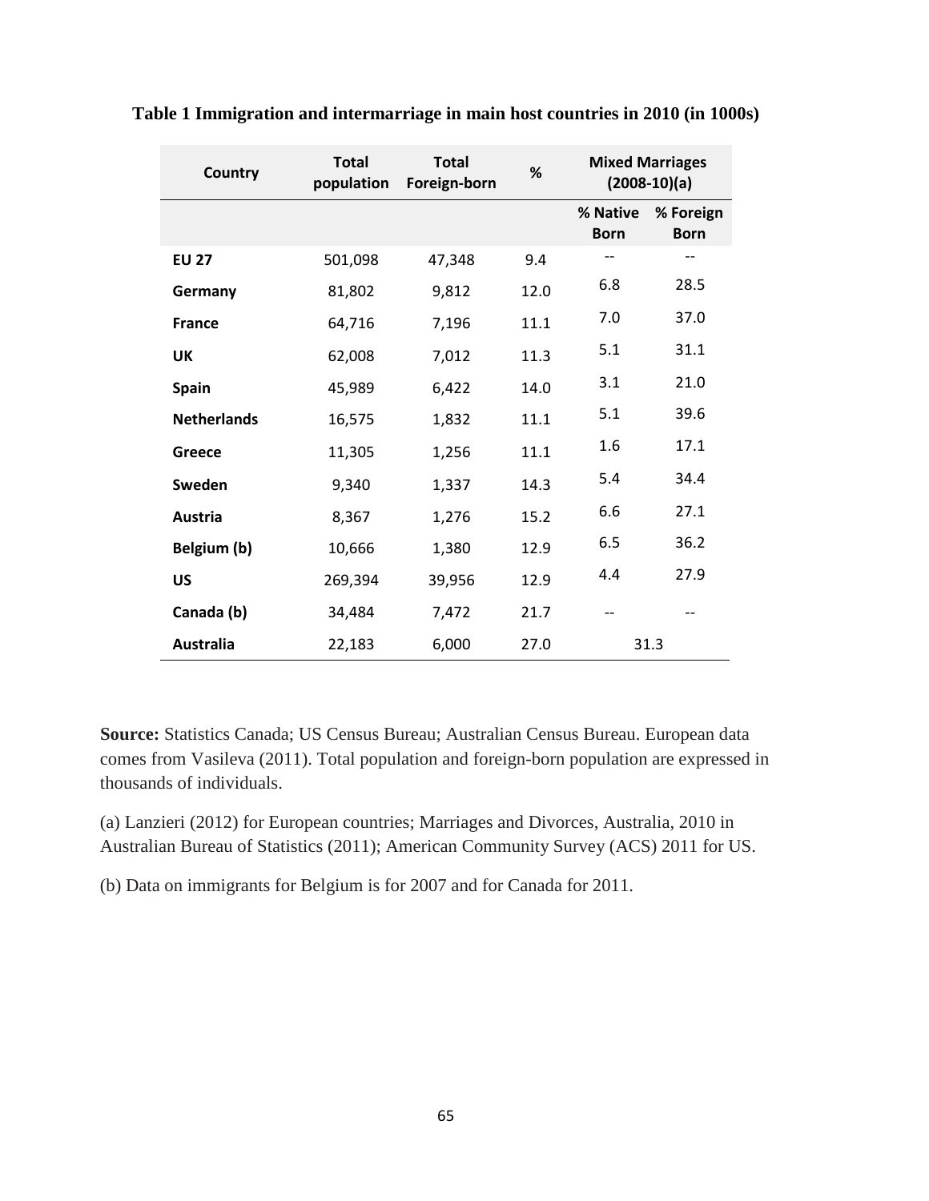**Table 1 Immigration and intermarriage in main host countries in 2010 (in 1000s)**

| Country | Total population | Total Foreign-born | % | Mixed Marriages (2008-10)(a) | |
|---|---|---|---|---|---|
| | | | | % Native Born | % Foreign Born |
| **EU 27** | 501,098 | 47,348 | 9.4 | -- | -- |
| **Germany** | 81,802 | 9,812 | 12.0 | 6.8 | 28.5 |
| **France** | 64,716 | 7,196 | 11.1 | 7.0 | 37.0 |
| **UK** | 62,008 | 7,012 | 11.3 | 5.1 | 31.1 |
| **Spain** | 45,989 | 6,422 | 14.0 | 3.1 | 21.0 |
| **Netherlands** | 16,575 | 1,832 | 11.1 | 5.1 | 39.6 |
| **Greece** | 11,305 | 1,256 | 11.1 | 1.6 | 17.1 |
| **Sweden** | 9,340 | 1,337 | 14.3 | 5.4 | 34.4 |
| **Austria** | 8,367 | 1,276 | 15.2 | 6.6 | 27.1 |
| **Belgium (b)** | 10,666 | 1,380 | 12.9 | 6.5 | 36.2 |
| **US** | 269,394 | 39,956 | 12.9 | 4.4 | 27.9 |
| **Canada (b)** | 34,484 | 7,472 | 21.7 | -- | -- |
| **Australia** | 22,183 | 6,000 | 27.0 | 31.3 | |

**Source:** Statistics Canada; US Census Bureau; Australian Census Bureau. European data comes from Vasileva (2011). Total population and foreign-born population are expressed in thousands of individuals.

(a) Lanzieri (2012) for European countries; Marriages and Divorces, Australia, 2010 in Australian Bureau of Statistics (2011); American Community Survey (ACS) 2011 for US.

(b) Data on immigrants for Belgium is for 2007 and for Canada for 2011.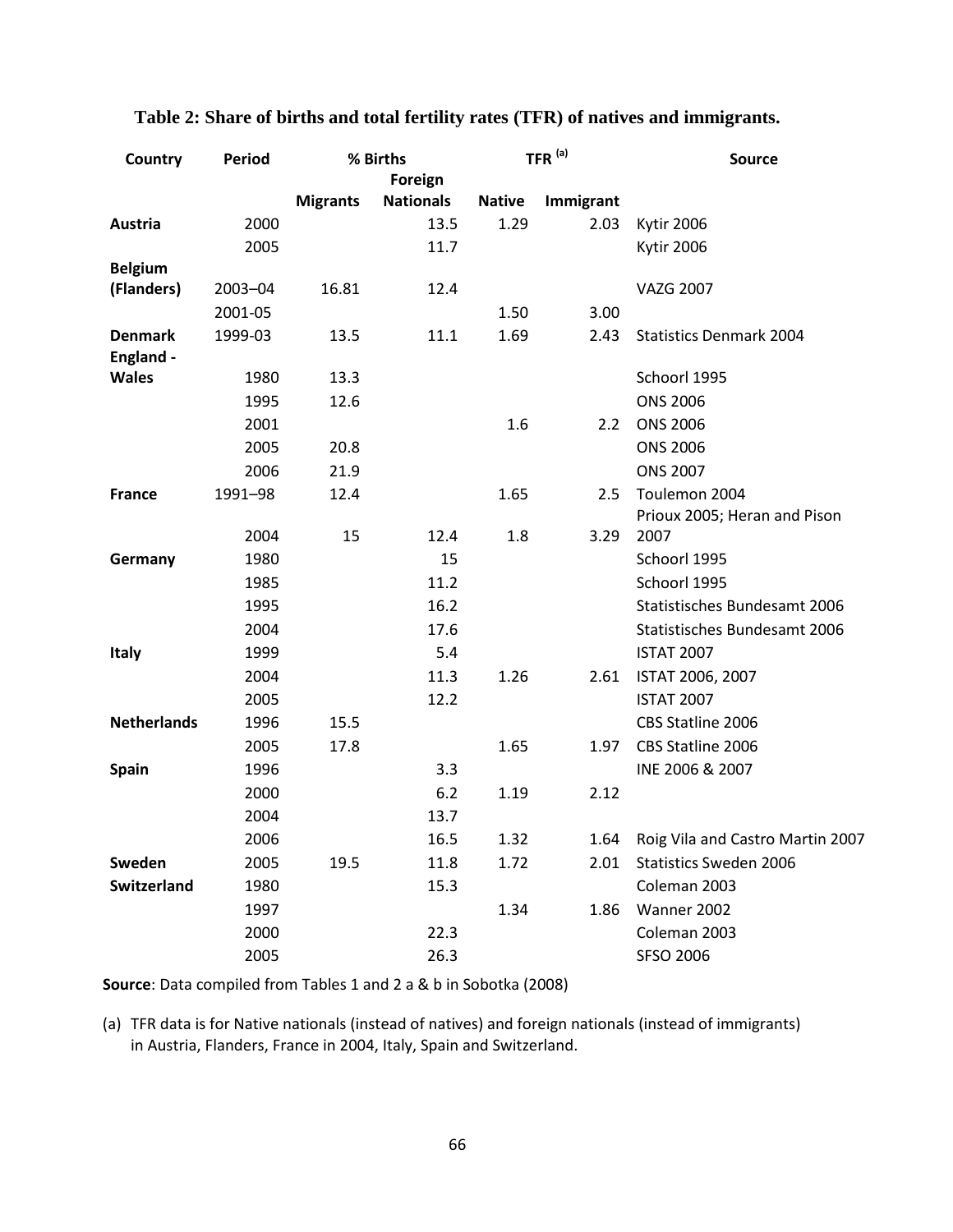**Table 2: Share of births and total fertility rates (TFR) of natives and immigrants.**

| Country | Period | % Births | | TFR [(a)] | | Source |
|---|---|---|---|---|---|---|
| | | Migrants | Foreign Nationals | Native | Immigrant | |
| **Austria** | 2000 | | 13.5 | 1.29 | 2.03 | Kytir 2006 |
| | 2005 | | 11.7 | | | Kytir 2006 |
| **Belgium (Flanders)** | 2003–04 | 16.81 | 12.4 | | | VAZG 2007 |
| | 2001-05 | | | 1.50 | 3.00 | |
| **Denmark** | 1999-03 | 13.5 | 11.1 | 1.69 | 2.43 | Statistics Denmark 2004 |
| **England - Wales** | 1980 | 13.3 | | | | Schoorl 1995 |
| | 1995 | 12.6 | | | | ONS 2006 |
| | 2001 | | | 1.6 | 2.2 | ONS 2006 |
| | 2005 | 20.8 | | | | ONS 2006 |
| | 2006 | 21.9 | | | | ONS 2007 |
| **France** | 1991–98 | 12.4 | | 1.65 | 2.5 | Toulemon 2004 |
| | 2004 | 15 | 12.4 | 1.8 | 3.29 | Prioux 2005; Heran and Pison 2007 |
| **Germany** | 1980 | | 15 | | | Schoorl 1995 |
| | 1985 | | 11.2 | | | Schoorl 1995 |
| | 1995 | | 16.2 | | | Statistisches Bundesamt 2006 |
| | 2004 | | 17.6 | | | Statistisches Bundesamt 2006 |
| **Italy** | 1999 | | 5.4 | | | ISTAT 2007 |
| | 2004 | | 11.3 | 1.26 | 2.61 | ISTAT 2006, 2007 |
| | 2005 | | 12.2 | | | ISTAT 2007 |
| **Netherlands** | 1996 | 15.5 | | | | CBS Statline 2006 |
| | 2005 | 17.8 | | 1.65 | 1.97 | CBS Statline 2006 |
| **Spain** | 1996 | | 3.3 | | | INE 2006 & 2007 |
| | 2000 | | 6.2 | 1.19 | 2.12 | |
| | 2004 | | 13.7 | | | |
| | 2006 | | 16.5 | 1.32 | 1.64 | Roig Vila and Castro Martin 2007 |
| **Sweden** | 2005 | 19.5 | 11.8 | 1.72 | 2.01 | Statistics Sweden 2006 |
| **Switzerland** | 1980 | | 15.3 | | | Coleman 2003 |
| | 1997 | | | 1.34 | 1.86 | Wanner 2002 |
| | 2000 | | 22.3 | | | Coleman 2003 |
| | 2005 | | 26.3 | | | SFSO 2006 |

**Source**: Data compiled from Tables 1 and 2 a & b in Sobotka (2008)

(a) TFR data is for Native nationals (instead of natives) and foreign nationals (instead of immigrants) in Austria, Flanders, France in 2004, Italy, Spain and Switzerland.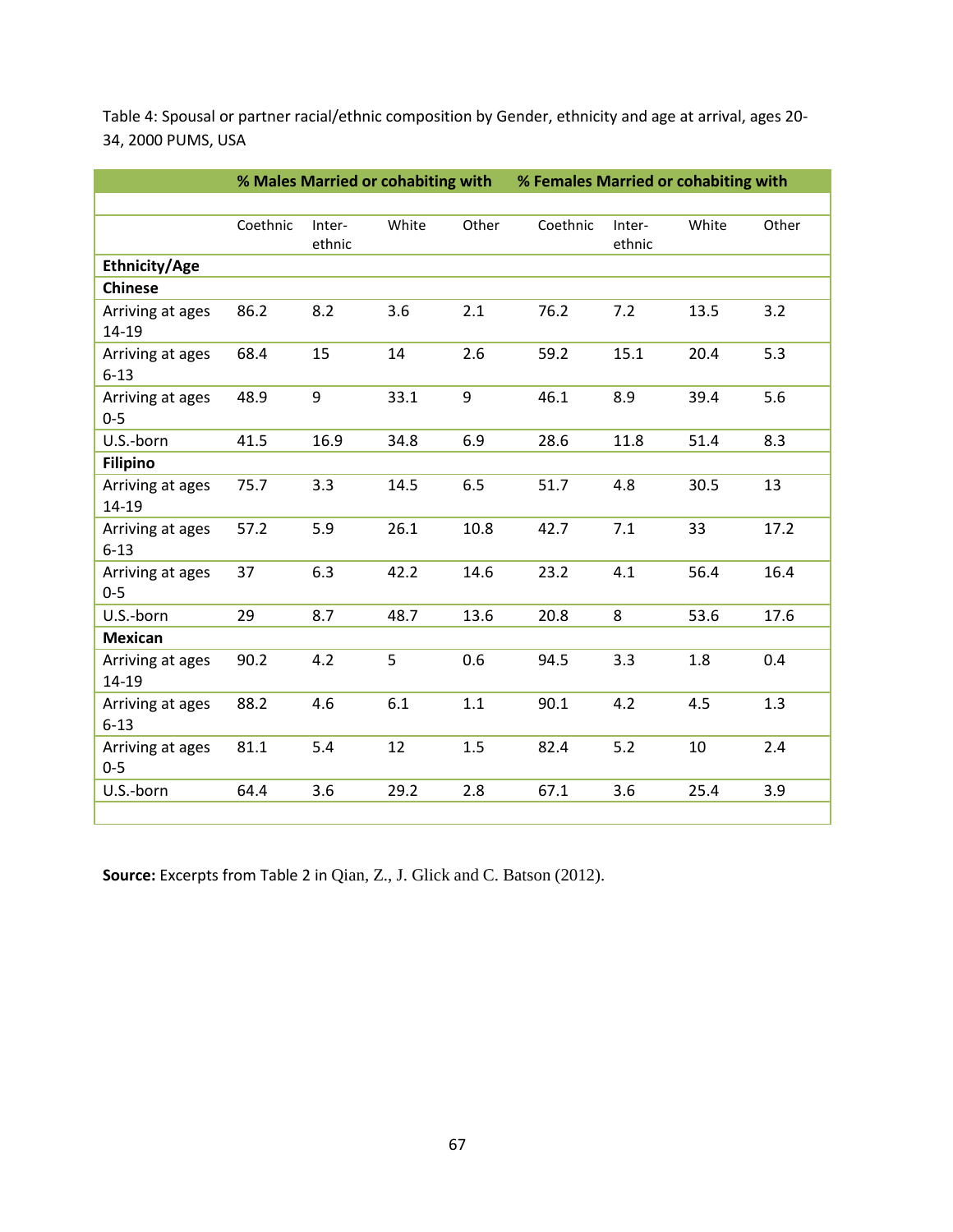Table 4: Spousal or partner racial/ethnic composition by Gender, ethnicity and age at arrival, ages 20-34, 2000 PUMS, USA

| | % Males Married or cohabiting with | | | | % Females Married or cohabiting with | | | |
|---|---|---|---|---|---|---|---|---|
| | Coethnic | Inter-ethnic | White | Other | Coethnic | Inter-ethnic | White | Other |
| **Ethnicity/Age** | | | | | | | | |
| **Chinese** | | | | | | | | |
| Arriving at ages 14-19 | 86.2 | 8.2 | 3.6 | 2.1 | 76.2 | 7.2 | 13.5 | 3.2 |
| Arriving at ages 6-13 | 68.4 | 15 | 14 | 2.6 | 59.2 | 15.1 | 20.4 | 5.3 |
| Arriving at ages 0-5 | 48.9 | 9 | 33.1 | 9 | 46.1 | 8.9 | 39.4 | 5.6 |
| U.S.-born | 41.5 | 16.9 | 34.8 | 6.9 | 28.6 | 11.8 | 51.4 | 8.3 |
| **Filipino** | | | | | | | | |
| Arriving at ages 14-19 | 75.7 | 3.3 | 14.5 | 6.5 | 51.7 | 4.8 | 30.5 | 13 |
| Arriving at ages 6-13 | 57.2 | 5.9 | 26.1 | 10.8 | 42.7 | 7.1 | 33 | 17.2 |
| Arriving at ages 0-5 | 37 | 6.3 | 42.2 | 14.6 | 23.2 | 4.1 | 56.4 | 16.4 |
| U.S.-born | 29 | 8.7 | 48.7 | 13.6 | 20.8 | 8 | 53.6 | 17.6 |
| **Mexican** | | | | | | | | |
| Arriving at ages 14-19 | 90.2 | 4.2 | 5 | 0.6 | 94.5 | 3.3 | 1.8 | 0.4 |
| Arriving at ages 6-13 | 88.2 | 4.6 | 6.1 | 1.1 | 90.1 | 4.2 | 4.5 | 1.3 |
| Arriving at ages 0-5 | 81.1 | 5.4 | 12 | 1.5 | 82.4 | 5.2 | 10 | 2.4 |
| U.S.-born | 64.4 | 3.6 | 29.2 | 2.8 | 67.1 | 3.6 | 25.4 | 3.9 |

**Source:** Excerpts from Table 2 in Qian, Z., J. Glick and C. Batson (2012).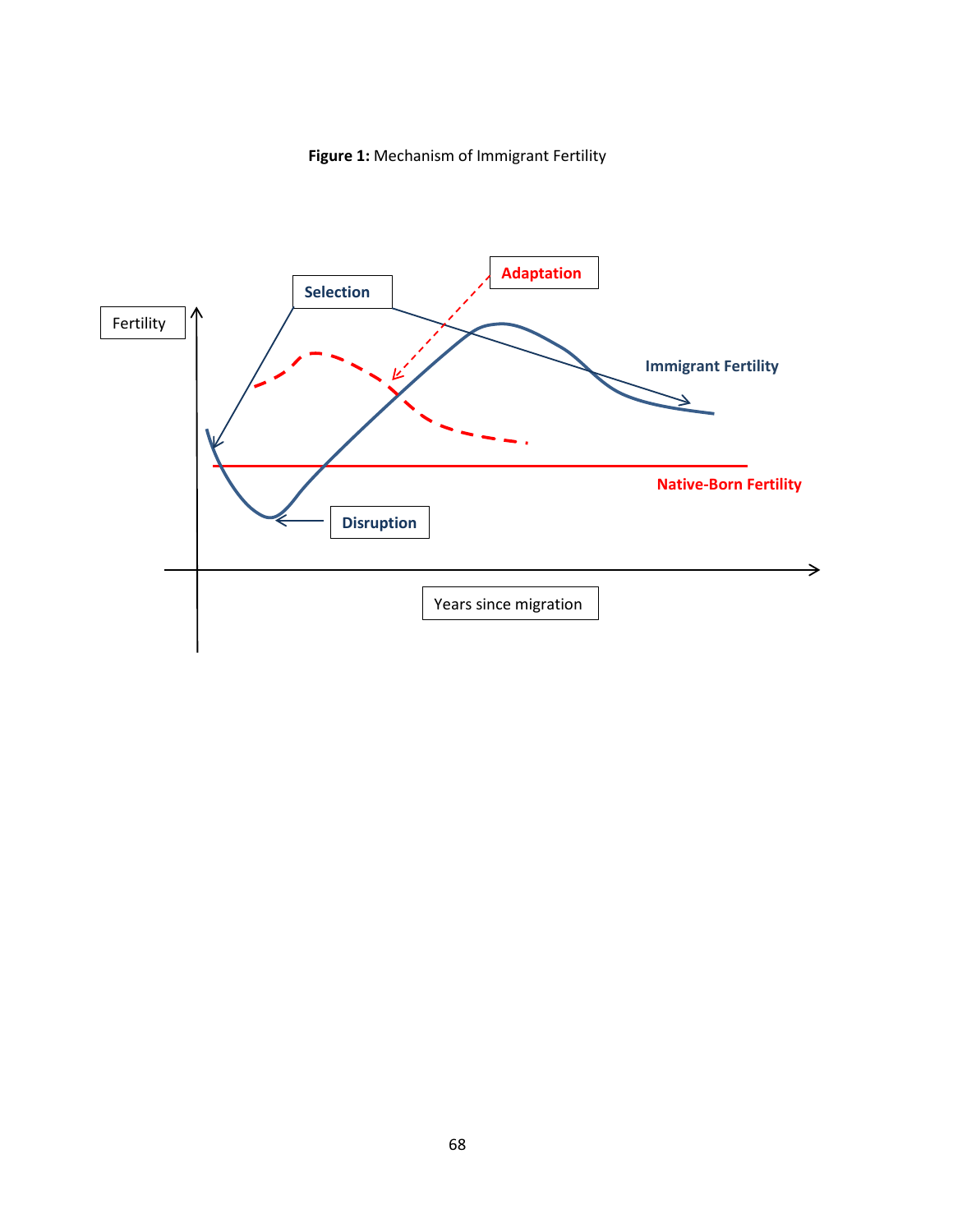**Figure 1:** Mechanism of Immigrant Fertility

Fertility

Selection

Adaptation

Immigrant Fertility

Native-Born Fertility

Disruption

Years since migration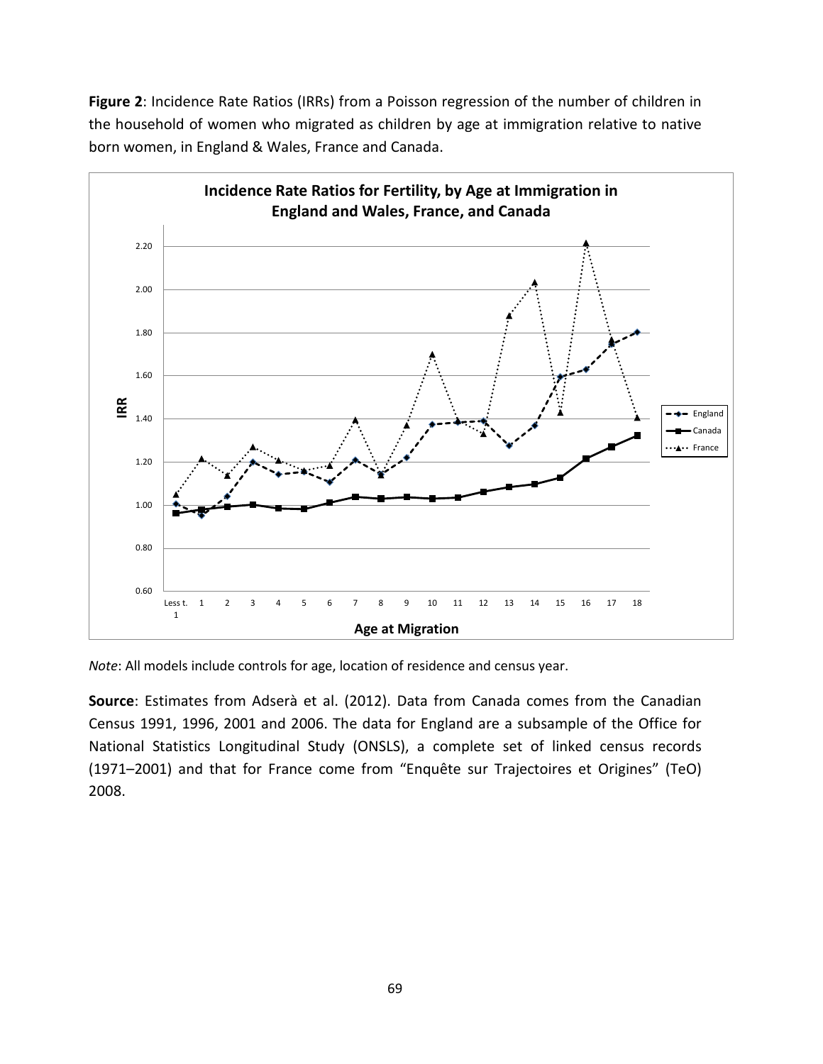**Figure 2**: Incidence Rate Ratios (IRRs) from a Poisson regression of the number of children in the household of women who migrated as children by age at immigration relative to native born women, in England & Wales, France and Canada.

*Note*: All models include controls for age, location of residence and census year.

**Source**: Estimates from Adserà et al. (2012). Data from Canada comes from the Canadian Census 1991, 1996, 2001 and 2006. The data for England are a subsample of the Office for National Statistics Longitudinal Study (ONSLS), a complete set of linked census records (1971–2001) and that for France come from "Enquête sur Trajectoires et Origines" (TeO) 2008.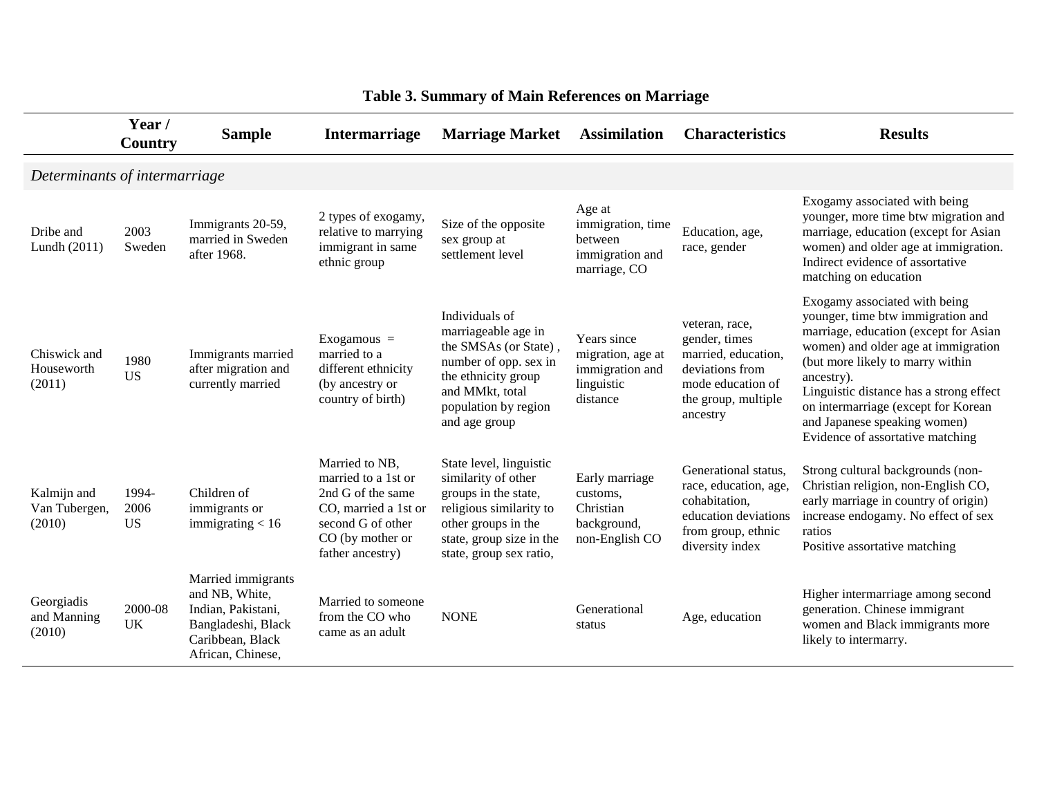**Table 3. Summary of Main References on Marriage**

| | Year / Country | Sample | Intermarriage | Marriage Market | Assimilation | Characteristics | Results |
|---|---|---|---|---|---|---|---|
| *Determinants of intermarriage* | | | | | | | |
| Dribe and Lundh (2011) | 2003 Sweden | Immigrants 20-59, married in Sweden after 1968. | 2 types of exogamy, relative to marrying immigrant in same ethnic group | Size of the opposite sex group at settlement level | Age at immigration, time between immigration and marriage, CO | Education, age, race, gender | Exogamy associated with being younger, more time btw migration and marriage, education (except for Asian women) and older age at immigration. Indirect evidence of assortative matching on education |
| Chiswick and Houseworth (2011) | 1980 US | Immigrants married after migration and currently married | Exogamous = married to a different ethnicity (by ancestry or country of birth) | Individuals of marriageable age in the SMSAs (or State), number of opp. sex in the ethnicity group and MMkt, total population by region and age group | Years since migration, age at immigration and linguistic distance | veteran, race, gender, times married, education, deviations from mode education of the group, multiple ancestry | Exogamy associated with being younger, time btw immigration and marriage, education (except for Asian women) and older age at immigration (but more likely to marry within ancestry). Linguistic distance has a strong effect on intermarriage (except for Korean and Japanese speaking women) Evidence of assortative matching |
| Kalmijn and Van Tubergen, (2010) | 1994-2006 US | Children of immigrants or immigrating < 16 | Married to NB, married to a 1st or 2nd G of the same CO, married a 1st or second G of other CO (by mother or father ancestry) | State level, linguistic similarity of other groups in the state, religious similarity to other groups in the state, group size in the state, group sex ratio, | Early marriage customs, Christian background, non-English CO | Generational status, race, education, age, cohabitation, education deviations from group, ethnic diversity index | Strong cultural backgrounds (non-Christian religion, non-English CO, early marriage in country of origin) increase endogamy. No effect of sex ratios Positive assortative matching |
| Georgiadis and Manning (2010) | 2000-08 UK | Married immigrants and NB, White, Indian, Pakistani, Bangladeshi, Black Caribbean, Black African, Chinese, | Married to someone from the CO who came as an adult | NONE | Generational status | Age, education | Higher intermarriage among second generation. Chinese immigrant women and Black immigrants more likely to intermarry. |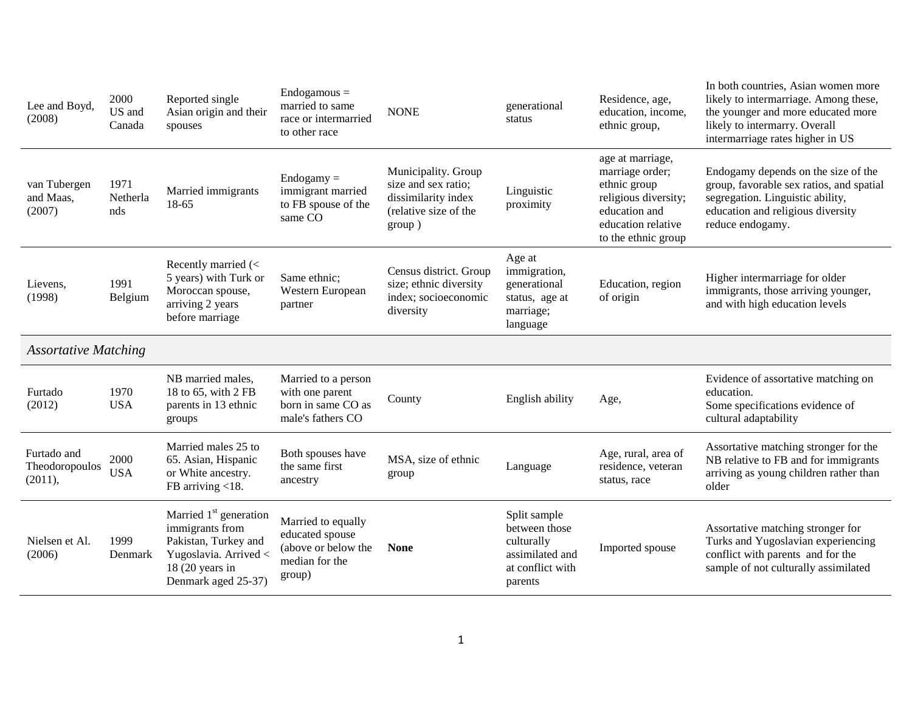| | | | | | | | |
|---|---|---|---|---|---|---|---|
| Lee and Boyd, (2008) | 2000 US and Canada | Reported single Asian origin and their spouses | Endogamous = married to same race or intermarried to other race | NONE | generational status | Residence, age, education, income, ethnic group, | In both countries, Asian women more likely to intermarriage. Among these, the younger and more educated more likely to intermarry. Overall intermarriage rates higher in US |
| van Tubergen and Maas, (2007) | 1971 Netherlands | Married immigrants 18-65 | Endogamy = immigrant married to FB spouse of the same CO | Municipality. Group size and sex ratio; dissimilarity index (relative size of the group ) | Linguistic proximity | age at marriage, marriage order; ethnic group religious diversity; education and education relative to the ethnic group | Endogamy depends on the size of the group, favorable sex ratios, and spatial segregation. Linguistic ability, education and religious diversity reduce endogamy. |
| Lievens, (1998) | 1991 Belgium | Recently married (< 5 years) with Turk or Moroccan spouse, arriving 2 years before marriage | Same ethnic; Western European partner | Census district. Group size; ethnic diversity index; socioeconomic diversity | Age at immigration, generational status, age at marriage; language | Education, region of origin | Higher intermarriage for older immigrants, those arriving younger, and with high education levels |
| *Assortative Matching* | | | | | | | |
| Furtado (2012) | 1970 USA | NB married males, 18 to 65, with 2 FB parents in 13 ethnic groups | Married to a person with one parent born in same CO as male's fathers CO | County | English ability | Age, | Evidence of assortative matching on education. Some specifications evidence of cultural adaptability |
| Furtado and Theodoropoulos (2011), | 2000 USA | Married males 25 to 65. Asian, Hispanic or White ancestry. FB arriving <18. | Both spouses have the same first ancestry | MSA, size of ethnic group | Language | Age, rural, area of residence, veteran status, race | Assortative matching stronger for the NB relative to FB and for immigrants arriving as young children rather than older |
| Nielsen et Al. (2006) | 1999 Denmark | Married 1st generation immigrants from Pakistan, Turkey and Yugoslavia. Arrived < 18 (20 years in Denmark aged 25-37) | Married to equally educated spouse (above or below the median for the group) | **None** | Split sample between those culturally assimilated and at conflict with parents | Imported spouse | Assortative matching stronger for Turks and Yugoslavian experiencing conflict with parents and for the sample of not culturally assimilated |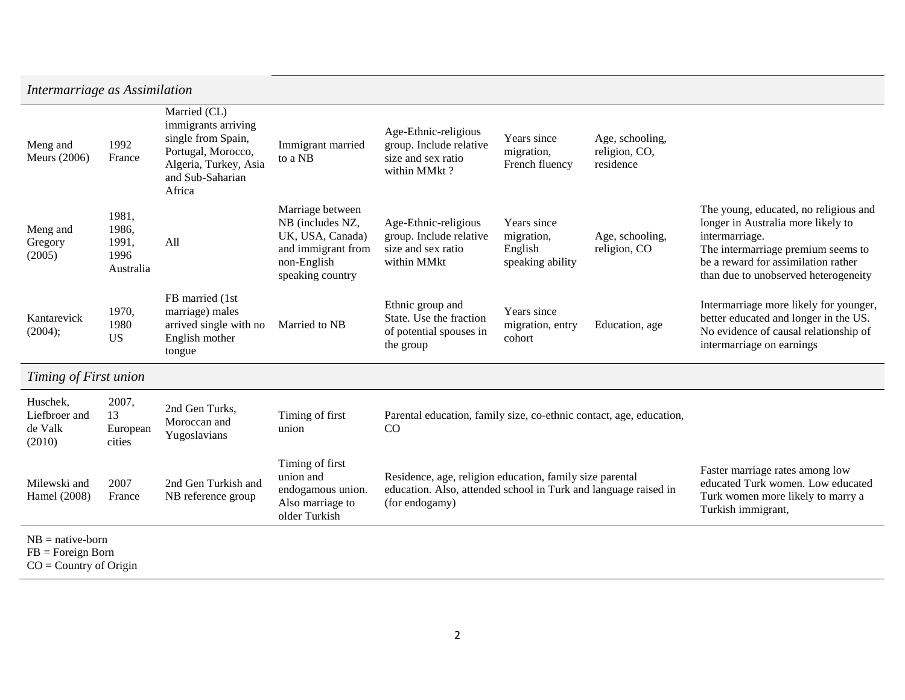| | | | | | | | |
|---|---|---|---|---|---|---|---|
| *Intermarriage as Assimilation* | | | | | | | |
| Meng and Meurs (2006) | 1992 France | Married (CL) immigrants arriving single from Spain, Portugal, Morocco, Algeria, Turkey, Asia and Sub-Saharian Africa | Immigrant married to a NB | Age-Ethnic-religious group. Include relative size and sex ratio within MMkt ? | Years since migration, French fluency | Age, schooling, religion, CO, residence | |
| Meng and Gregory (2005) | 1981, 1986, 1991, 1996 Australia | All | Marriage between NB (includes NZ, UK, USA, Canada) and immigrant from non-English speaking country | Age-Ethnic-religious group. Include relative size and sex ratio within MMkt | Years since migration, English speaking ability | Age, schooling, religion, CO | The young, educated, no religious and longer in Australia more likely to intermarriage.<br>The intermarriage premium seems to be a reward for assimilation rather than due to unobserved heterogeneity |
| Kantarevick (2004); | 1970, 1980 US | FB married (1st marriage) males arrived single with no English mother tongue | Married to NB | Ethnic group and State. Use the fraction of potential spouses in the group | Years since migration, entry cohort | Education, age | Intermarriage more likely for younger, better educated and longer in the US. No evidence of causal relationship of intermarriage on earnings |
| *Timing of First union* | | | | | | | |
| Huschek, Liefbroer and de Valk (2010) | 2007, 13 European cities | 2nd Gen Turks, Moroccan and Yugoslavians | Timing of first union | Parental education, family size, co-ethnic contact, age, education, CO | | | |
| Milewski and Hamel (2008) | 2007 France | 2nd Gen Turkish and NB reference group | Timing of first union and endogamous union. Also marriage to older Turkish | Residence, age, religion education, family size parental education. Also, attended school in Turk and language raised in (for endogamy) | | | Faster marriage rates among low educated Turk women. Low educated Turk women more likely to marry a Turkish immigrant, |

NB = native-born
FB = Foreign Born
CO = Country of Origin